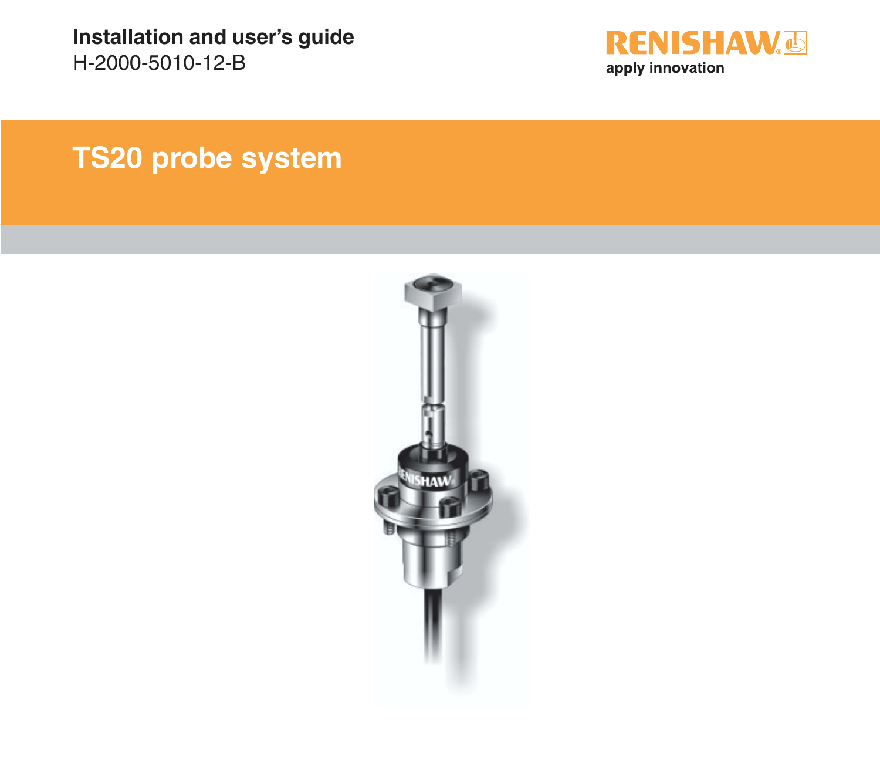**Installation and user's guide**
H-2000-5010-12-B

RENISHAW
apply innovation

# TS20 probe system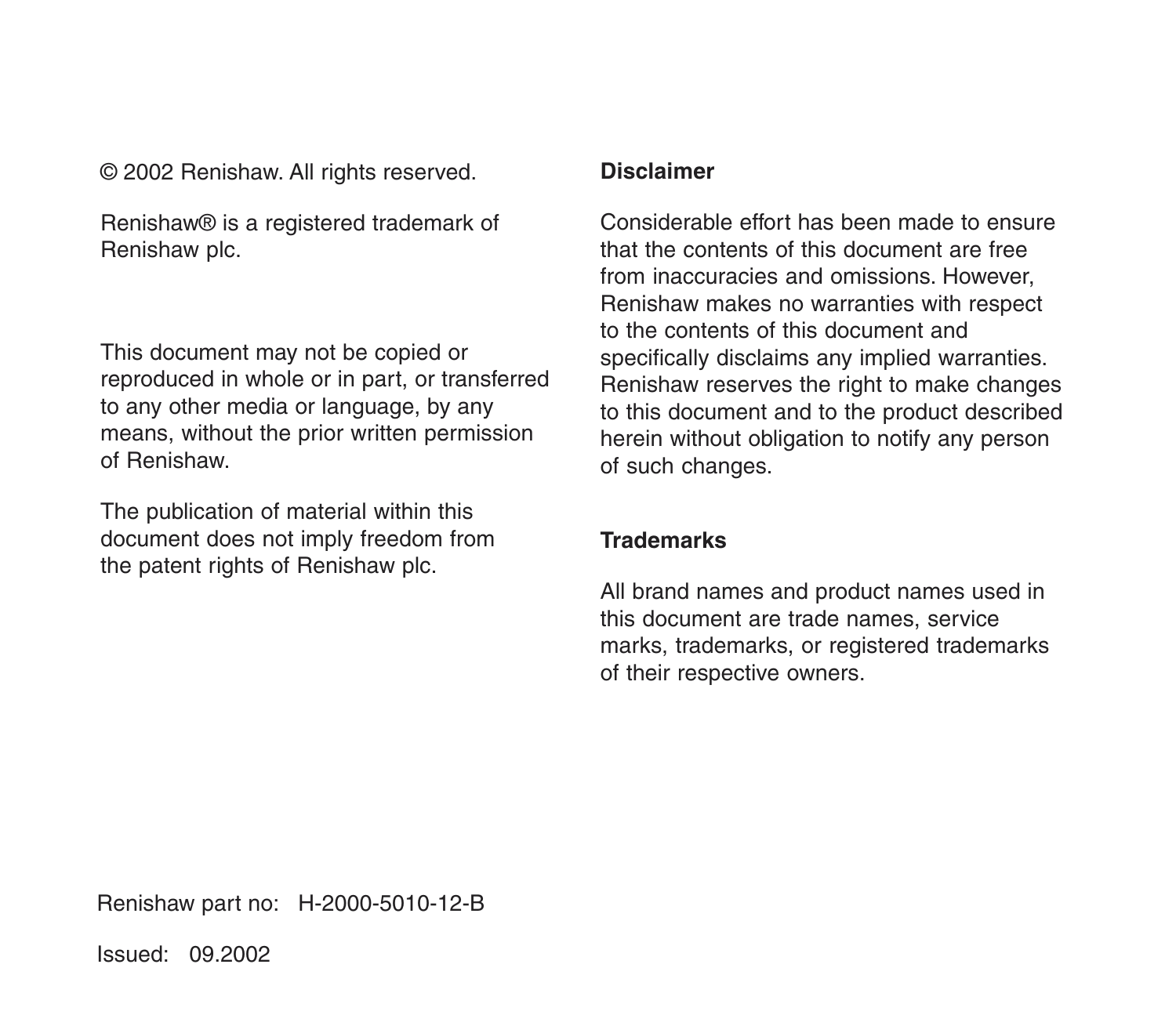© 2002 Renishaw. All rights reserved.

Renishaw® is a registered trademark of Renishaw plc.

This document may not be copied or reproduced in whole or in part, or transferred to any other media or language, by any means, without the prior written permission of Renishaw.

The publication of material within this document does not imply freedom from the patent rights of Renishaw plc.

Renishaw part no: H-2000-5010-12-B

Issued: 09.2002

**Disclaimer**

Considerable effort has been made to ensure that the contents of this document are free from inaccuracies and omissions. However, Renishaw makes no warranties with respect to the contents of this document and specifically disclaims any implied warranties. Renishaw reserves the right to make changes to this document and to the product described herein without obligation to notify any person of such changes.

**Trademarks**

All brand names and product names used in this document are trade names, service marks, trademarks, or registered trademarks of their respective owners.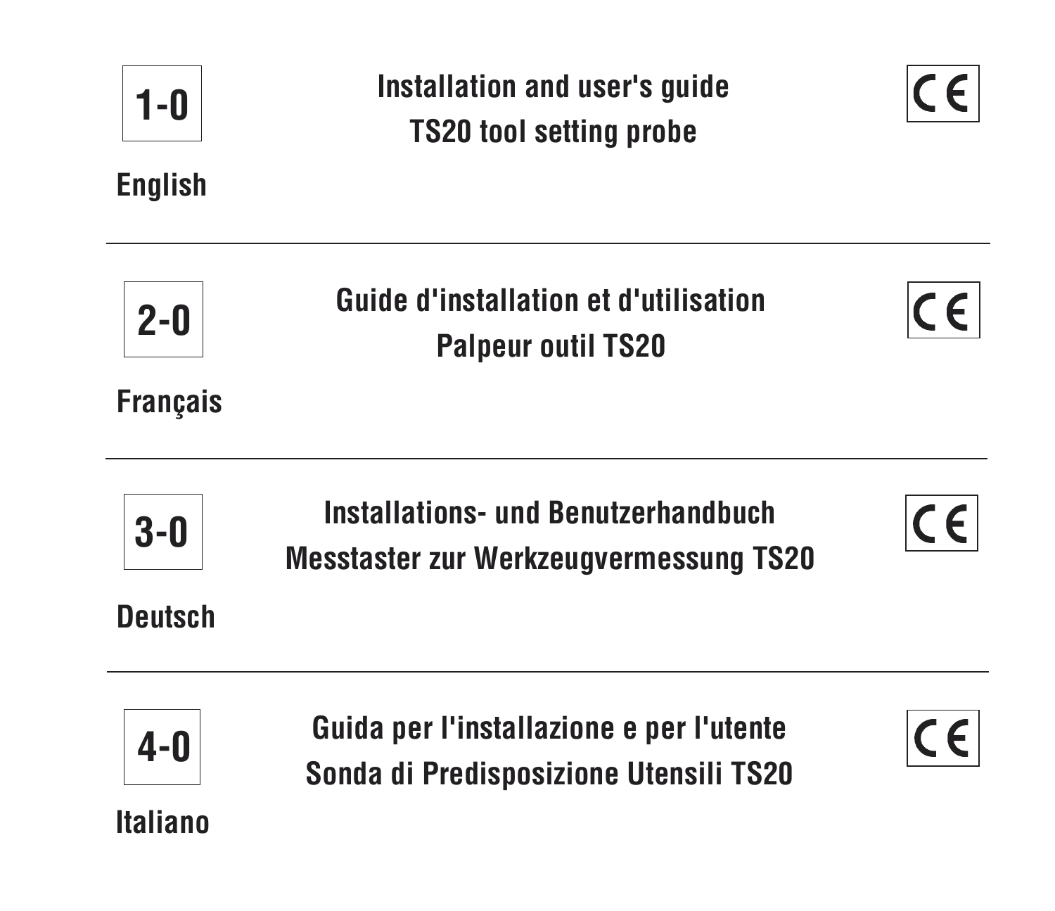**1-0**

**Installation and user's guide**
**TS20 tool setting probe**

CE

**English**

---

**2-0**

**Guide d'installation et d'utilisation**
**Palpeur outil TS20**

CE

**Français**

---

**3-0**

**Installations- und Benutzerhandbuch**
**Messtaster zur Werkzeugvermessung TS20**

CE

**Deutsch**

---

**4-0**

**Guida per l'installazione e per l'utente**
**Sonda di Predisposizione Utensili TS20**

CE

**Italiano**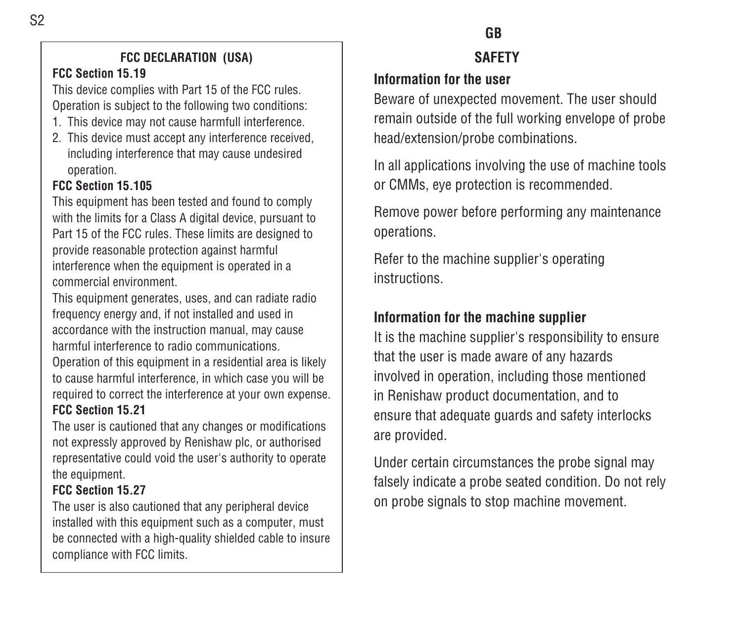## FCC DECLARATION (USA)

**FCC Section 15.19**

This device complies with Part 15 of the FCC rules. Operation is subject to the following two conditions:

1. This device may not cause harmfull interference.
2. This device must accept any interference received, including interference that may cause undesired operation.

**FCC Section 15.105**

This equipment has been tested and found to comply with the limits for a Class A digital device, pursuant to Part 15 of the FCC rules. These limits are designed to provide reasonable protection against harmful interference when the equipment is operated in a commercial environment.

This equipment generates, uses, and can radiate radio frequency energy and, if not installed and used in accordance with the instruction manual, may cause harmful interference to radio communications.

Operation of this equipment in a residential area is likely to cause harmful interference, in which case you will be required to correct the interference at your own expense.

**FCC Section 15.21**

The user is cautioned that any changes or modifications not expressly approved by Renishaw plc, or authorised representative could void the user's authority to operate the equipment.

**FCC Section 15.27**

The user is also cautioned that any peripheral device installed with this equipment such as a computer, must be connected with a high-quality shielded cable to insure compliance with FCC limits.

**GB**

## SAFETY

### Information for the user

Beware of unexpected movement. The user should remain outside of the full working envelope of probe head/extension/probe combinations.

In all applications involving the use of machine tools or CMMs, eye protection is recommended.

Remove power before performing any maintenance operations.

Refer to the machine supplier's operating instructions.

### Information for the machine supplier

It is the machine supplier's responsibility to ensure that the user is made aware of any hazards involved in operation, including those mentioned in Renishaw product documentation, and to ensure that adequate guards and safety interlocks are provided.

Under certain circumstances the probe signal may falsely indicate a probe seated condition. Do not rely on probe signals to stop machine movement.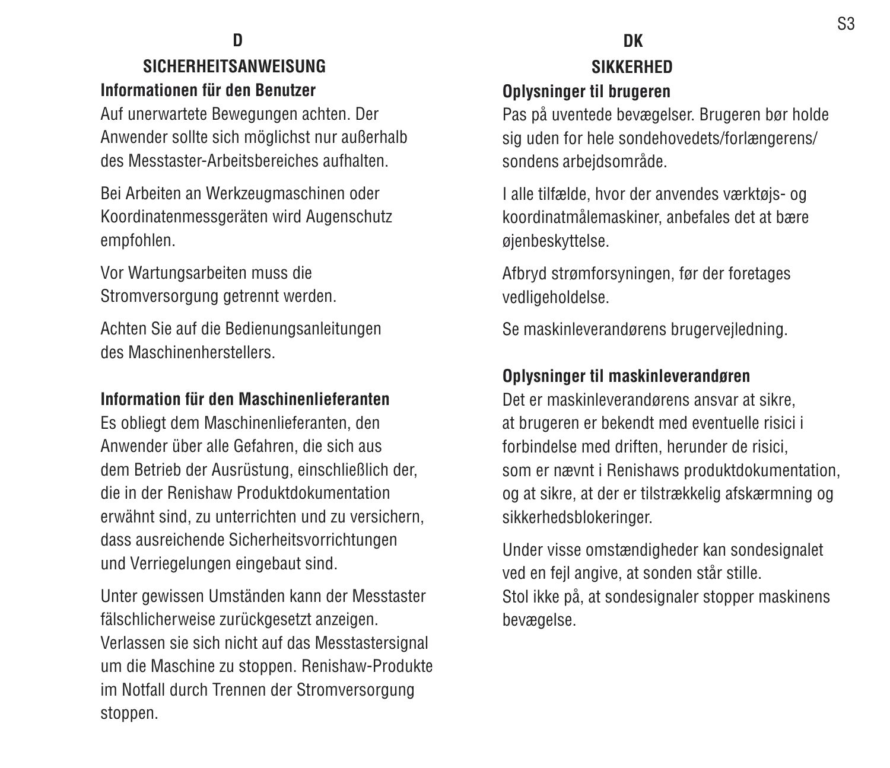# D

## SICHERHEITSANWEISUNG

**Informationen für den Benutzer**

Auf unerwartete Bewegungen achten. Der Anwender sollte sich möglichst nur außerhalb des Messtaster-Arbeitsbereiches aufhalten.

Bei Arbeiten an Werkzeugmaschinen oder Koordinatenmessgeräten wird Augenschutz empfohlen.

Vor Wartungsarbeiten muss die Stromversorgung getrennt werden.

Achten Sie auf die Bedienungsanleitungen des Maschinenherstellers.

**Information für den Maschinenlieferanten**

Es obliegt dem Maschinenlieferanten, den Anwender über alle Gefahren, die sich aus dem Betrieb der Ausrüstung, einschließlich der, die in der Renishaw Produktdokumentation erwähnt sind, zu unterrichten und zu versichern, dass ausreichende Sicherheitsvorrichtungen und Verriegelungen eingebaut sind.

Unter gewissen Umständen kann der Messtaster fälschlicherweise zurückgesetzt anzeigen. Verlassen sie sich nicht auf das Messtastersignal um die Maschine zu stoppen. Renishaw-Produkte im Notfall durch Trennen der Stromversorgung stoppen.

# DK

## SIKKERHED

**Oplysninger til brugeren**

Pas på uventede bevægelser. Brugeren bør holde sig uden for hele sondehovedets/forlængerens/sondens arbejdsområde.

I alle tilfælde, hvor der anvendes værktøjs- og koordinatmålemaskiner, anbefales det at bære øjenbeskyttelse.

Afbryd strømforsyningen, før der foretages vedligeholdelse.

Se maskinleverandørens brugervejledning.

**Oplysninger til maskinleverandøren**

Det er maskinleverandørens ansvar at sikre, at brugeren er bekendt med eventuelle risici i forbindelse med driften, herunder de risici, som er nævnt i Renishaws produktdokumentation, og at sikre, at der er tilstrækkelig afskærmning og sikkerhedsblokeringer.

Under visse omstændigheder kan sondesignalet ved en fejl angive, at sonden står stille. Stol ikke på, at sondesignaler stopper maskinens bevægelse.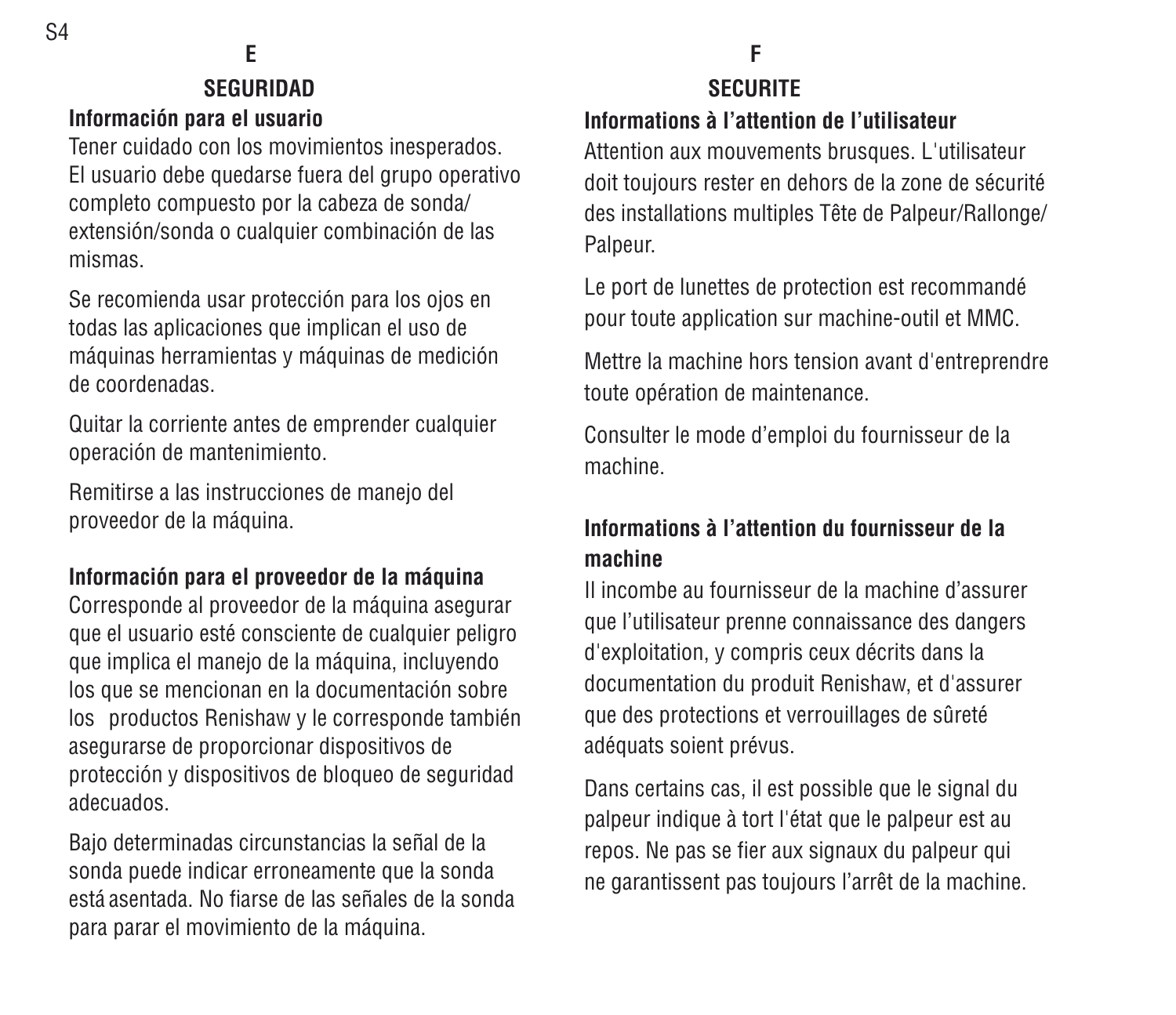## E

## SEGURIDAD

### Información para el usuario

Tener cuidado con los movimientos inesperados. El usuario debe quedarse fuera del grupo operativo completo compuesto por la cabeza de sonda/ extensión/sonda o cualquier combinación de las mismas.

Se recomienda usar protección para los ojos en todas las aplicaciones que implican el uso de máquinas herramientas y máquinas de medición de coordenadas.

Quitar la corriente antes de emprender cualquier operación de mantenimiento.

Remitirse a las instrucciones de manejo del proveedor de la máquina.

### Información para el proveedor de la máquina

Corresponde al proveedor de la máquina asegurar que el usuario esté consciente de cualquier peligro que implica el manejo de la máquina, incluyendo los que se mencionan en la documentación sobre los productos Renishaw y le corresponde también asegurarse de proporcionar dispositivos de protección y dispositivos de bloqueo de seguridad adecuados.

Bajo determinadas circunstancias la señal de la sonda puede indicar erroneamente que la sonda está asentada. No fiarse de las señales de la sonda para parar el movimiento de la máquina.

## F

## SECURITE

### Informations à l'attention de l'utilisateur

Attention aux mouvements brusques. L'utilisateur doit toujours rester en dehors de la zone de sécurité des installations multiples Tête de Palpeur/Rallonge/ Palpeur.

Le port de lunettes de protection est recommandé pour toute application sur machine-outil et MMC.

Mettre la machine hors tension avant d'entreprendre toute opération de maintenance.

Consulter le mode d'emploi du fournisseur de la machine.

### Informations à l'attention du fournisseur de la machine

Il incombe au fournisseur de la machine d'assurer que l'utilisateur prenne connaissance des dangers d'exploitation, y compris ceux décrits dans la documentation du produit Renishaw, et d'assurer que des protections et verrouillages de sûreté adéquats soient prévus.

Dans certains cas, il est possible que le signal du palpeur indique à tort l'état que le palpeur est au repos. Ne pas se fier aux signaux du palpeur qui ne garantissent pas toujours l'arrêt de la machine.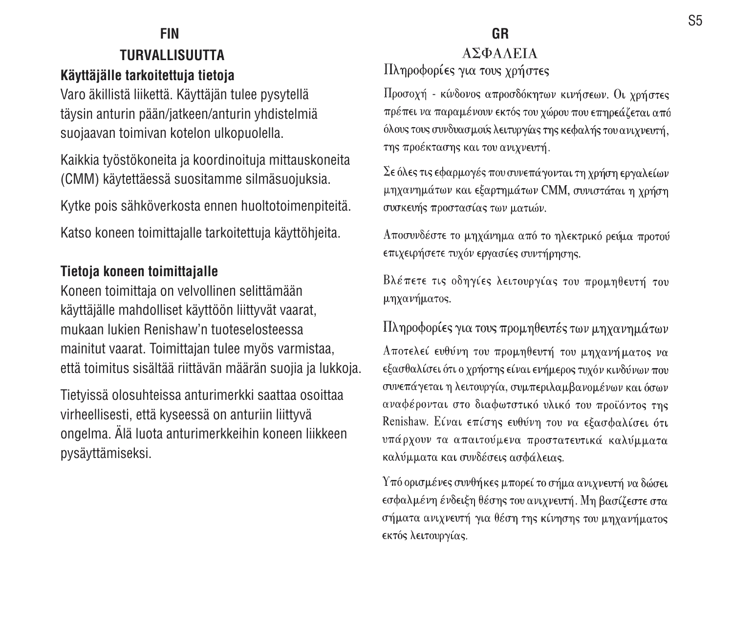# FIN

## TURVALLISUUTTA

### Käyttäjälle tarkoitettuja tietoja

Varo äkillistä liikettä. Käyttäjän tulee pysytellä täysin anturin pään/jatkeen/anturin yhdistelmiä suojaavan toimivan kotelon ulkopuolella.

Kaikkia työstökoneita ja koordinoituja mittauskoneita (CMM) käytettäessä suositamme silmäsuojuksia.

Kytke pois sähköverkosta ennen huoltotoimenpiteitä.

Katso koneen toimittajalle tarkoitettuja käyttöhjeita.

### Tietoja koneen toimittajalle

Koneen toimittaja on velvollinen selittämään käyttäjälle mahdolliset käyttöön liittyvät vaarat, mukaan lukien Renishaw'n tuoteselosteessa mainitut vaarat. Toimittajan tulee myös varmistaa, että toimitus sisältää riittävän määrän suojia ja lukkoja.

Tietyissä olosuhteissa anturimerkki saattaa osoittaa virheellisesti, että kyseessä on anturiin liittyvä ongelma. Älä luota anturimerkkeihin koneen liikkeen pysäyttämiseksi.

# GR

## ΑΣΦΑΛΕΙΑ

### Πληροφορίες για τους χρήστες

Προσοχή - κίνδονος απροσδόκητων κινήσεων. Οι χρήστες πρέπει να παραμένουν εκτός του χώρου που επηρεάζεται από όλους τους συνδυασμούς λειτυργίας της κεφαλής του ανιχνευτή, της προέκτασης και του ανιχνευτή.

Σε όλες τις εφαρμογές που συνεπάγονται τη χρήση εργαλείων μηχανημάτων και εξαρτημάτων CMM, συνιστάται η χρήση συσκευής προστασίας των ματιών.

Αποσυνδέστε το μηχάνημα από το ηλεκτρικό ρεύμα προτού επιχειρήσετε τυχόν εργασίες συντήρησης.

Βλέπετε τις οδηγίες λειτουργίας του προμηθευτή του μηχανήματος.

### Πληροφορίες για τους προμηθευτές των μηχανημάτων

Αποτελεί ευθύνη του προμηθευτή του μηχανήματος να εξασθαλίσει ότι ο χρήστης είναι ενήμερος τυχόν κινδύνων που συνεπάγεται η λειτουργία, συμπεριλαμβανομένων και όσων αναφέρονται στο διαφωτστικό υλικό του προϊόντος της Renishaw. Είναι επίσης ευθύνη του να εξασφαλίσει ότι υπάρχουν τα απαιτούμενα προστατευτικά καλύμματα καλύμματα και συνδέσεις ασφάλειας.

Υπό ορισμένες συνθήκες μπορεί το σήμα ανιχνευτή να δώσει εσφαλμένη ένδειξη θέσης του ανιχνευτή. Μη βασίζεστε στα σήματα ανιχνευτή για θέση της κίνησης του μηχανήματος εκτός λειτουργίας.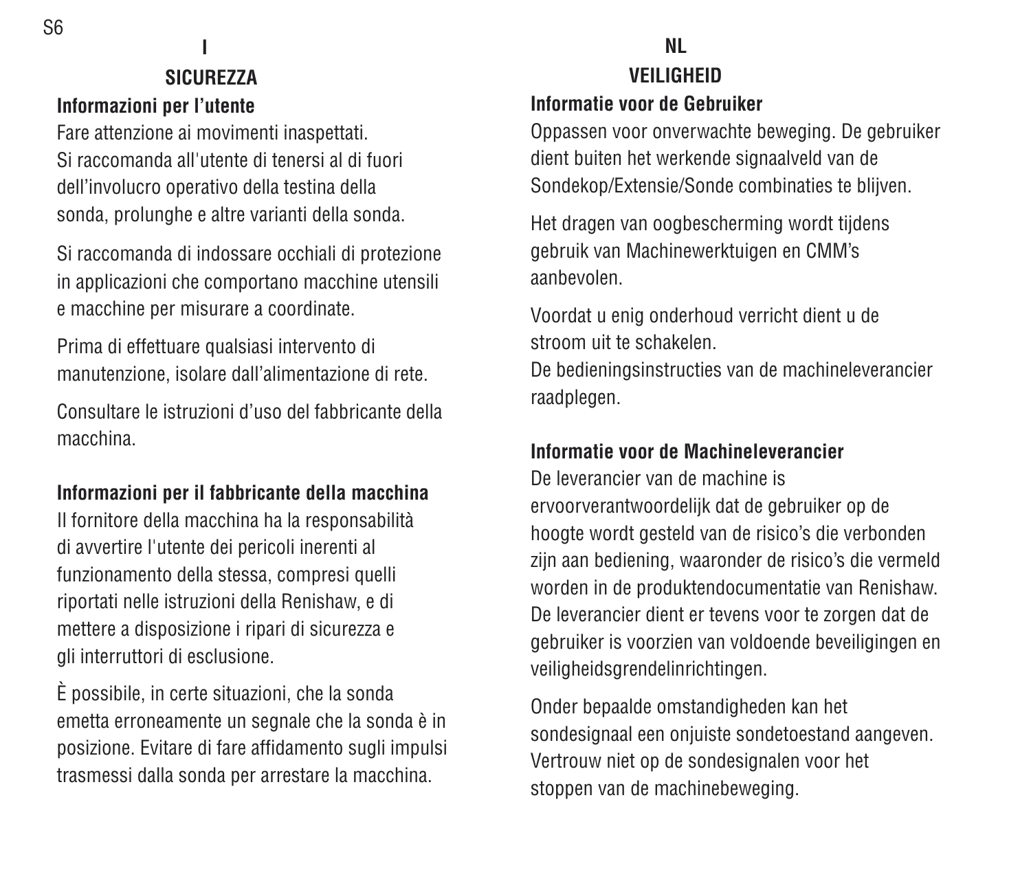# I

## SICUREZZA

### Informazioni per l'utente

Fare attenzione ai movimenti inaspettati.
Si raccomanda all'utente di tenersi al di fuori dell'involucro operativo della testina della sonda, prolunghe e altre varianti della sonda.

Si raccomanda di indossare occhiali di protezione in applicazioni che comportano macchine utensili e macchine per misurare a coordinate.

Prima di effettuare qualsiasi intervento di manutenzione, isolare dall'alimentazione di rete.

Consultare le istruzioni d'uso del fabbricante della macchina.

### Informazioni per il fabbricante della macchina

Il fornitore della macchina ha la responsabilità di avvertire l'utente dei pericoli inerenti al funzionamento della stessa, compresi quelli riportati nelle istruzioni della Renishaw, e di mettere a disposizione i ripari di sicurezza e gli interruttori di esclusione.

È possibile, in certe situazioni, che la sonda emetta erroneamente un segnale che la sonda è in posizione. Evitare di fare affidamento sugli impulsi trasmessi dalla sonda per arrestare la macchina.

# NL

## VEILIGHEID

### Informatie voor de Gebruiker

Oppassen voor onverwachte beweging. De gebruiker dient buiten het werkende signaalveld van de Sondekop/Extensie/Sonde combinaties te blijven.

Het dragen van oogbescherming wordt tijdens gebruik van Machinewerktuigen en CMM's aanbevolen.

Voordat u enig onderhoud verricht dient u de stroom uit te schakelen.
De bedieningsinstructies van de machineleverancier raadplegen.

### Informatie voor de Machineleverancier

De leverancier van de machine is ervoorverantwoordelijk dat de gebruiker op de hoogte wordt gesteld van de risico's die verbonden zijn aan bediening, waaronder de risico's die vermeld worden in de produktendocumentatie van Renishaw. De leverancier dient er tevens voor te zorgen dat de gebruiker is voorzien van voldoende beveiligingen en veiligheidsgrendelinrichtingen.

Onder bepaalde omstandigheden kan het sondesignaal een onjuiste sondetoestand aangeven. Vertrouw niet op de sondesignalen voor het stoppen van de machinebeweging.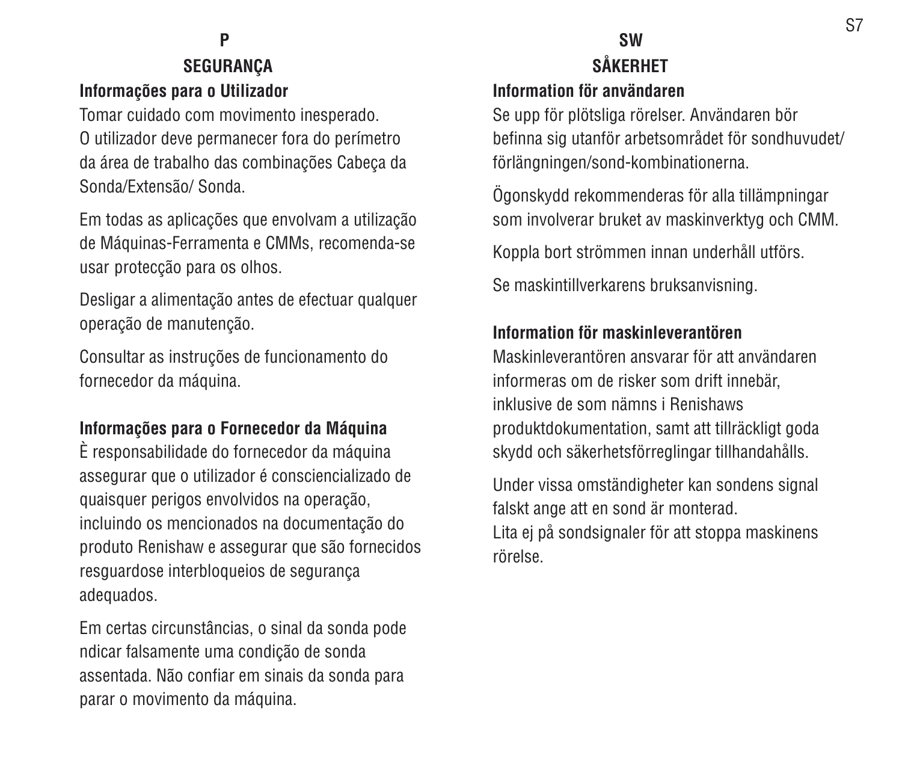## P

## SEGURANÇA

### Informações para o Utilizador

Tomar cuidado com movimento inesperado. O utilizador deve permanecer fora do perímetro da área de trabalho das combinações Cabeça da Sonda/Extensão/ Sonda.

Em todas as aplicações que envolvam a utilização de Máquinas-Ferramenta e CMMs, recomenda-se usar protecção para os olhos.

Desligar a alimentação antes de efectuar qualquer operação de manutenção.

Consultar as instruções de funcionamento do fornecedor da máquina.

### Informações para o Fornecedor da Máquina

È responsabilidade do fornecedor da máquina assegurar que o utilizador é consciencializado de quaisquer perigos envolvidos na operação, incluindo os mencionados na documentação do produto Renishaw e assegurar que são fornecidos resguardose interbloqueios de segurança adequados.

Em certas circunstâncias, o sinal da sonda pode ndicar falsamente uma condição de sonda assentada. Não confiar em sinais da sonda para parar o movimento da máquina.

## SW

## SÅKERHET

### Information för användaren

Se upp för plötsliga rörelser. Användaren bör befinna sig utanför arbetsområdet för sondhuvudet/ förlängningen/sond-kombinationerna.

Ögonskydd rekommenderas för alla tillämpningar som involverar bruket av maskinverktyg och CMM.

Koppla bort strömmen innan underhåll utförs.

Se maskintillverkarens bruksanvisning.

### Information för maskinleverantören

Maskinleverantören ansvarar för att användaren informeras om de risker som drift innebär, inklusive de som nämns i Renishaws produktdokumentation, samt att tillräckligt goda skydd och säkerhetsförreglingar tillhandahålls.

Under vissa omständigheter kan sondens signal falskt ange att en sond är monterad. Lita ej på sondsignaler för att stoppa maskinens rörelse.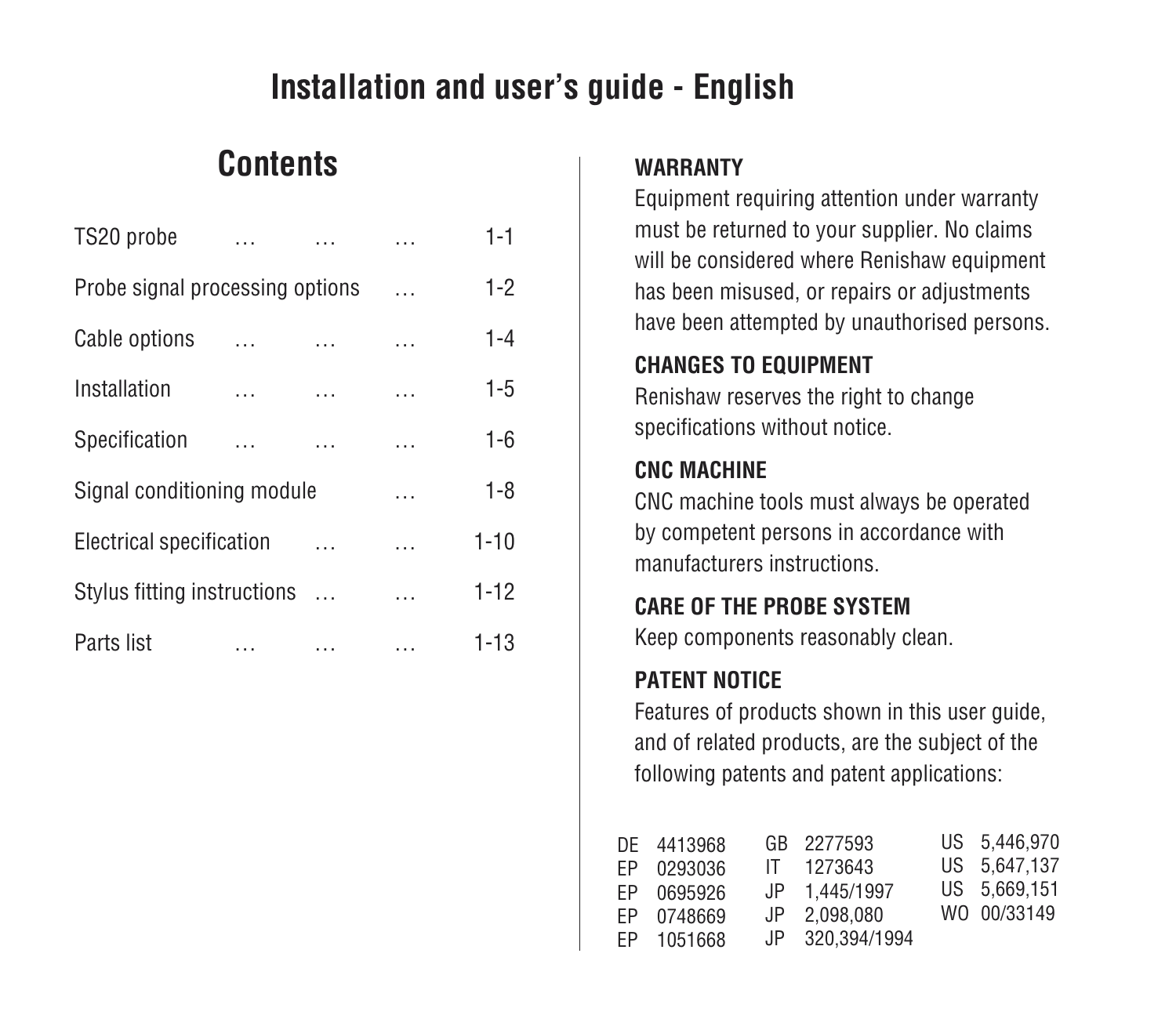# Installation and user's guide - English

## Contents

| | |
|---|---|
| TS20 probe | 1-1 |
| Probe signal processing options | 1-2 |
| Cable options | 1-4 |
| Installation | 1-5 |
| Specification | 1-6 |
| Signal conditioning module | 1-8 |
| Electrical specification | 1-10 |
| Stylus fitting instructions | 1-12 |
| Parts list | 1-13 |

**WARRANTY**

Equipment requiring attention under warranty must be returned to your supplier. No claims will be considered where Renishaw equipment has been misused, or repairs or adjustments have been attempted by unauthorised persons.

**CHANGES TO EQUIPMENT**

Renishaw reserves the right to change specifications without notice.

**CNC MACHINE**

CNC machine tools must always be operated by competent persons in accordance with manufacturers instructions.

**CARE OF THE PROBE SYSTEM**

Keep components reasonably clean.

**PATENT NOTICE**

Features of products shown in this user guide, and of related products, are the subject of the following patents and patent applications:

| | | |
|---|---|---|
| DE 4413968 | GB 2277593 | US 5,446,970 |
| EP 0293036 | IT 1273643 | US 5,647,137 |
| EP 0695926 | JP 1,445/1997 | US 5,669,151 |
| EP 0748669 | JP 2,098,080 | WO 00/33149 |
| EP 1051668 | JP 320,394/1994 | |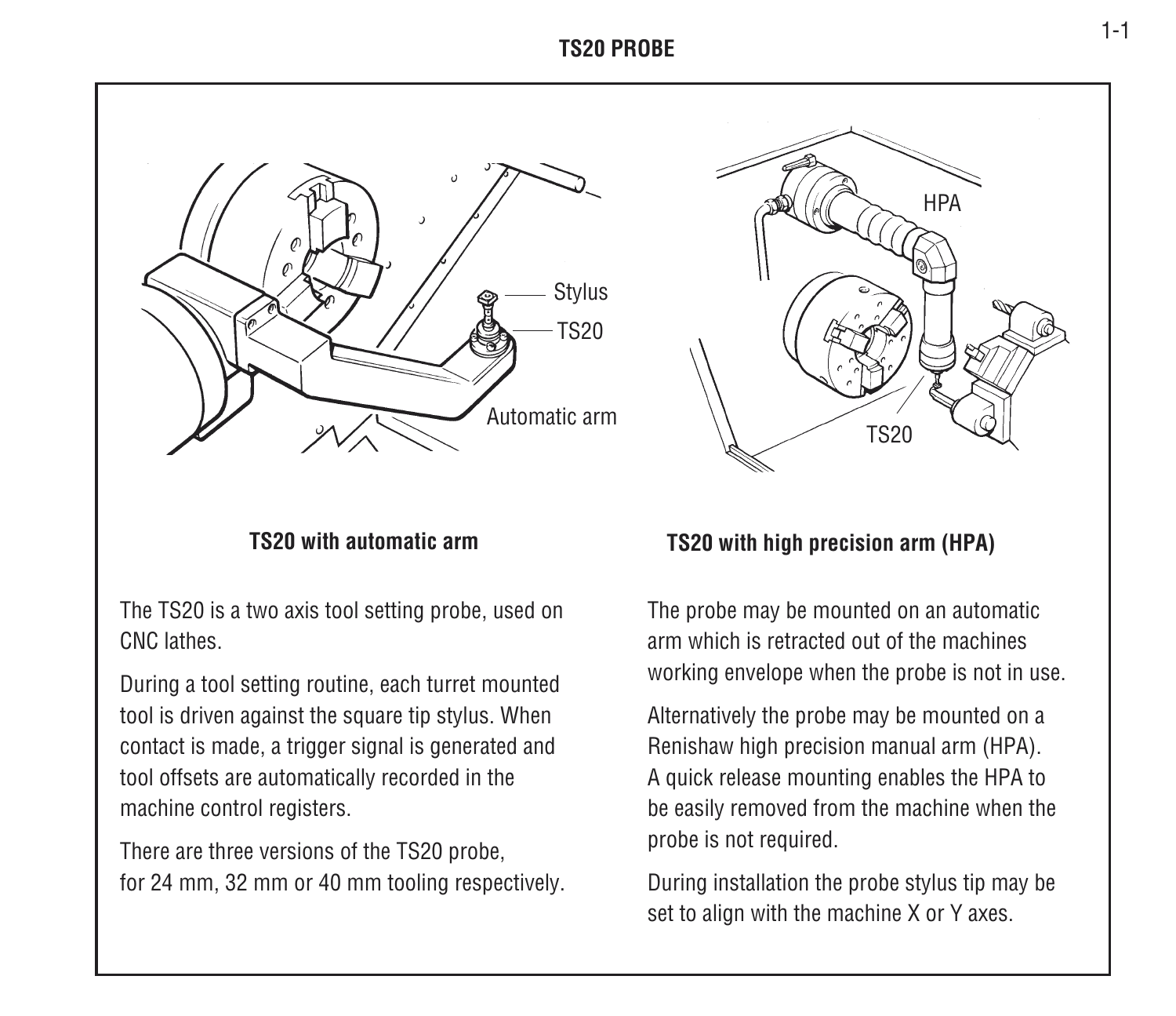# TS20 PROBE

**TS20 with automatic arm**

**TS20 with high precision arm (HPA)**

The TS20 is a two axis tool setting probe, used on CNC lathes.

During a tool setting routine, each turret mounted tool is driven against the square tip stylus. When contact is made, a trigger signal is generated and tool offsets are automatically recorded in the machine control registers.

There are three versions of the TS20 probe, for 24 mm, 32 mm or 40 mm tooling respectively.

The probe may be mounted on an automatic arm which is retracted out of the machines working envelope when the probe is not in use.

Alternatively the probe may be mounted on a Renishaw high precision manual arm (HPA). A quick release mounting enables the HPA to be easily removed from the machine when the probe is not required.

During installation the probe stylus tip may be set to align with the machine X or Y axes.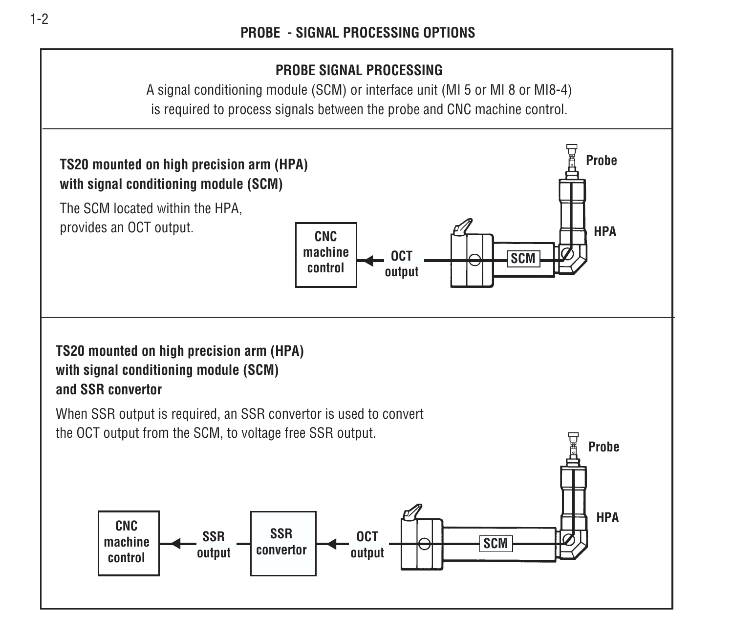# PROBE - SIGNAL PROCESSING OPTIONS

## PROBE SIGNAL PROCESSING

A signal conditioning module (SCM) or interface unit (MI 5 or MI 8 or MI8-4) is required to process signals between the probe and CNC machine control.

### TS20 mounted on high precision arm (HPA) with signal conditioning module (SCM)

The SCM located within the HPA, provides an OCT output.

CNC machine control ← OCT output — SCM — HPA — Probe

### TS20 mounted on high precision arm (HPA) with signal conditioning module (SCM) and SSR convertor

When SSR output is required, an SSR convertor is used to convert the OCT output from the SCM, to voltage free SSR output.

CNC machine control ← SSR output — SSR convertor ← OCT output — SCM — HPA — Probe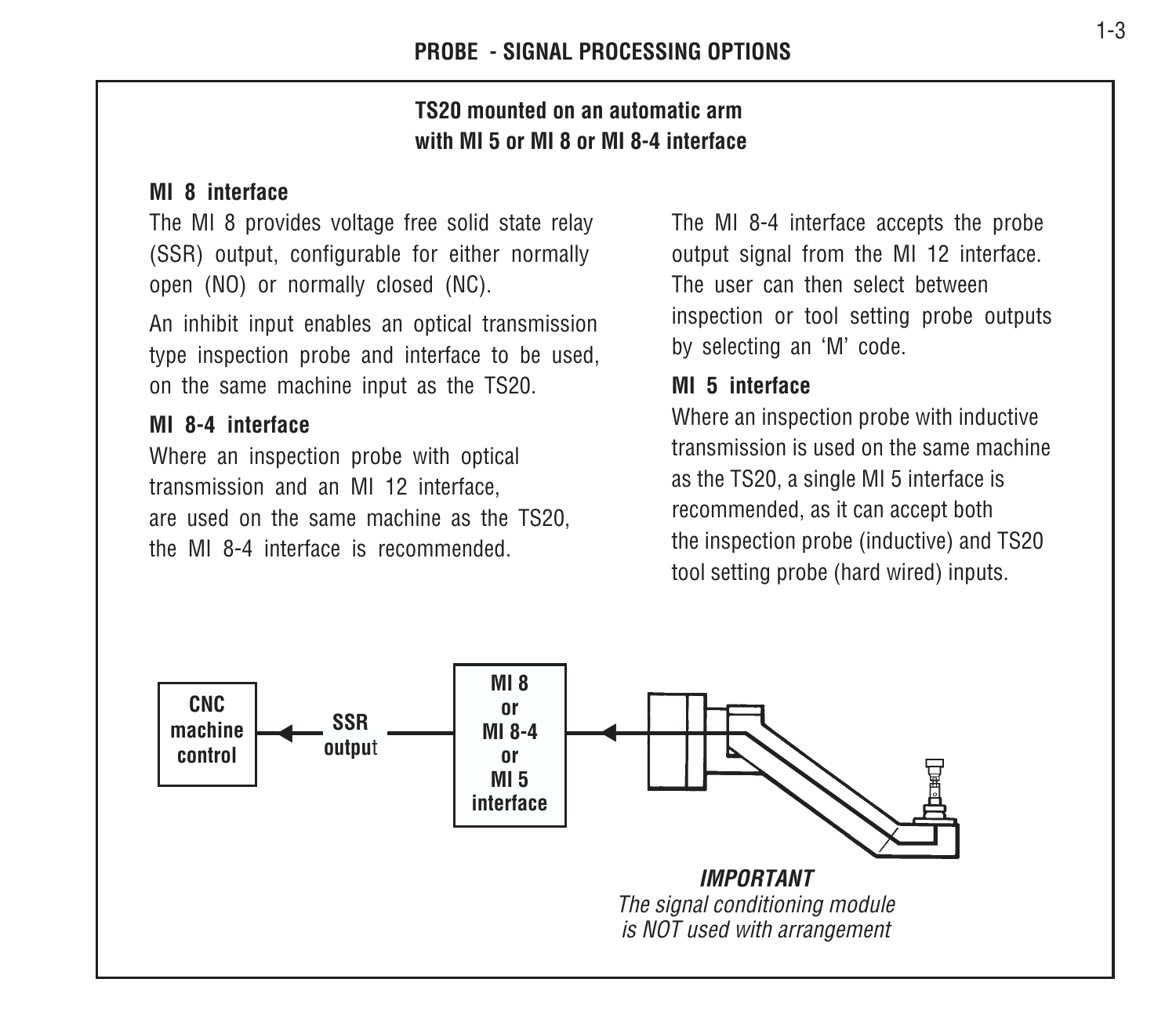## PROBE - SIGNAL PROCESSING OPTIONS

### TS20 mounted on an automatic arm with MI 5 or MI 8 or MI 8-4 interface

**MI 8 interface**

The MI 8 provides voltage free solid state relay (SSR) output, configurable for either normally open (NO) or normally closed (NC).

An inhibit input enables an optical transmission type inspection probe and interface to be used, on the same machine input as the TS20.

**MI 8-4 interface**

Where an inspection probe with optical transmission and an MI 12 interface, are used on the same machine as the TS20, the MI 8-4 interface is recommended.

The MI 8-4 interface accepts the probe output signal from the MI 12 interface. The user can then select between inspection or tool setting probe outputs by selecting an 'M' code.

**MI 5 interface**

Where an inspection probe with inductive transmission is used on the same machine as the TS20, a single MI 5 interface is recommended, as it can accept both the inspection probe (inductive) and TS20 tool setting probe (hard wired) inputs.

CNC machine control ← SSR output ← MI 8 or MI 8-4 or MI 5 interface ←

***IMPORTANT***

*The signal conditioning module is NOT used with arrangement*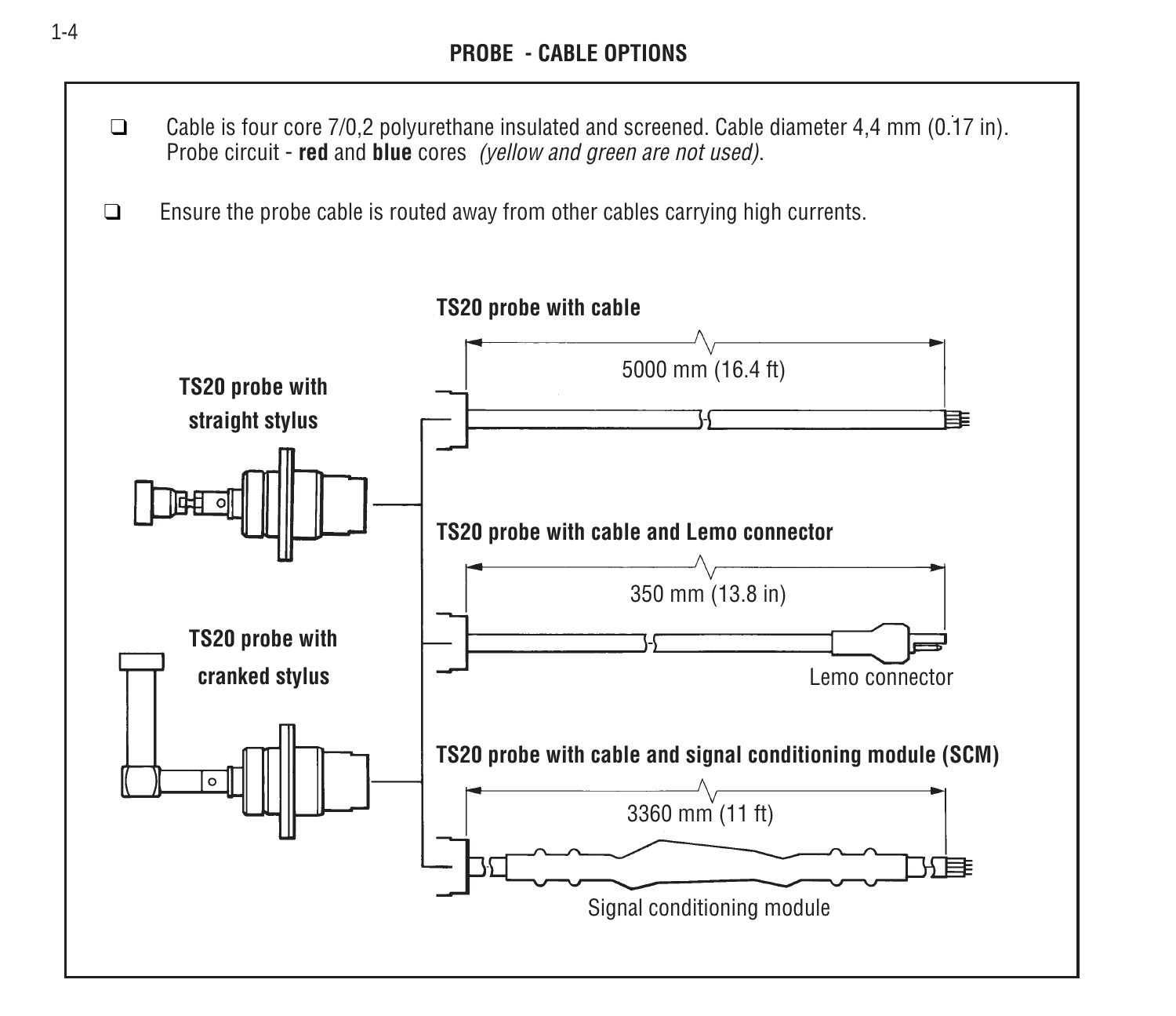## PROBE - CABLE OPTIONS

- Cable is four core 7/0,2 polyurethane insulated and screened. Cable diameter 4,4 mm (0.17 in). Probe circuit - **red** and **blue** cores *(yellow and green are not used)*.

- Ensure the probe cable is routed away from other cables carrying high currents.

**TS20 probe with straight stylus**

**TS20 probe with cranked stylus**

**TS20 probe with cable**

5000 mm (16.4 ft)

**TS20 probe with cable and Lemo connector**

350 mm (13.8 in)

Lemo connector

**TS20 probe with cable and signal conditioning module (SCM)**

3360 mm (11 ft)

Signal conditioning module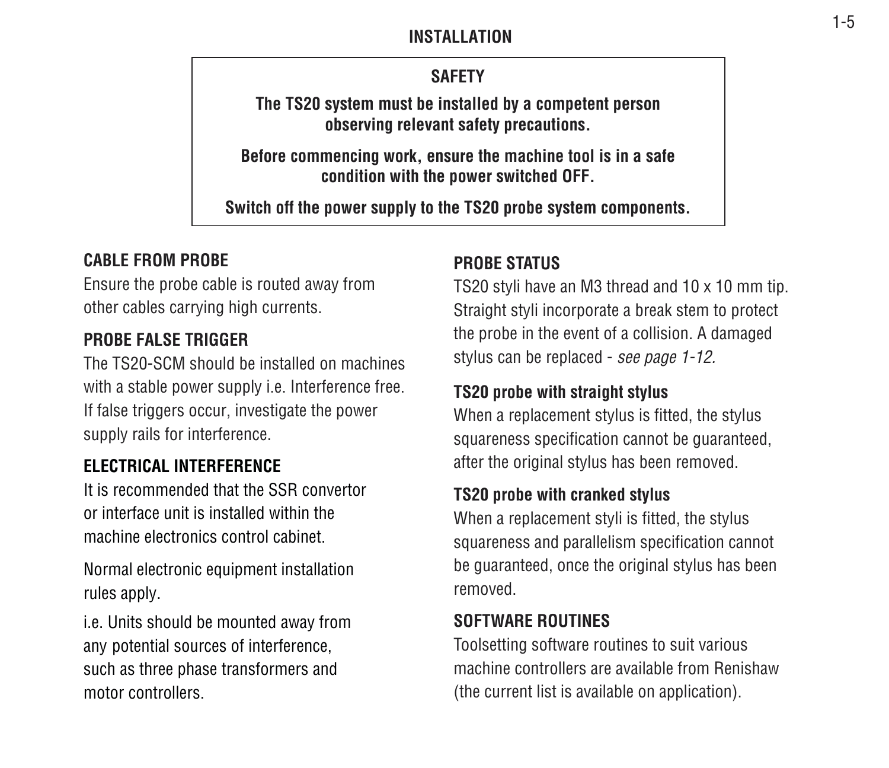## INSTALLATION

> **SAFETY**
>
> **The TS20 system must be installed by a competent person observing relevant safety precautions.**
>
> **Before commencing work, ensure the machine tool is in a safe condition with the power switched OFF.**
>
> **Switch off the power supply to the TS20 probe system components.**

### CABLE FROM PROBE

Ensure the probe cable is routed away from other cables carrying high currents.

### PROBE FALSE TRIGGER

The TS20-SCM should be installed on machines with a stable power supply i.e. Interference free. If false triggers occur, investigate the power supply rails for interference.

### ELECTRICAL INTERFERENCE

It is recommended that the SSR convertor or interface unit is installed within the machine electronics control cabinet.

Normal electronic equipment installation rules apply.

i.e. Units should be mounted away from any potential sources of interference, such as three phase transformers and motor controllers.

### PROBE STATUS

TS20 styli have an M3 thread and 10 x 10 mm tip. Straight styli incorporate a break stem to protect the probe in the event of a collision. A damaged stylus can be replaced - *see page 1-12.*

#### TS20 probe with straight stylus

When a replacement stylus is fitted, the stylus squareness specification cannot be guaranteed, after the original stylus has been removed.

#### TS20 probe with cranked stylus

When a replacement styli is fitted, the stylus squareness and parallelism specification cannot be guaranteed, once the original stylus has been removed.

### SOFTWARE ROUTINES

Toolsetting software routines to suit various machine controllers are available from Renishaw (the current list is available on application).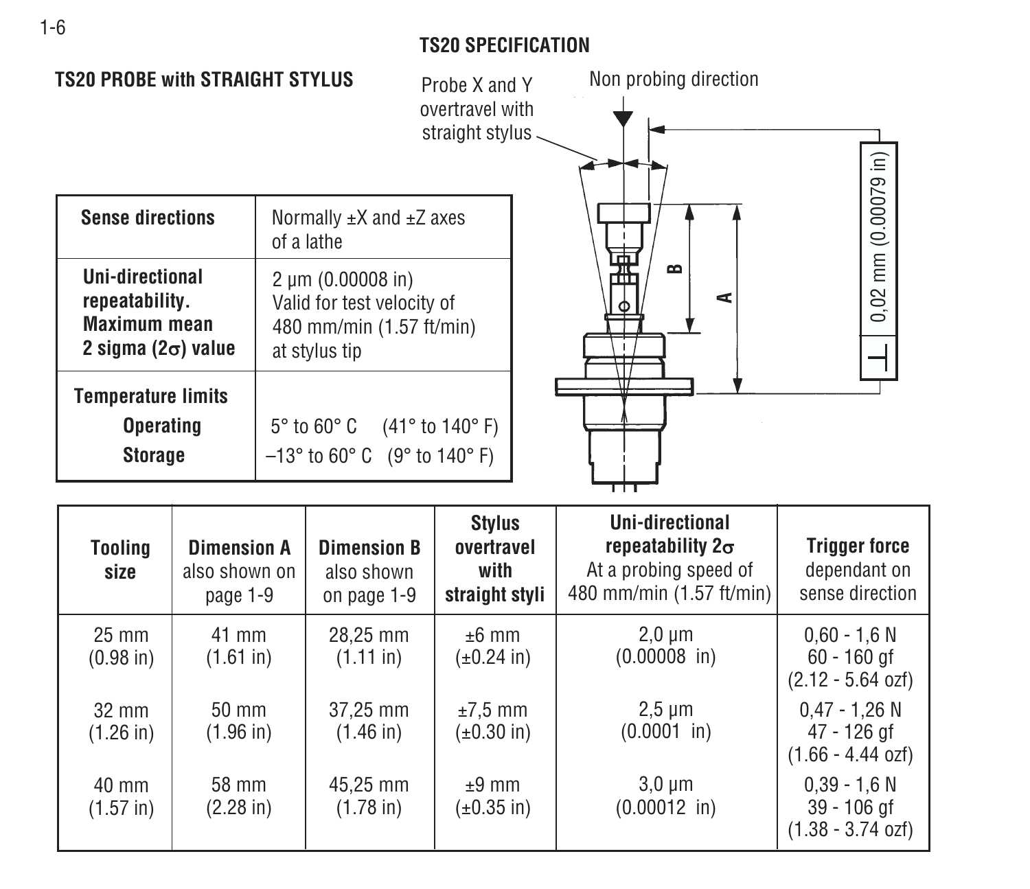## TS20 SPECIFICATION

### TS20 PROBE with STRAIGHT STYLUS

Probe X and Y overtravel with straight stylus

Non probing direction

0,02 mm (0.00079 in)

| Sense directions | Normally ±X and ±Z axes of a lathe |
|---|---|
| **Uni-directional repeatability. Maximum mean 2 sigma (2σ) value** | 2 µm (0.00008 in) Valid for test velocity of 480 mm/min (1.57 ft/min) at stylus tip |
| **Temperature limits** | |
| **Operating** | 5° to 60° C (41° to 140° F) |
| **Storage** | –13° to 60° C (9° to 140° F) |

| **Tooling size** | **Dimension A** also shown on page 1-9 | **Dimension B** also shown on page 1-9 | **Stylus overtravel with straight styli** | **Uni-directional repeatability 2σ** At a probing speed of 480 mm/min (1.57 ft/min) | **Trigger force** dependant on sense direction |
|---|---|---|---|---|---|
| 25 mm (0.98 in) | 41 mm (1.61 in) | 28,25 mm (1.11 in) | ±6 mm (±0.24 in) | 2,0 µm (0.00008 in) | 0,60 - 1,6 N 60 - 160 gf (2.12 - 5.64 ozf) |
| 32 mm (1.26 in) | 50 mm (1.96 in) | 37,25 mm (1.46 in) | ±7,5 mm (±0.30 in) | 2,5 µm (0.0001 in) | 0,47 - 1,26 N 47 - 126 gf (1.66 - 4.44 ozf) |
| 40 mm (1.57 in) | 58 mm (2.28 in) | 45,25 mm (1.78 in) | ±9 mm (±0.35 in) | 3,0 µm (0.00012 in) | 0,39 - 1,6 N 39 - 106 gf (1.38 - 3.74 ozf) |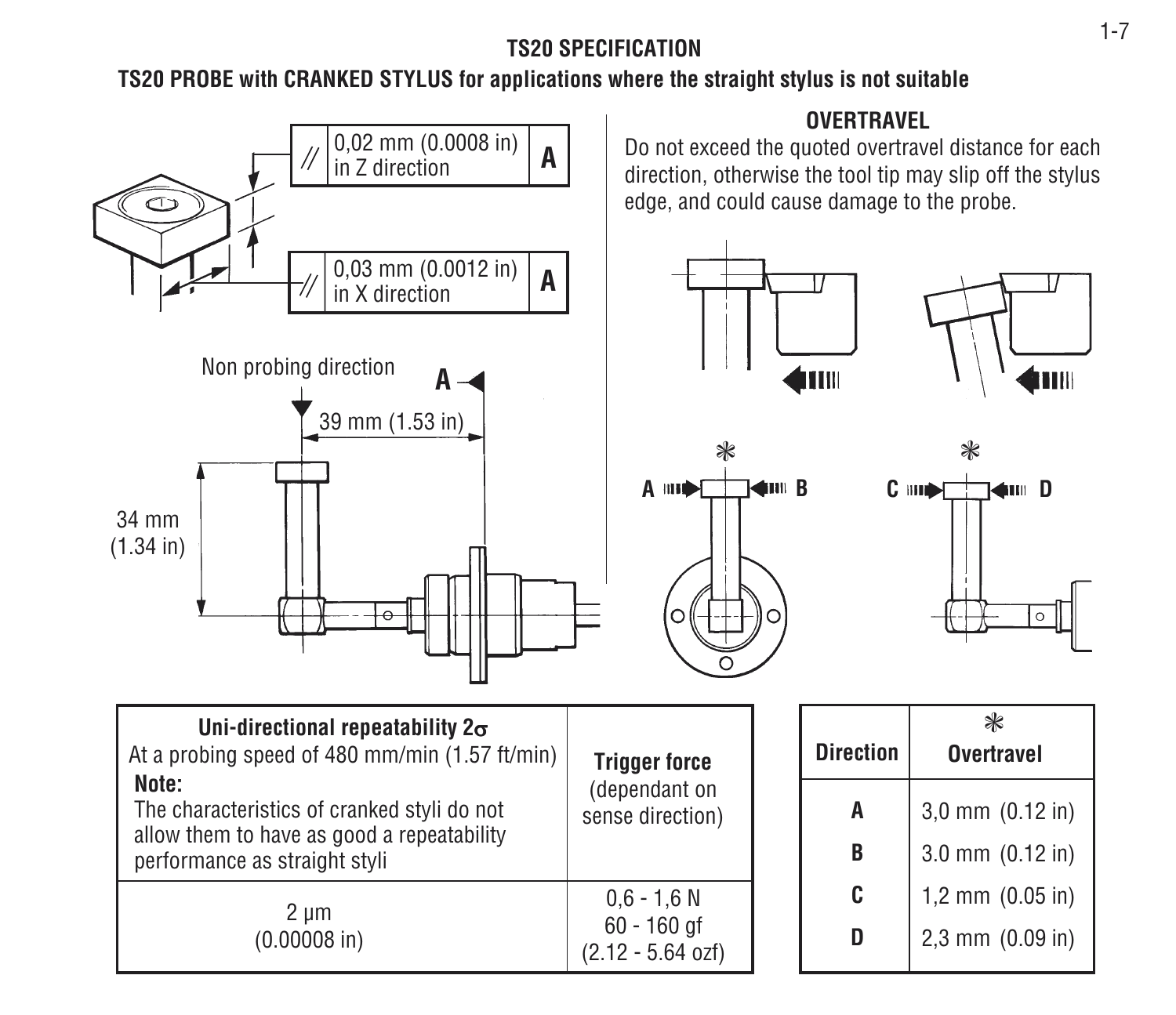# TS20 SPECIFICATION

## TS20 PROBE with CRANKED STYLUS for applications where the straight stylus is not suitable

// 0,02 mm (0.0008 in) in Z direction | A

// 0,03 mm (0.0012 in) in X direction | A

Non probing direction

A

39 mm (1.53 in)

34 mm (1.34 in)

### OVERTRAVEL

Do not exceed the quoted overtravel distance for each direction, otherwise the tool tip may slip off the stylus edge, and could cause damage to the probe.

| Uni-directional repeatability $2\sigma$<br>At a probing speed of 480 mm/min (1.57 ft/min)<br>**Note:**<br>The characteristics of cranked styli do not allow them to have as good a repeatability performance as straight styli | **Trigger force**<br>(dependant on sense direction) |
|---|---|
| 2 µm<br>(0.00008 in) | 0,6 - 1,6 N<br>60 - 160 gf<br>(2.12 - 5.64 ozf) |

| Direction | * Overtravel |
|---|---|
| A | 3,0 mm (0.12 in) |
| B | 3.0 mm (0.12 in) |
| C | 1,2 mm (0.05 in) |
| D | 2,3 mm (0.09 in) |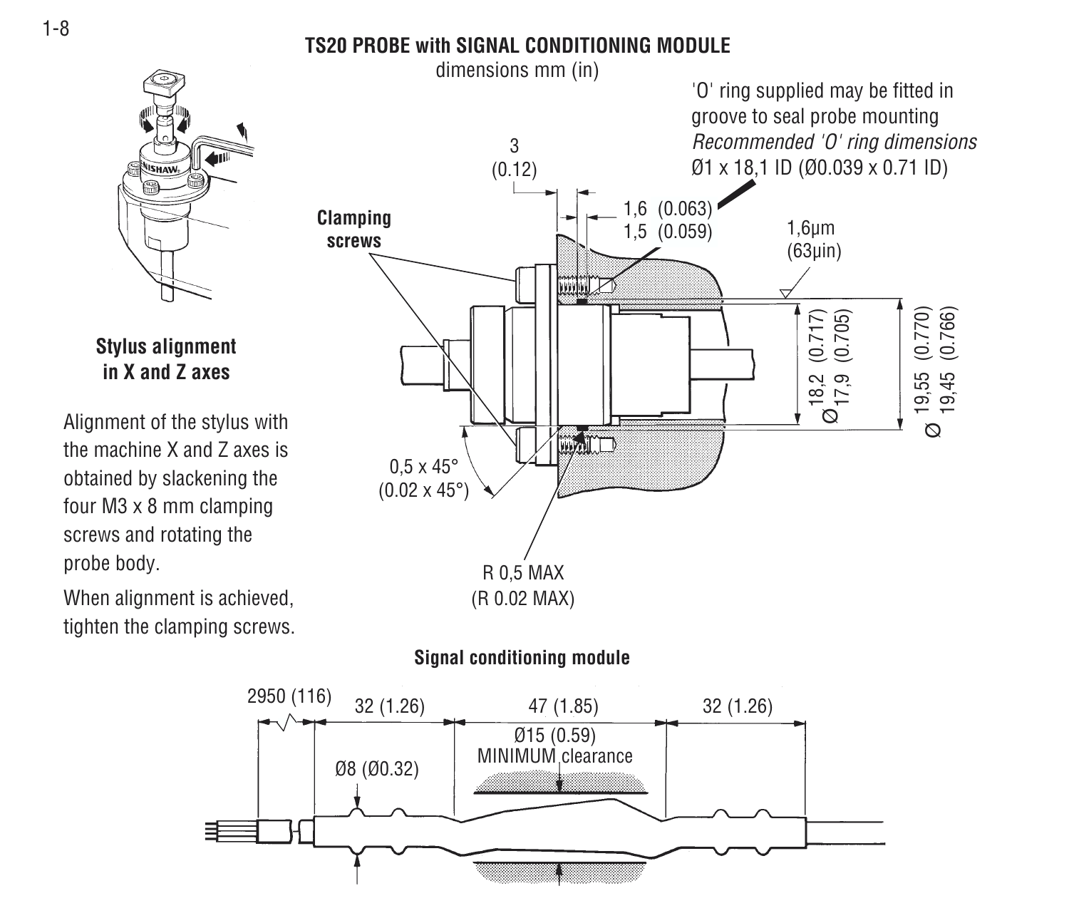## TS20 PROBE with SIGNAL CONDITIONING MODULE

dimensions mm (in)

'O' ring supplied may be fitted in groove to seal probe mounting
*Recommended 'O' ring dimensions*
Ø1 x 18,1 ID (Ø0.039 x 0.71 ID)

3 (0.12)

1,6 (0.063)
1,5 (0.059)

1,6µm (63µin)

**Clamping screws**

Ø 18,2 (0.717)
17,9 (0.705)

Ø 19,55 (0.770)
19,45 (0.766)

0,5 x 45° (0.02 x 45°)

R 0,5 MAX (R 0.02 MAX)

### Stylus alignment in X and Z axes

Alignment of the stylus with the machine X and Z axes is obtained by slackening the four M3 x 8 mm clamping screws and rotating the probe body.

When alignment is achieved, tighten the clamping screws.

### Signal conditioning module

2950 (116)   32 (1.26)   47 (1.85)   32 (1.26)

Ø8 (Ø0.32)

Ø15 (0.59) MINIMUM clearance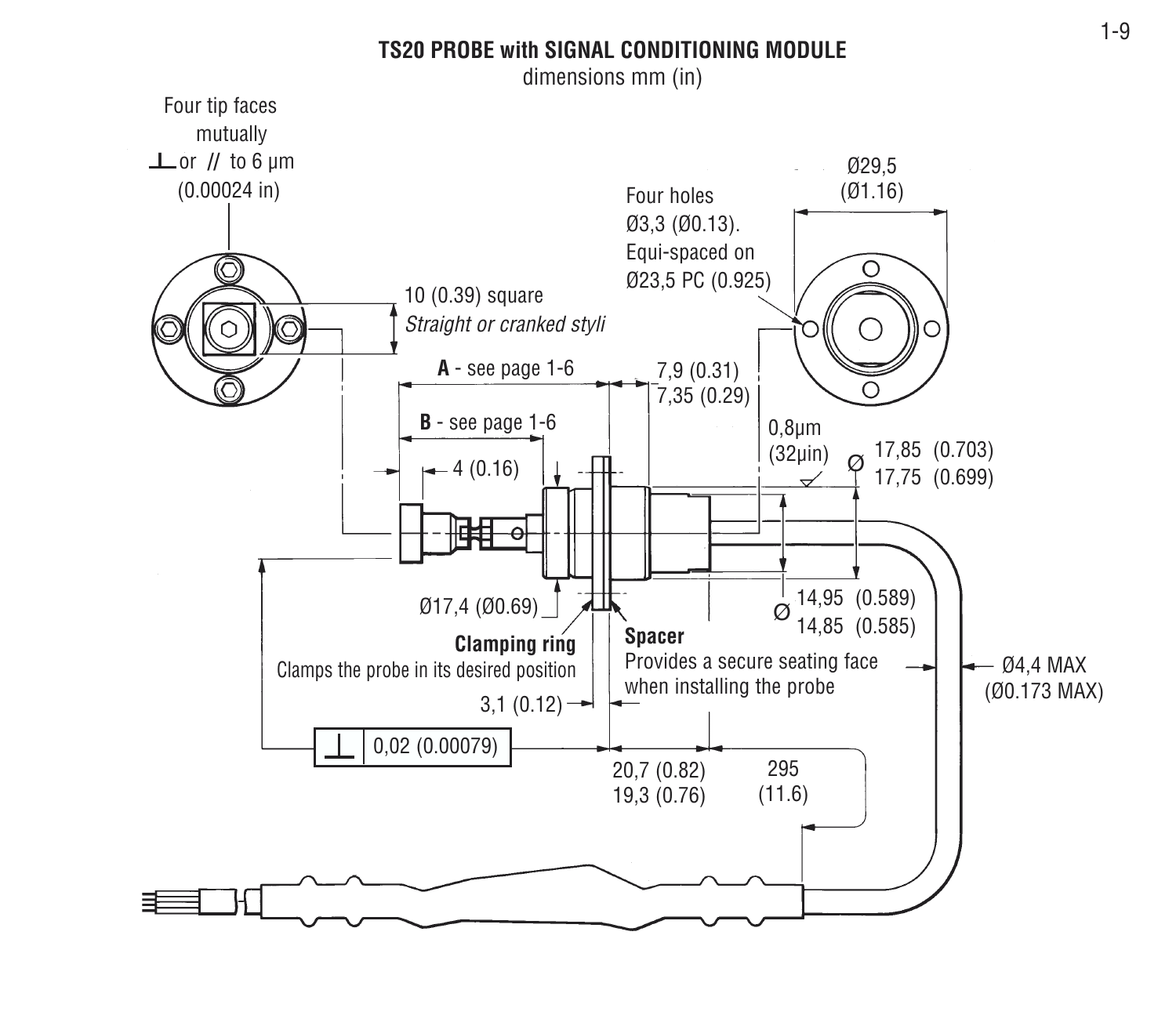## TS20 PROBE with SIGNAL CONDITIONING MODULE

dimensions mm (in)

Four tip faces mutually ⊥ or // to 6 µm (0.00024 in)

10 (0.39) square
*Straight or cranked styli*

Four holes Ø3,3 (Ø0.13). Equi-spaced on Ø23,5 PC (0.925)

Ø29,5 (Ø1.16)

**A** - see page 1-6

**B** - see page 1-6

4 (0.16)

7,9 (0.31)
7,35 (0.29)

0,8µm (32µin)

Ø 17,85 (0.703)
17,75 (0.699)

Ø17,4 (Ø0.69)

Ø 14,95 (0.589)
14,85 (0.585)

**Clamping ring**
Clamps the probe in its desired position

**Spacer**
Provides a secure seating face when installing the probe

Ø4,4 MAX (Ø0.173 MAX)

3,1 (0.12)

⊥ 0,02 (0.00079)

20,7 (0.82)
19,3 (0.76)

295 (11.6)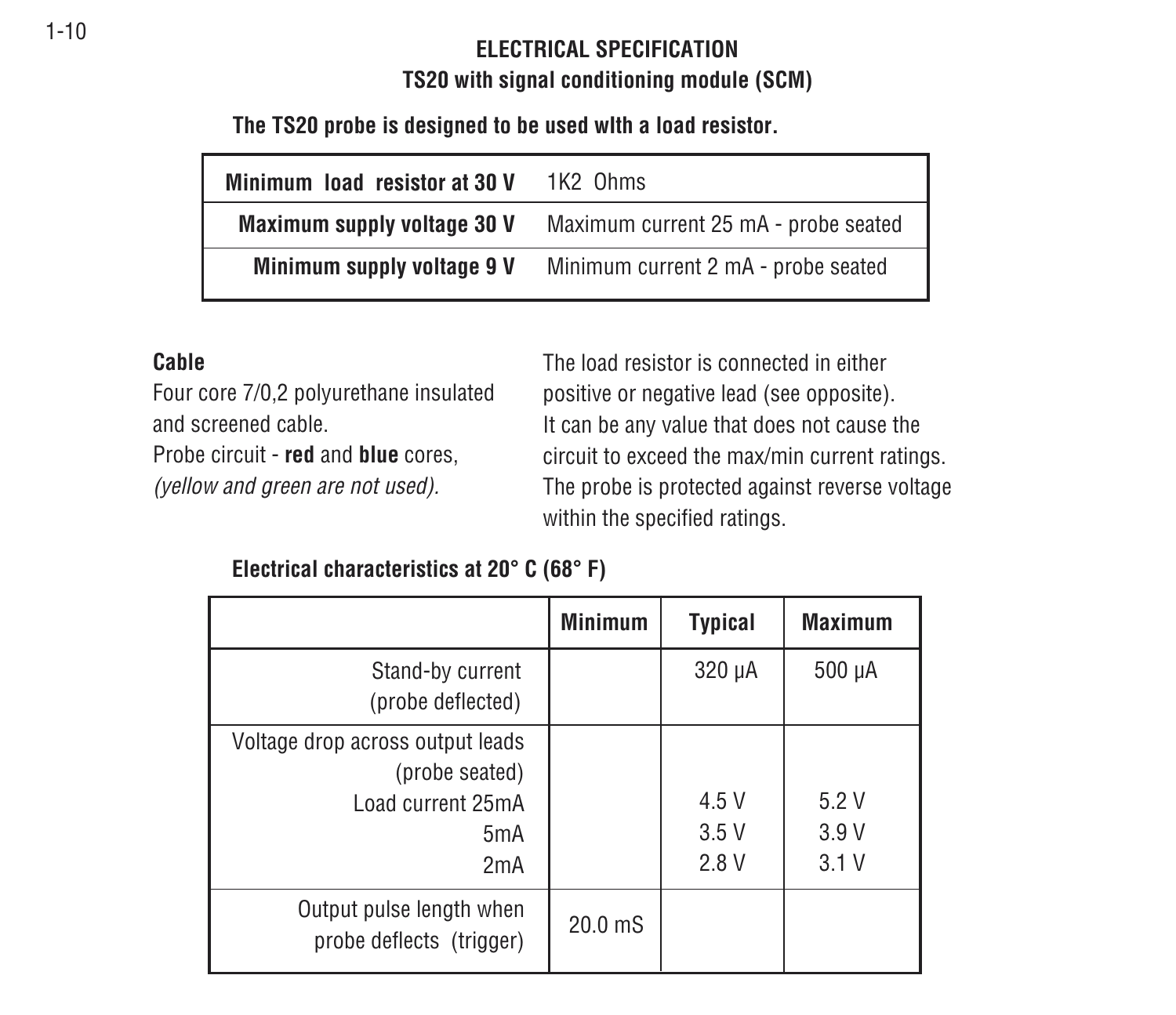# ELECTRICAL SPECIFICATION

## TS20 with signal conditioning module (SCM)

**The TS20 probe is designed to be used wlth a load resistor.**

| | |
|---|---|
| **Minimum load resistor at 30 V** | 1K2 Ohms |
| **Maximum supply voltage 30 V** | Maximum current 25 mA - probe seated |
| **Minimum supply voltage 9 V** | Minimum current 2 mA - probe seated |

**Cable**

Four core 7/0,2 polyurethane insulated and screened cable.

Probe circuit - **red** and **blue** cores, *(yellow and green are not used).*

The load resistor is connected in either positive or negative lead (see opposite).

It can be any value that does not cause the circuit to exceed the max/min current ratings.

The probe is protected against reverse voltage within the specified ratings.

**Electrical characteristics at 20° C (68° F)**

| | Minimum | Typical | Maximum |
|---|---|---|---|
| Stand-by current (probe deflected) | | 320 µA | 500 µA |
| Voltage drop across output leads (probe seated) | | | |
| Load current 25mA | | 4.5 V | 5.2 V |
| 5mA | | 3.5 V | 3.9 V |
| 2mA | | 2.8 V | 3.1 V |
| Output pulse length when probe deflects (trigger) | 20.0 mS | | |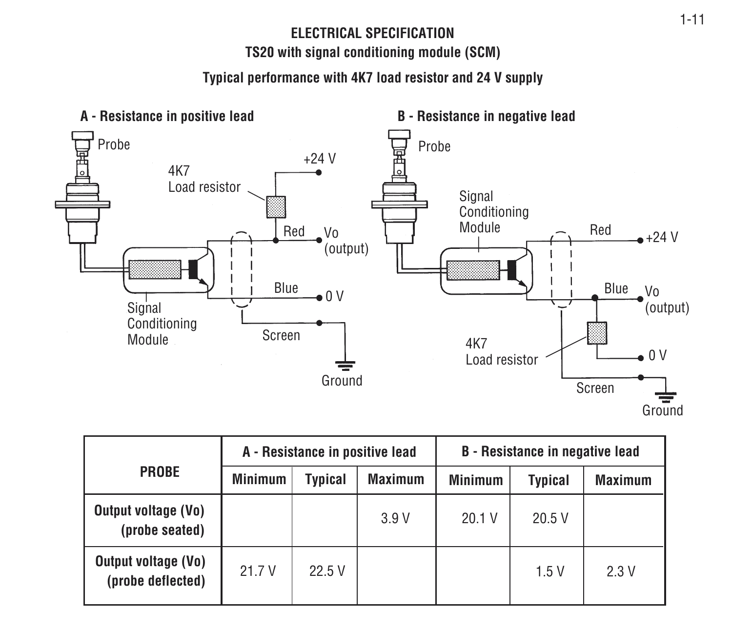## ELECTRICAL SPECIFICATION

### TS20 with signal conditioning module (SCM)

### Typical performance with 4K7 load resistor and 24 V supply

**A - Resistance in positive lead**

Probe

4K7 Load resistor

+24 V

Red

Vo (output)

Blue

0 V

Screen

Ground

Signal Conditioning Module

**B - Resistance in negative lead**

Probe

Signal Conditioning Module

Red

+24 V

Blue

Vo (output)

4K7 Load resistor

0 V

Screen

Ground

| PROBE | A - Resistance in positive lead | | | B - Resistance in negative lead | | |
|---|---|---|---|---|---|---|
| | Minimum | Typical | Maximum | Minimum | Typical | Maximum |
| Output voltage (Vo) (probe seated) | | | 3.9 V | 20.1 V | 20.5 V | |
| Output voltage (Vo) (probe deflected) | 21.7 V | 22.5 V | | | 1.5 V | 2.3 V |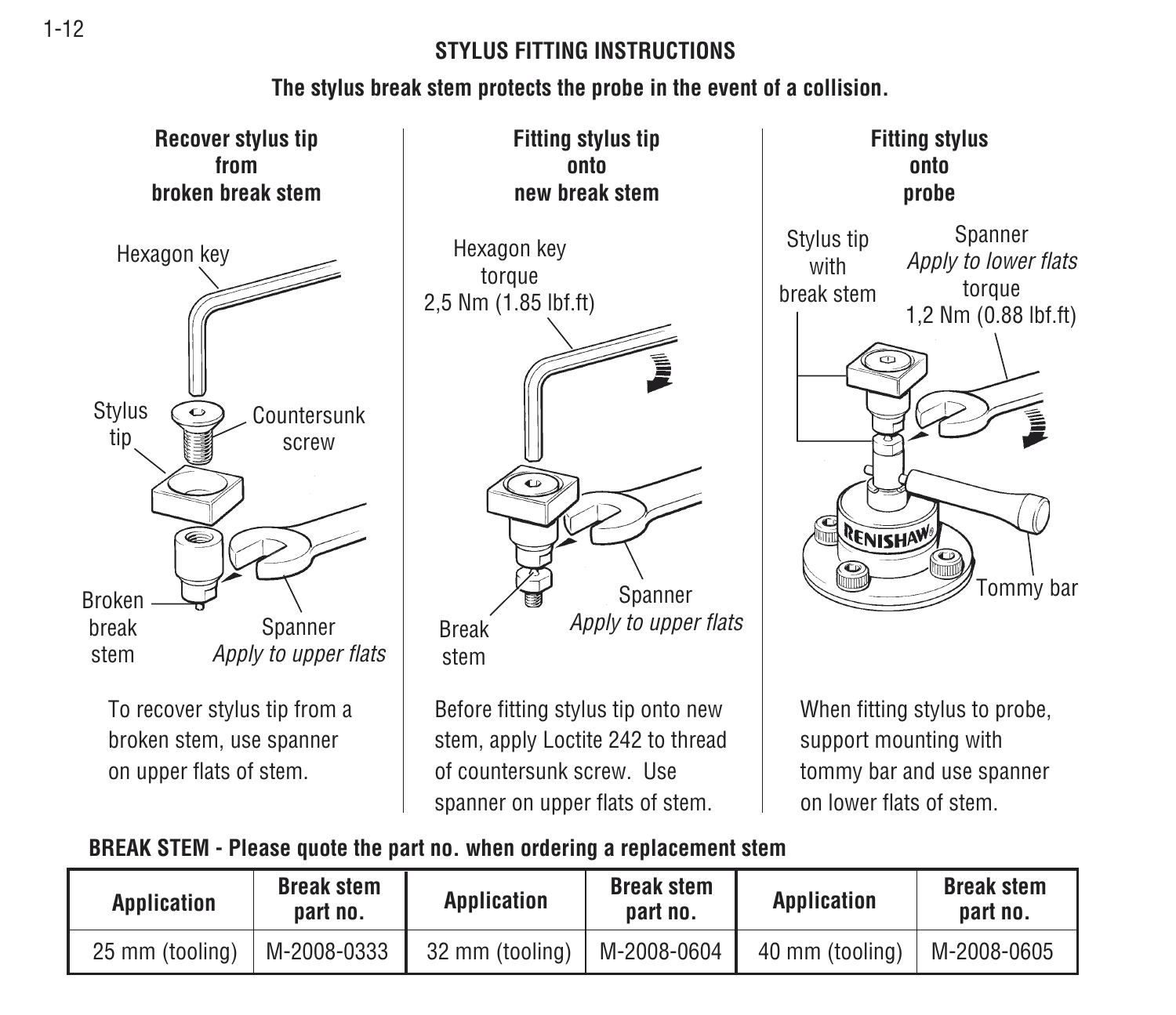# STYLUS FITTING INSTRUCTIONS

**The stylus break stem protects the probe in the event of a collision.**

### Recover stylus tip from broken break stem

Hexagon key

Stylus tip

Countersunk screw

Broken break stem

Spanner *Apply to upper flats*

To recover stylus tip from a broken stem, use spanner on upper flats of stem.

### Fitting stylus tip onto new break stem

Hexagon key torque 2,5 Nm (1.85 lbf.ft)

Break stem

Spanner *Apply to upper flats*

Before fitting stylus tip onto new stem, apply Loctite 242 to thread of countersunk screw. Use spanner on upper flats of stem.

### Fitting stylus onto probe

Stylus tip with break stem

Spanner *Apply to lower flats* torque 1,2 Nm (0.88 lbf.ft)

Tommy bar

When fitting stylus to probe, support mounting with tommy bar and use spanner on lower flats of stem.

**BREAK STEM - Please quote the part no. when ordering a replacement stem**

| Application | Break stem part no. | Application | Break stem part no. | Application | Break stem part no. |
|---|---|---|---|---|---|
| 25 mm (tooling) | M-2008-0333 | 32 mm (tooling) | M-2008-0604 | 40 mm (tooling) | M-2008-0605 |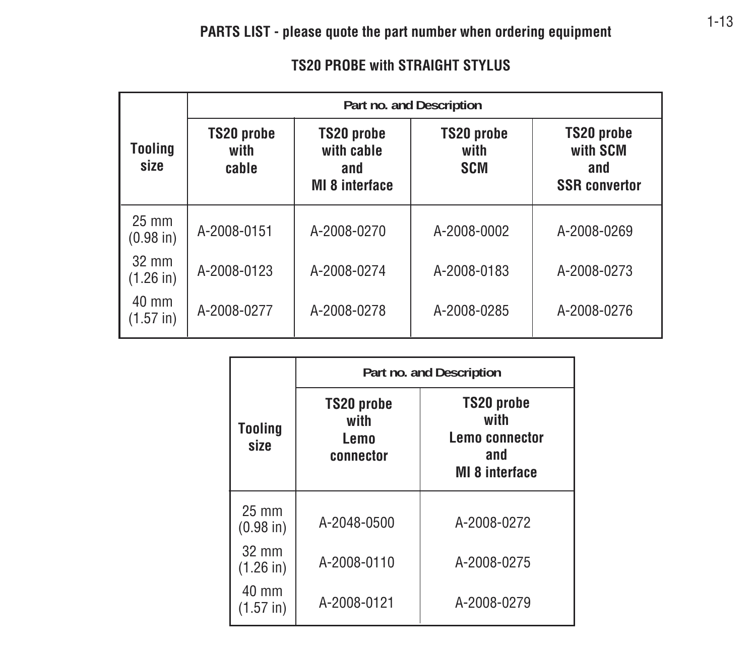## PARTS LIST - please quote the part number when ordering equipment

### TS20 PROBE with STRAIGHT STYLUS

| Tooling size | Part no. and Description | | | |
|---|---|---|---|---|
| | TS20 probe with cable | TS20 probe with cable and MI 8 interface | TS20 probe with SCM | TS20 probe with SCM and SSR convertor |
| 25 mm (0.98 in) | A-2008-0151 | A-2008-0270 | A-2008-0002 | A-2008-0269 |
| 32 mm (1.26 in) | A-2008-0123 | A-2008-0274 | A-2008-0183 | A-2008-0273 |
| 40 mm (1.57 in) | A-2008-0277 | A-2008-0278 | A-2008-0285 | A-2008-0276 |

| Tooling size | Part no. and Description | |
|---|---|---|
| | TS20 probe with Lemo connector | TS20 probe with Lemo connector and MI 8 interface |
| 25 mm (0.98 in) | A-2048-0500 | A-2008-0272 |
| 32 mm (1.26 in) | A-2008-0110 | A-2008-0275 |
| 40 mm (1.57 in) | A-2008-0121 | A-2008-0279 |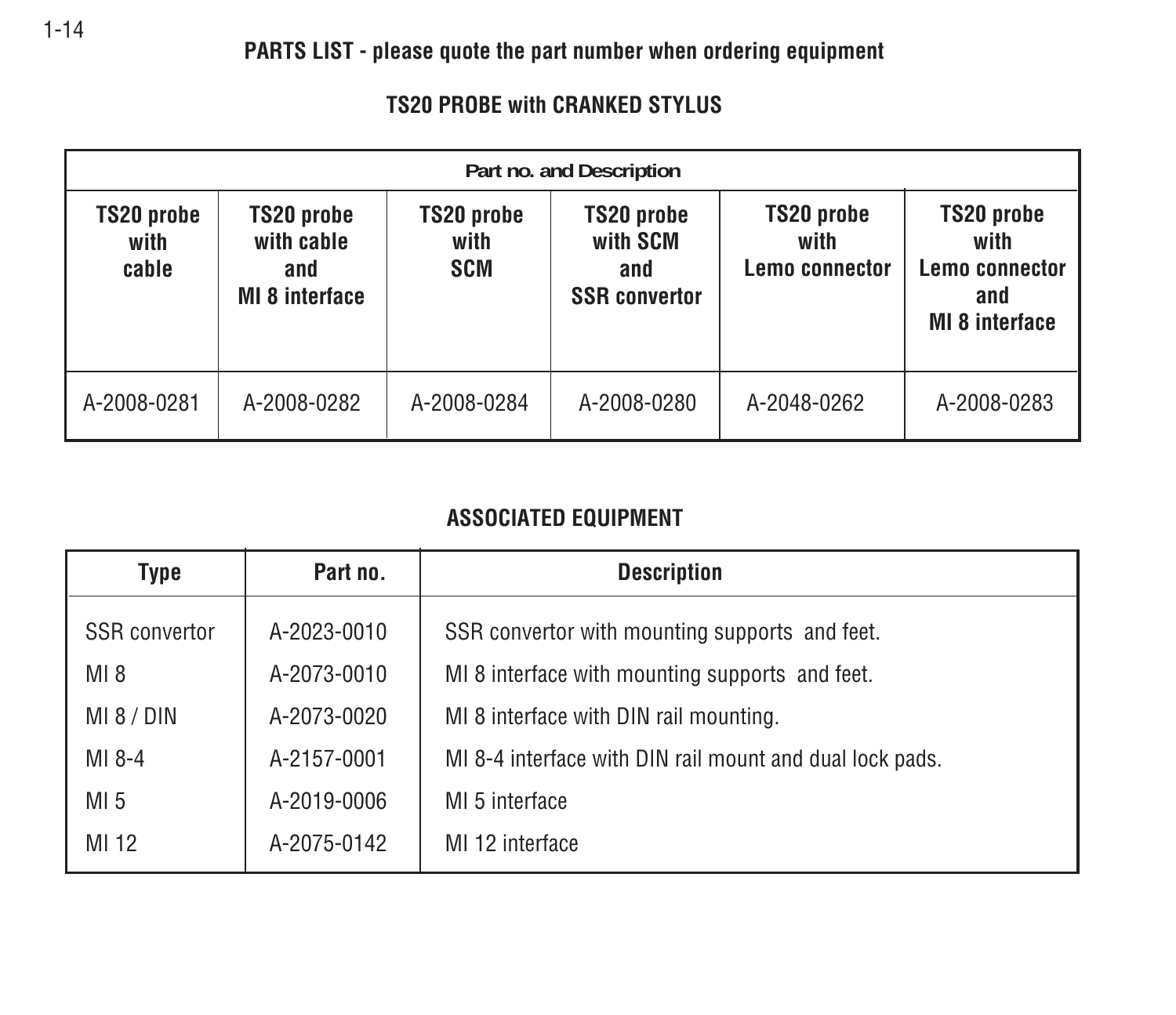**PARTS LIST - please quote the part number when ordering equipment**

## TS20 PROBE with CRANKED STYLUS

| Part no. and Description | | | | | |
|---|---|---|---|---|---|
| TS20 probe with cable | TS20 probe with cable and MI 8 interface | TS20 probe with SCM | TS20 probe with SCM and SSR convertor | TS20 probe with Lemo connector | TS20 probe with Lemo connector and MI 8 interface |
| A-2008-0281 | A-2008-0282 | A-2008-0284 | A-2008-0280 | A-2048-0262 | A-2008-0283 |

## ASSOCIATED EQUIPMENT

| Type | Part no. | Description |
|---|---|---|
| SSR convertor | A-2023-0010 | SSR convertor with mounting supports and feet. |
| MI 8 | A-2073-0010 | MI 8 interface with mounting supports and feet. |
| MI 8 / DIN | A-2073-0020 | MI 8 interface with DIN rail mounting. |
| MI 8-4 | A-2157-0001 | MI 8-4 interface with DIN rail mount and dual lock pads. |
| MI 5 | A-2019-0006 | MI 5 interface |
| MI 12 | A-2075-0142 | MI 12 interface |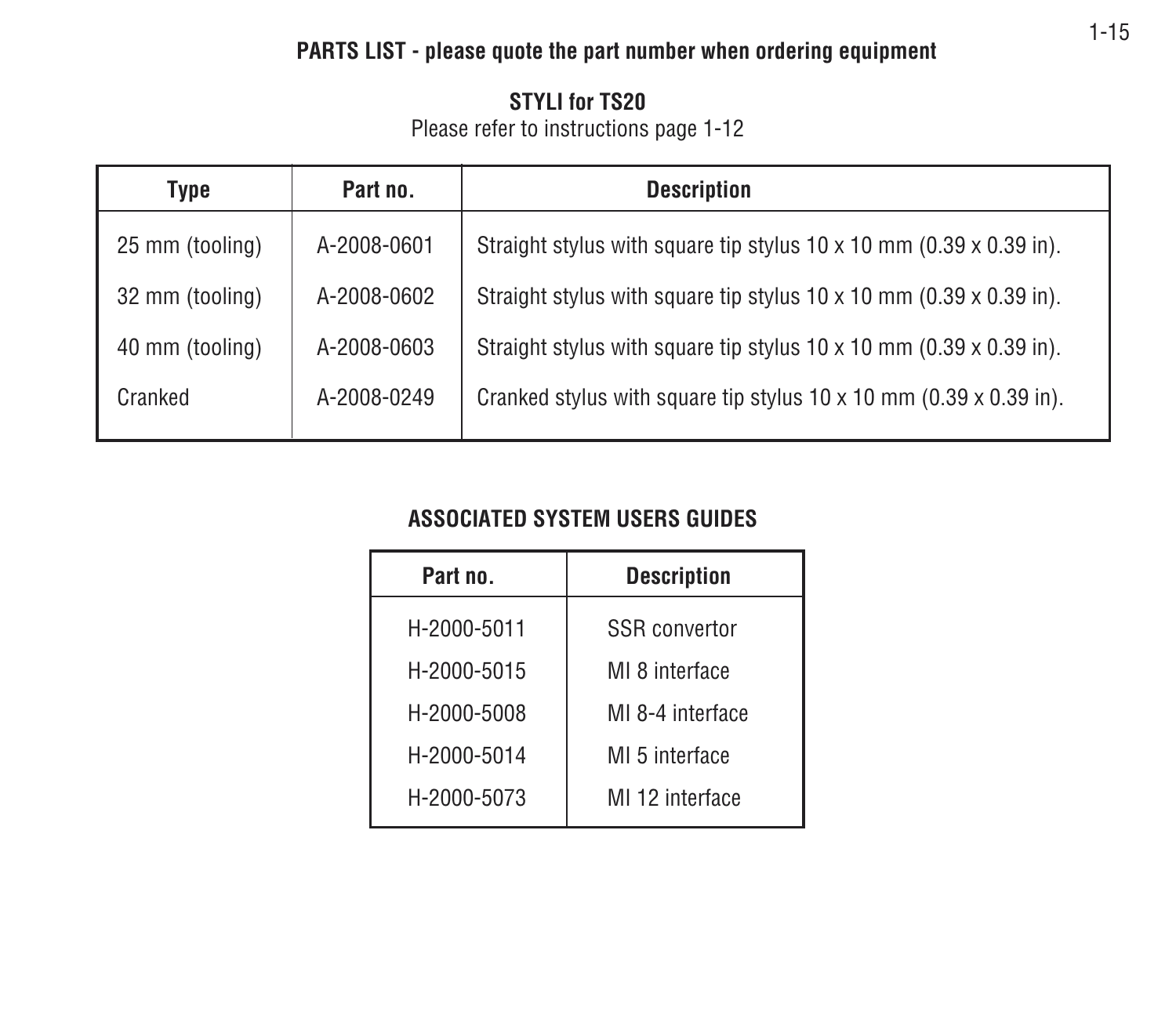## PARTS LIST - please quote the part number when ordering equipment

### STYLI for TS20

Please refer to instructions page 1-12

| Type | Part no. | Description |
|---|---|---|
| 25 mm (tooling) | A-2008-0601 | Straight stylus with square tip stylus 10 x 10 mm (0.39 x 0.39 in). |
| 32 mm (tooling) | A-2008-0602 | Straight stylus with square tip stylus 10 x 10 mm (0.39 x 0.39 in). |
| 40 mm (tooling) | A-2008-0603 | Straight stylus with square tip stylus 10 x 10 mm (0.39 x 0.39 in). |
| Cranked | A-2008-0249 | Cranked stylus with square tip stylus 10 x 10 mm (0.39 x 0.39 in). |

### ASSOCIATED SYSTEM USERS GUIDES

| Part no. | Description |
|---|---|
| H-2000-5011 | SSR convertor |
| H-2000-5015 | MI 8 interface |
| H-2000-5008 | MI 8-4 interface |
| H-2000-5014 | MI 5 interface |
| H-2000-5073 | MI 12 interface |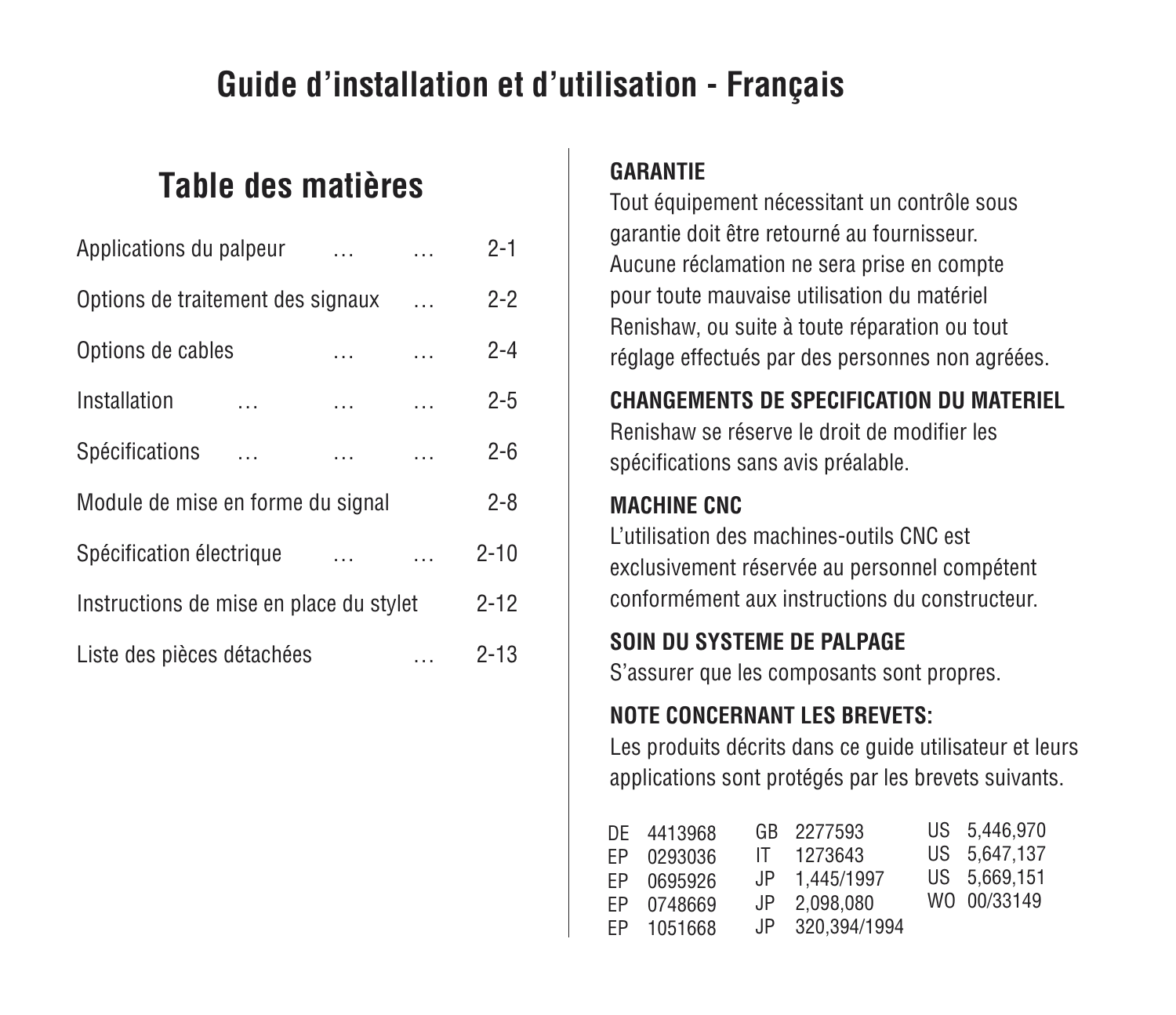# Guide d'installation et d'utilisation - Français

## Table des matières

| | |
|---|---|
| Applications du palpeur … … | 2-1 |
| Options de traitement des signaux … | 2-2 |
| Options de cables … … | 2-4 |
| Installation … … … | 2-5 |
| Spécifications … … … | 2-6 |
| Module de mise en forme du signal | 2-8 |
| Spécification électrique … … | 2-10 |
| Instructions de mise en place du stylet | 2-12 |
| Liste des pièces détachées … | 2-13 |

**GARANTIE**

Tout équipement nécessitant un contrôle sous garantie doit être retourné au fournisseur. Aucune réclamation ne sera prise en compte pour toute mauvaise utilisation du matériel Renishaw, ou suite à toute réparation ou tout réglage effectués par des personnes non agréées.

**CHANGEMENTS DE SPECIFICATION DU MATERIEL**

Renishaw se réserve le droit de modifier les spécifications sans avis préalable.

**MACHINE CNC**

L'utilisation des machines-outils CNC est exclusivement réservée au personnel compétent conformément aux instructions du constructeur.

**SOIN DU SYSTEME DE PALPAGE**

S'assurer que les composants sont propres.

**NOTE CONCERNANT LES BREVETS:**

Les produits décrits dans ce guide utilisateur et leurs applications sont protégés par les brevets suivants.

| | | |
|---|---|---|
| DE 4413968 | GB 2277593 | US 5,446,970 |
| EP 0293036 | IT 1273643 | US 5,647,137 |
| EP 0695926 | JP 1,445/1997 | US 5,669,151 |
| EP 0748669 | JP 2,098,080 | WO 00/33149 |
| EP 1051668 | JP 320,394/1994 | |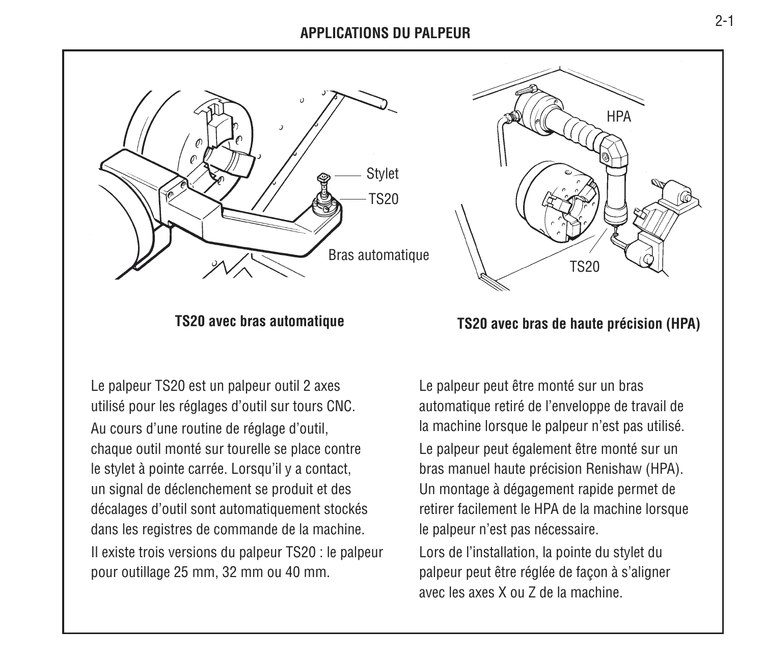## APPLICATIONS DU PALPEUR

Stylet

TS20

Bras automatique

HPA

TS20

**TS20 avec bras automatique**

**TS20 avec bras de haute précision (HPA)**

Le palpeur TS20 est un palpeur outil 2 axes utilisé pour les réglages d'outil sur tours CNC.

Au cours d'une routine de réglage d'outil, chaque outil monté sur tourelle se place contre le stylet à pointe carrée. Lorsqu'il y a contact, un signal de déclenchement se produit et des décalages d'outil sont automatiquement stockés dans les registres de commande de la machine.

Il existe trois versions du palpeur TS20 : le palpeur pour outillage 25 mm, 32 mm ou 40 mm.

Le palpeur peut être monté sur un bras automatique retiré de l'enveloppe de travail de la machine lorsque le palpeur n'est pas utilisé.

Le palpeur peut également être monté sur un bras manuel haute précision Renishaw (HPA). Un montage à dégagement rapide permet de retirer facilement le HPA de la machine lorsque le palpeur n'est pas nécessaire.

Lors de l'installation, la pointe du stylet du palpeur peut être réglée de façon à s'aligner avec les axes X ou Z de la machine.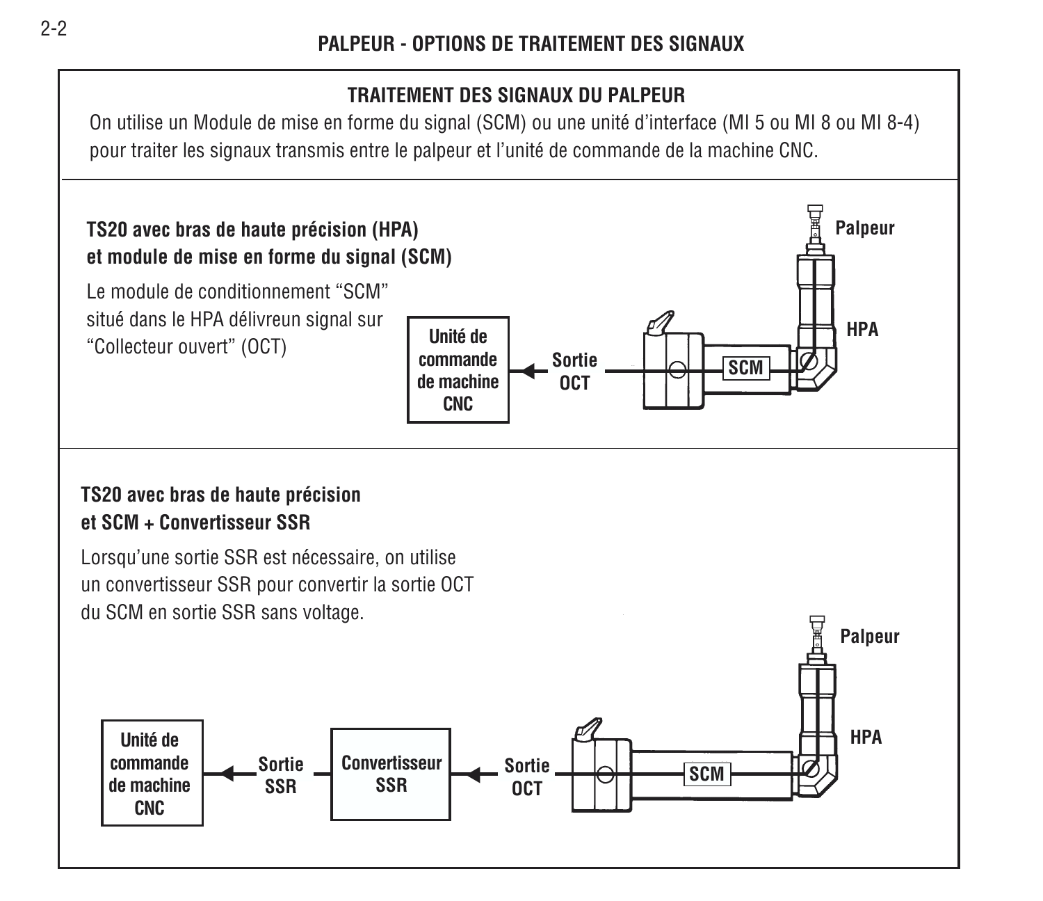## PALPEUR - OPTIONS DE TRAITEMENT DES SIGNAUX

### TRAITEMENT DES SIGNAUX DU PALPEUR

On utilise un Module de mise en forme du signal (SCM) ou une unité d'interface (MI 5 ou MI 8 ou MI 8-4) pour traiter les signaux transmis entre le palpeur et l'unité de commande de la machine CNC.

**TS20 avec bras de haute précision (HPA) et module de mise en forme du signal (SCM)**

Le module de conditionnement "SCM" situé dans le HPA délivreun signal sur "Collecteur ouvert" (OCT)

Unité de commande de machine CNC ← Sortie OCT — SCM — HPA — Palpeur

**TS20 avec bras de haute précision et SCM + Convertisseur SSR**

Lorsqu'une sortie SSR est nécessaire, on utilise un convertisseur SSR pour convertir la sortie OCT du SCM en sortie SSR sans voltage.

Unité de commande de machine CNC ← Sortie SSR — Convertisseur SSR ← Sortie OCT — SCM — HPA — Palpeur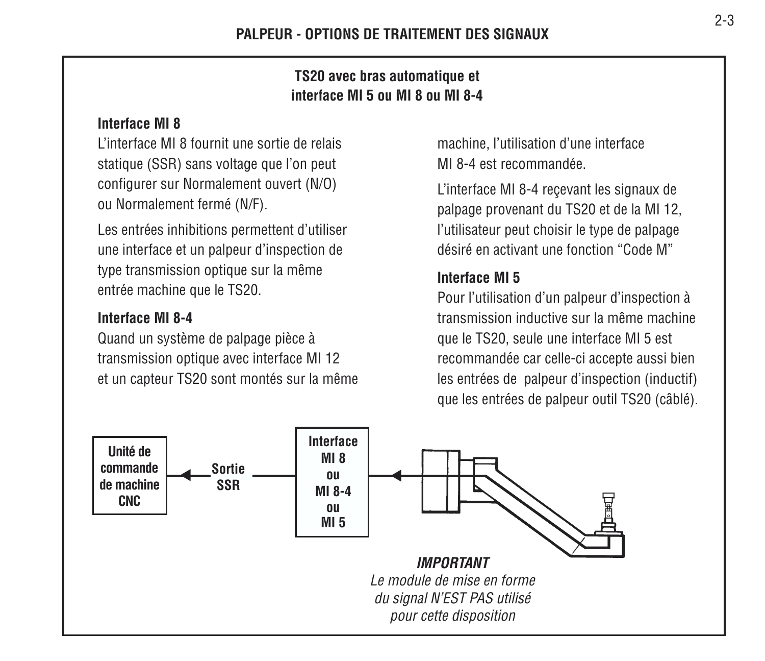## PALPEUR - OPTIONS DE TRAITEMENT DES SIGNAUX

### TS20 avec bras automatique et interface MI 5 ou MI 8 ou MI 8-4

**Interface MI 8**

L'interface MI 8 fournit une sortie de relais statique (SSR) sans voltage que l'on peut configurer sur Normalement ouvert (N/O) ou Normalement fermé (N/F).

Les entrées inhibitions permettent d'utiliser une interface et un palpeur d'inspection de type transmission optique sur la même entrée machine que le TS20.

**Interface MI 8-4**

Quand un système de palpage pièce à transmission optique avec interface MI 12 et un capteur TS20 sont montés sur la même machine, l'utilisation d'une interface MI 8-4 est recommandée.

L'interface MI 8-4 reçevant les signaux de palpage provenant du TS20 et de la MI 12, l'utilisateur peut choisir le type de palpage désiré en activant une fonction "Code M"

**Interface MI 5**

Pour l'utilisation d'un palpeur d'inspection à transmission inductive sur la même machine que le TS20, seule une interface MI 5 est recommandée car celle-ci accepte aussi bien les entrées de palpeur d'inspection (inductif) que les entrées de palpeur outil TS20 (câblé).

Unité de commande de machine CNC — Sortie SSR — Interface MI 8 ou MI 8-4 ou MI 5

***IMPORTANT***

*Le module de mise en forme du signal N'EST PAS utilisé pour cette disposition*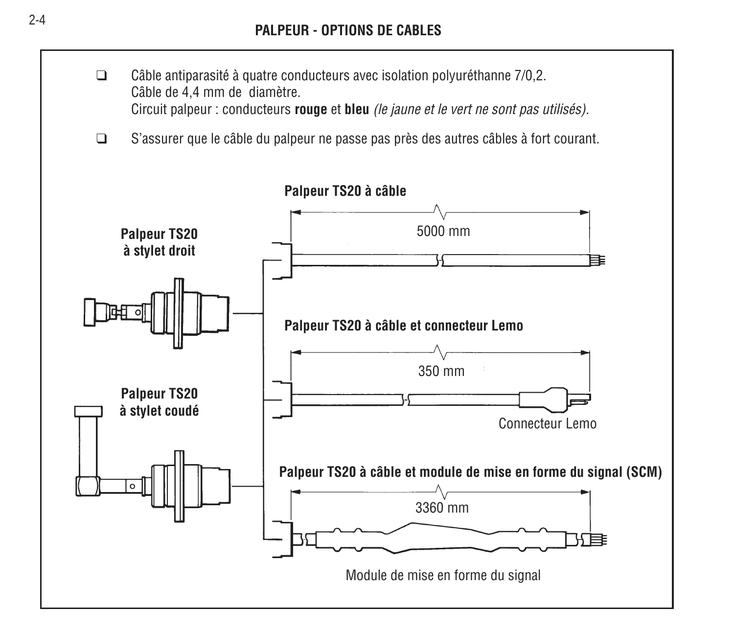## PALPEUR - OPTIONS DE CABLES

- ❑ Câble antiparasité à quatre conducteurs avec isolation polyuréthanne 7/0,2.
  Câble de 4,4 mm de diamètre.
  Circuit palpeur : conducteurs **rouge** et **bleu** *(le jaune et le vert ne sont pas utilisés).*

- ❑ S'assurer que le câble du palpeur ne passe pas près des autres câbles à fort courant.

**Palpeur TS20 à câble**

5000 mm

**Palpeur TS20 à stylet droit**

**Palpeur TS20 à câble et connecteur Lemo**

350 mm

**Palpeur TS20 à stylet coudé**

Connecteur Lemo

**Palpeur TS20 à câble et module de mise en forme du signal (SCM)**

3360 mm

Module de mise en forme du signal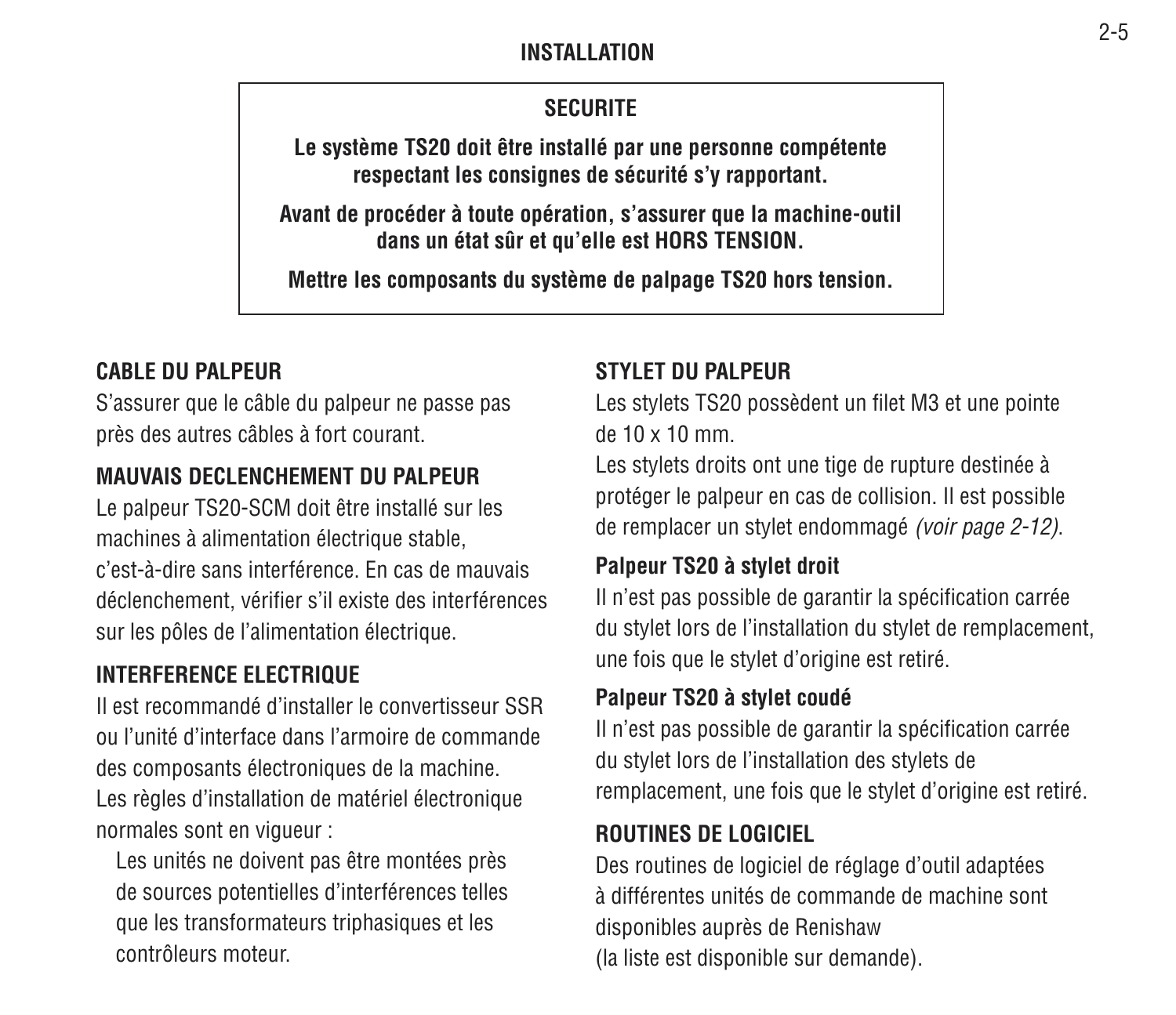## INSTALLATION

**SECURITE**

**Le système TS20 doit être installé par une personne compétente respectant les consignes de sécurité s'y rapportant.**

**Avant de procéder à toute opération, s'assurer que la machine-outil dans un état sûr et qu'elle est HORS TENSION.**

**Mettre les composants du système de palpage TS20 hors tension.**

### CABLE DU PALPEUR

S'assurer que le câble du palpeur ne passe pas près des autres câbles à fort courant.

### MAUVAIS DECLENCHEMENT DU PALPEUR

Le palpeur TS20-SCM doit être installé sur les machines à alimentation électrique stable, c'est-à-dire sans interférence. En cas de mauvais déclenchement, vérifier s'il existe des interférences sur les pôles de l'alimentation électrique.

### INTERFERENCE ELECTRIQUE

Il est recommandé d'installer le convertisseur SSR ou l'unité d'interface dans l'armoire de commande des composants électroniques de la machine. Les règles d'installation de matériel électronique normales sont en vigueur :

Les unités ne doivent pas être montées près de sources potentielles d'interférences telles que les transformateurs triphasiques et les contrôleurs moteur.

### STYLET DU PALPEUR

Les stylets TS20 possèdent un filet M3 et une pointe de 10 x 10 mm.

Les stylets droits ont une tige de rupture destinée à protéger le palpeur en cas de collision. Il est possible de remplacer un stylet endommagé *(voir page 2-12)*.

#### Palpeur TS20 à stylet droit

Il n'est pas possible de garantir la spécification carrée du stylet lors de l'installation du stylet de remplacement, une fois que le stylet d'origine est retiré.

#### Palpeur TS20 à stylet coudé

Il n'est pas possible de garantir la spécification carrée du stylet lors de l'installation des stylets de remplacement, une fois que le stylet d'origine est retiré.

### ROUTINES DE LOGICIEL

Des routines de logiciel de réglage d'outil adaptées à différentes unités de commande de machine sont disponibles auprès de Renishaw (la liste est disponible sur demande).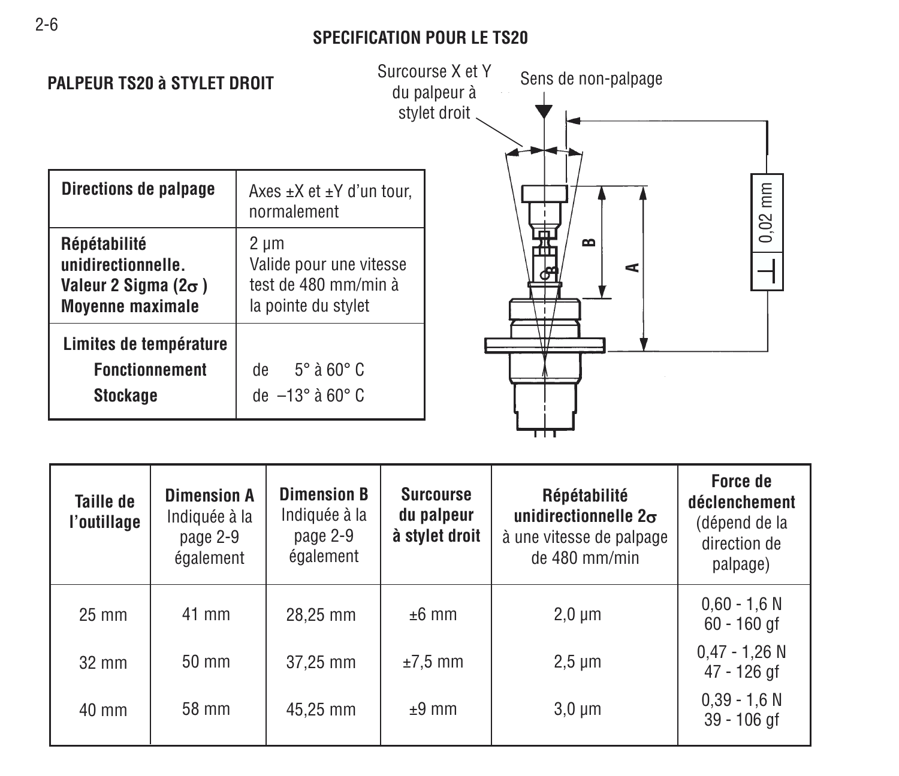## SPECIFICATION POUR LE TS20

### PALPEUR TS20 à STYLET DROIT

| Directions de palpage | Axes ±X et ±Y d'un tour, normalement |
|---|---|
| **Répétabilité unidirectionnelle. Valeur 2 Sigma (2σ) Moyenne maximale** | 2 µm Valide pour une vitesse test de 480 mm/min à la pointe du stylet |
| **Limites de température** | |
| **Fonctionnement** | de 5° à 60° C |
| **Stockage** | de –13° à 60° C |

Surcourse X et Y du palpeur à stylet droit

Sens de non-palpage

0,02 mm

| Taille de l'outillage | Dimension A Indiquée à la page 2-9 également | Dimension B Indiquée à la page 2-9 également | Surcourse du palpeur à stylet droit | Répétabilité unidirectionnelle 2σ à une vitesse de palpage de 480 mm/min | Force de déclenchement (dépend de la direction de palpage) |
|---|---|---|---|---|---|
| 25 mm | 41 mm | 28,25 mm | ±6 mm | 2,0 µm | 0,60 - 1,6 N 60 - 160 gf |
| 32 mm | 50 mm | 37,25 mm | ±7,5 mm | 2,5 µm | 0,47 - 1,26 N 47 - 126 gf |
| 40 mm | 58 mm | 45,25 mm | ±9 mm | 3,0 µm | 0,39 - 1,6 N 39 - 106 gf |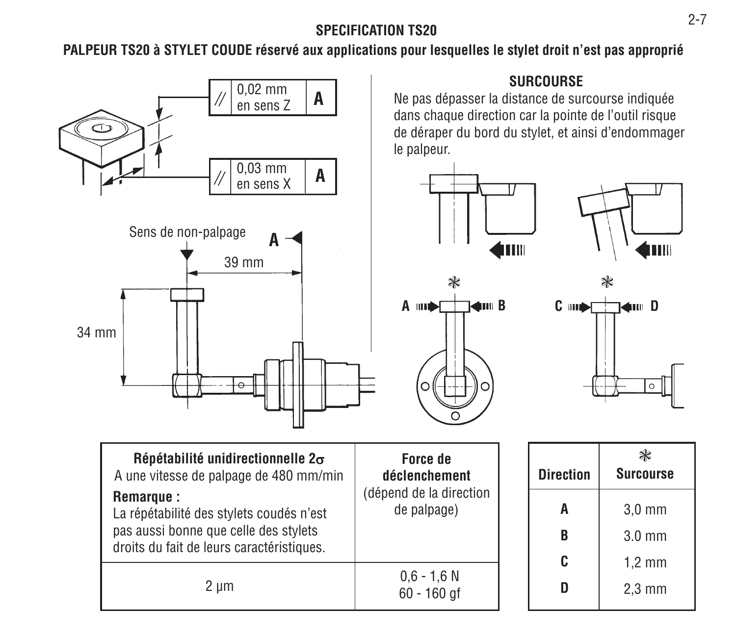## SPECIFICATION TS20

**PALPEUR TS20 à STYLET COUDE réservé aux applications pour lesquelles le stylet droit n'est pas approprié**

// 0,02 mm en sens Z | A

// 0,03 mm en sens X | A

Sens de non-palpage

A

39 mm

34 mm

### SURCOURSE

Ne pas dépasser la distance de surcourse indiquée dans chaque direction car la pointe de l'outil risque de déraper du bord du stylet, et ainsi d'endommager le palpeur.

| **Répétabilité unidirectionnelle 2σ**<br>A une vitesse de palpage de 480 mm/min<br>**Remarque :**<br>La répétabilité des stylets coudés n'est pas aussi bonne que celle des stylets droits du fait de leurs caractéristiques. | **Force de déclenchement**<br>(dépend de la direction de palpage) |
|---|---|
| 2 µm | 0,6 - 1,6 N<br>60 - 160 gf |

| **Direction** | * **Surcourse** |
|---|---|
| **A** | 3,0 mm |
| **B** | 3.0 mm |
| **C** | 1,2 mm |
| **D** | 2,3 mm |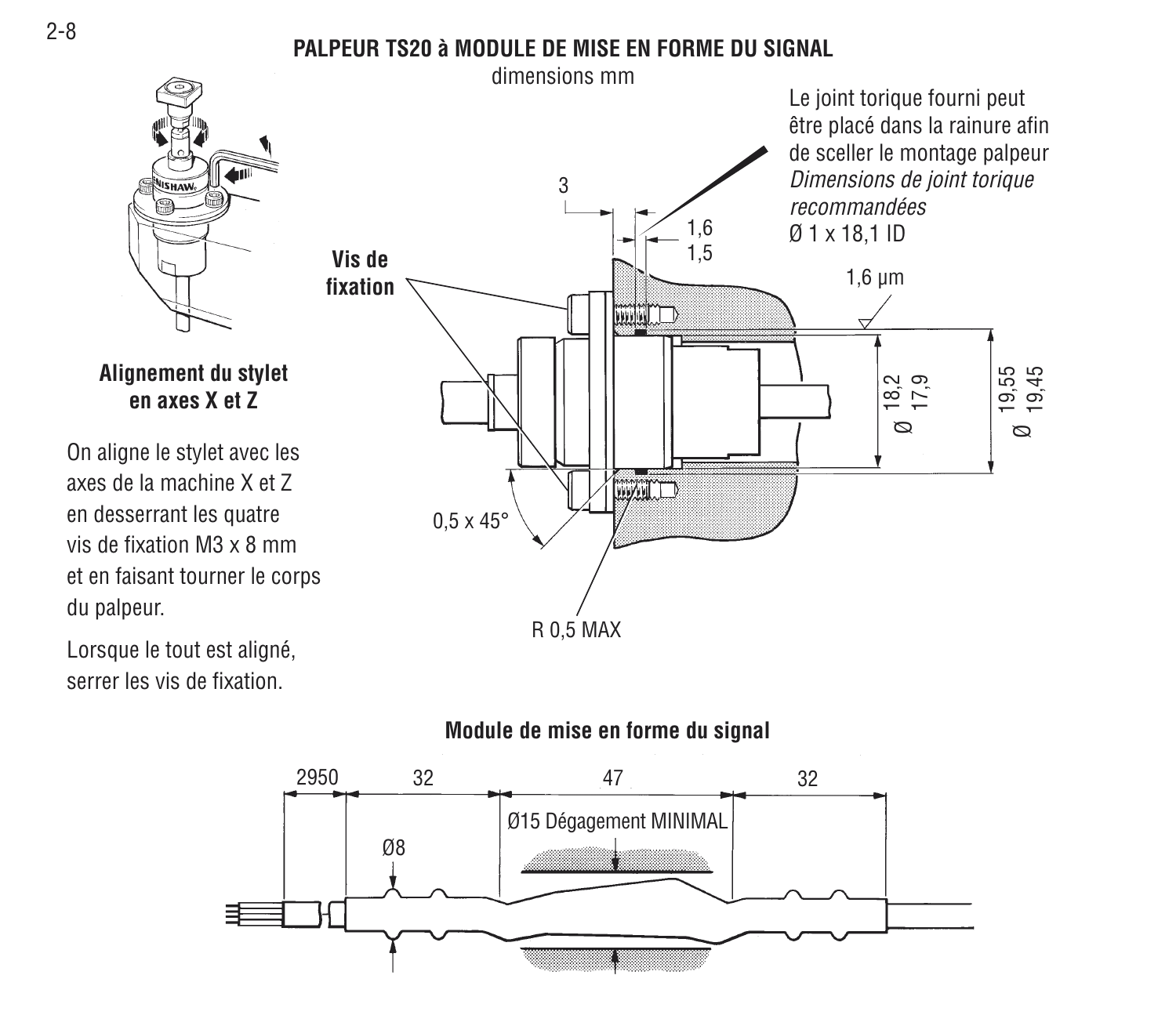# PALPEUR TS20 à MODULE DE MISE EN FORME DU SIGNAL

dimensions mm

Le joint torique fourni peut être placé dans la rainure afin de sceller le montage palpeur
*Dimensions de joint torique recommandées*
Ø 1 x 18,1 ID

3

1,6
1,5

**Vis de fixation**

1,6 µm

Ø 18,2 / 17,9

Ø 19,55 / 19,45

0,5 x 45°

R 0,5 MAX

### Alignement du stylet en axes X et Z

On aligne le stylet avec les axes de la machine X et Z en desserrant les quatre vis de fixation M3 x 8 mm et en faisant tourner le corps du palpeur.

Lorsque le tout est aligné, serrer les vis de fixation.

### Module de mise en forme du signal

2950 32 47 32

Ø15 Dégagement MINIMAL

Ø8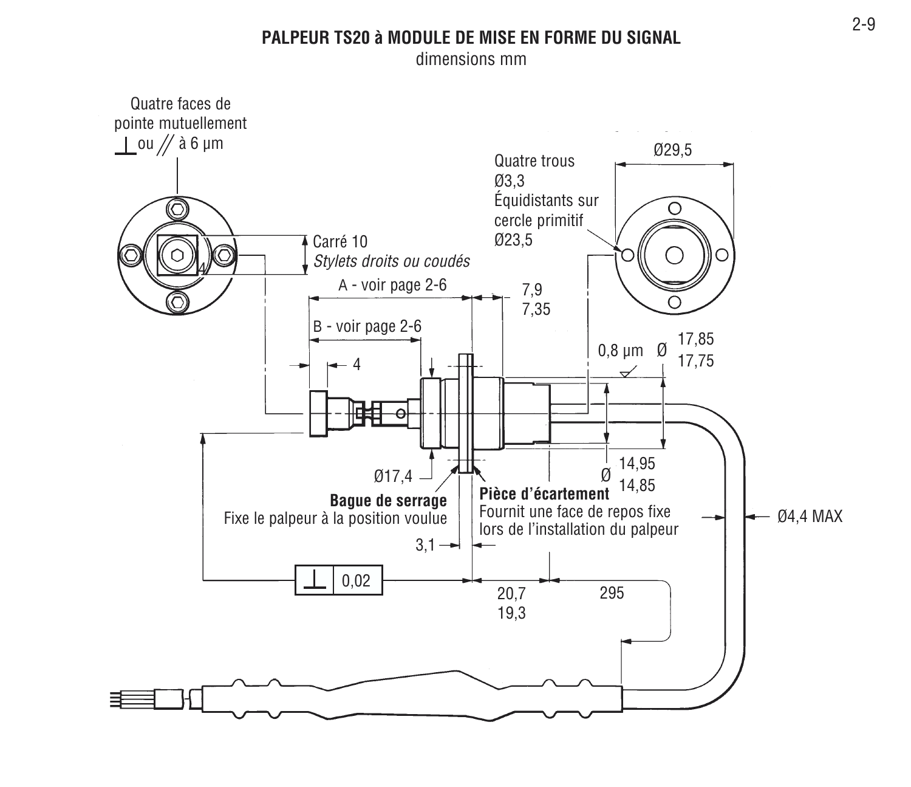# PALPEUR TS20 à MODULE DE MISE EN FORME DU SIGNAL

dimensions mm

Quatre faces de pointe mutuellement ⊥ ou // à 6 µm

Carré 10

*Stylets droits ou coudés*

4

Quatre trous Ø3,3 Équidistants sur cercle primitif Ø23,5

Ø29,5

A - voir page 2-6

7,9
7,35

B - voir page 2-6

4

0,8 µm Ø 17,85
17,75

Ø17,4

Ø 14,95
14,85

**Bague de serrage**
Fixe le palpeur à la position voulue

**Pièce d'écartement**
Fournit une face de repos fixe lors de l'installation du palpeur

Ø4,4 MAX

3,1

⊥ 0,02

20,7
19,3

295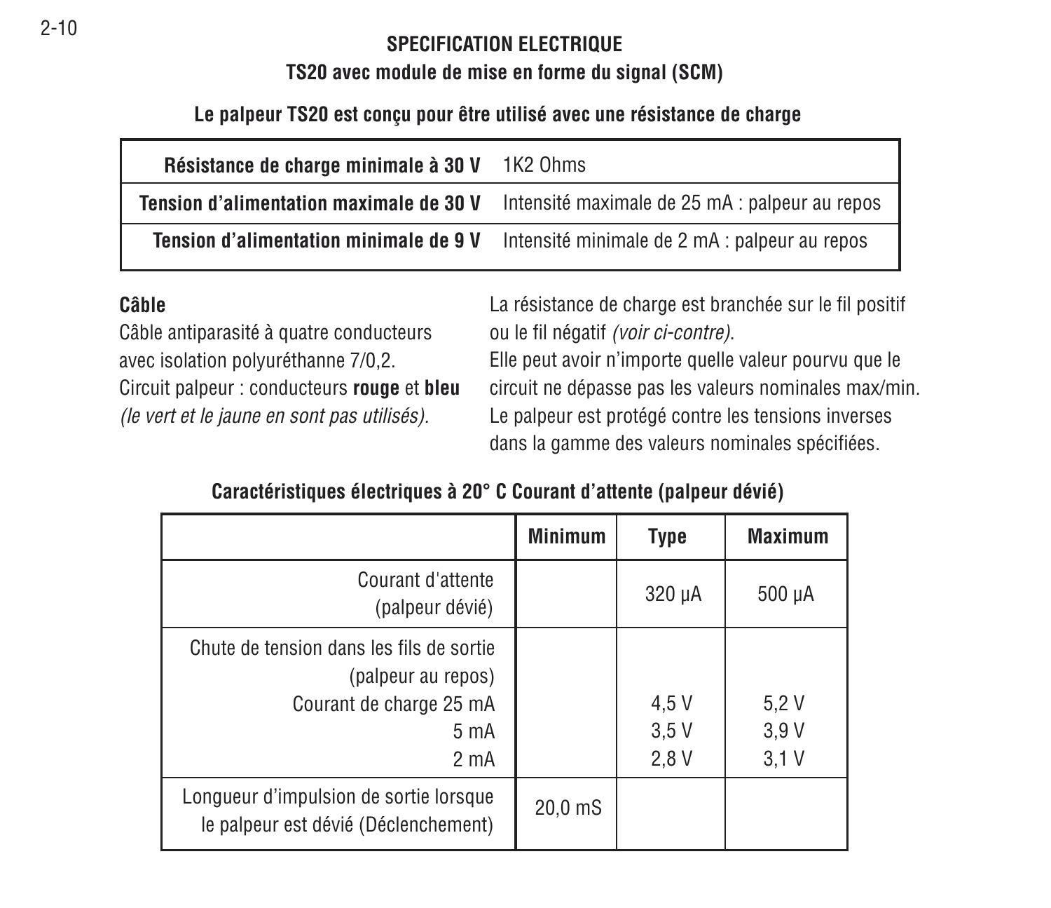## SPECIFICATION ELECTRIQUE

### TS20 avec module de mise en forme du signal (SCM)

**Le palpeur TS20 est conçu pour être utilisé avec une résistance de charge**

| | |
|---|---|
| **Résistance de charge minimale à 30 V** | 1K2 Ohms |
| **Tension d'alimentation maximale de 30 V** | Intensité maximale de 25 mA : palpeur au repos |
| **Tension d'alimentation minimale de 9 V** | Intensité minimale de 2 mA : palpeur au repos |

**Câble**

Câble antiparasité à quatre conducteurs avec isolation polyuréthanne 7/0,2.

Circuit palpeur : conducteurs **rouge** et **bleu** *(le vert et le jaune en sont pas utilisés).*

La résistance de charge est branchée sur le fil positif ou le fil négatif *(voir ci-contre).*

Elle peut avoir n'importe quelle valeur pourvu que le circuit ne dépasse pas les valeurs nominales max/min.

Le palpeur est protégé contre les tensions inverses dans la gamme des valeurs nominales spécifiées.

**Caractéristiques électriques à 20° C Courant d'attente (palpeur dévié)**

| | Minimum | Type | Maximum |
|---|---|---|---|
| Courant d'attente (palpeur dévié) | | 320 µA | 500 µA |
| Chute de tension dans les fils de sortie (palpeur au repos) | | | |
| Courant de charge 25 mA | | 4,5 V | 5,2 V |
| 5 mA | | 3,5 V | 3,9 V |
| 2 mA | | 2,8 V | 3,1 V |
| Longueur d'impulsion de sortie lorsque le palpeur est dévié (Déclenchement) | 20,0 mS | | |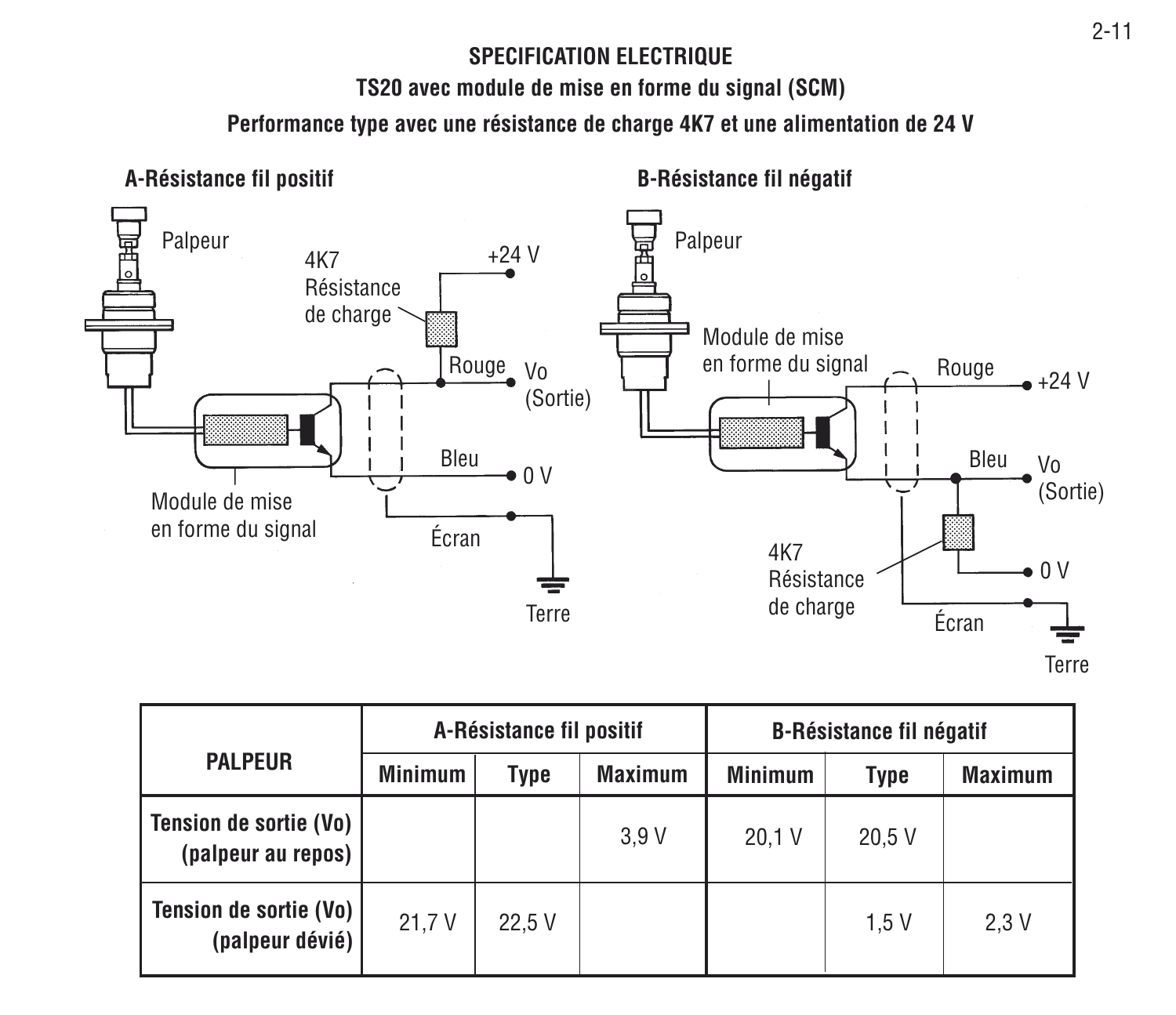## SPECIFICATION ELECTRIQUE

### TS20 avec module de mise en forme du signal (SCM)

### Performance type avec une résistance de charge 4K7 et une alimentation de 24 V

**A-Résistance fil positif**

Palpeur

4K7 Résistance de charge

+24 V

Rouge

Vo (Sortie)

Bleu

0 V

Écran

Terre

Module de mise en forme du signal

**B-Résistance fil négatif**

Palpeur

Module de mise en forme du signal

Rouge

+24 V

Bleu

Vo (Sortie)

4K7 Résistance de charge

0 V

Écran

Terre

| PALPEUR | A-Résistance fil positif | | | B-Résistance fil négatif | | |
|---|---|---|---|---|---|---|
| | Minimum | Type | Maximum | Minimum | Type | Maximum |
| Tension de sortie (Vo) (palpeur au repos) | | | 3,9 V | 20,1 V | 20,5 V | |
| Tension de sortie (Vo) (palpeur dévié) | 21,7 V | 22,5 V | | | 1,5 V | 2,3 V |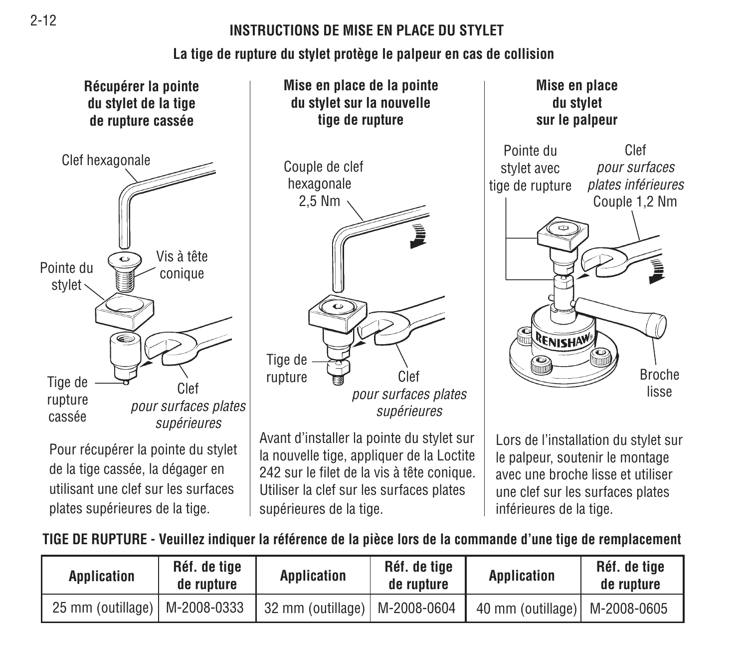# INSTRUCTIONS DE MISE EN PLACE DU STYLET

**La tige de rupture du stylet protège le palpeur en cas de collision**

### Récupérer la pointe du stylet de la tige de rupture cassée

Clef hexagonale

Pointe du stylet

Vis à tête conique

Tige de rupture cassée

Clef *pour surfaces plates supérieures*

Pour récupérer la pointe du stylet de la tige cassée, la dégager en utilisant une clef sur les surfaces plates supérieures de la tige.

### Mise en place de la pointe du stylet sur la nouvelle tige de rupture

Couple de clef hexagonale 2,5 Nm

Tige de rupture

Clef *pour surfaces plates supérieures*

Avant d'installer la pointe du stylet sur la nouvelle tige, appliquer de la Loctite 242 sur le filet de la vis à tête conique. Utiliser la clef sur les surfaces plates supérieures de la tige.

### Mise en place du stylet sur le palpeur

Pointe du stylet avec tige de rupture

Clef *pour surfaces plates inférieures* Couple 1,2 Nm

Broche lisse

Lors de l'installation du stylet sur le palpeur, soutenir le montage avec une broche lisse et utiliser une clef sur les surfaces plates inférieures de la tige.

**TIGE DE RUPTURE - Veuillez indiquer la référence de la pièce lors de la commande d'une tige de remplacement**

| Application | Réf. de tige de rupture | Application | Réf. de tige de rupture | Application | Réf. de tige de rupture |
|---|---|---|---|---|---|
| 25 mm (outillage) | M-2008-0333 | 32 mm (outillage) | M-2008-0604 | 40 mm (outillage) | M-2008-0605 |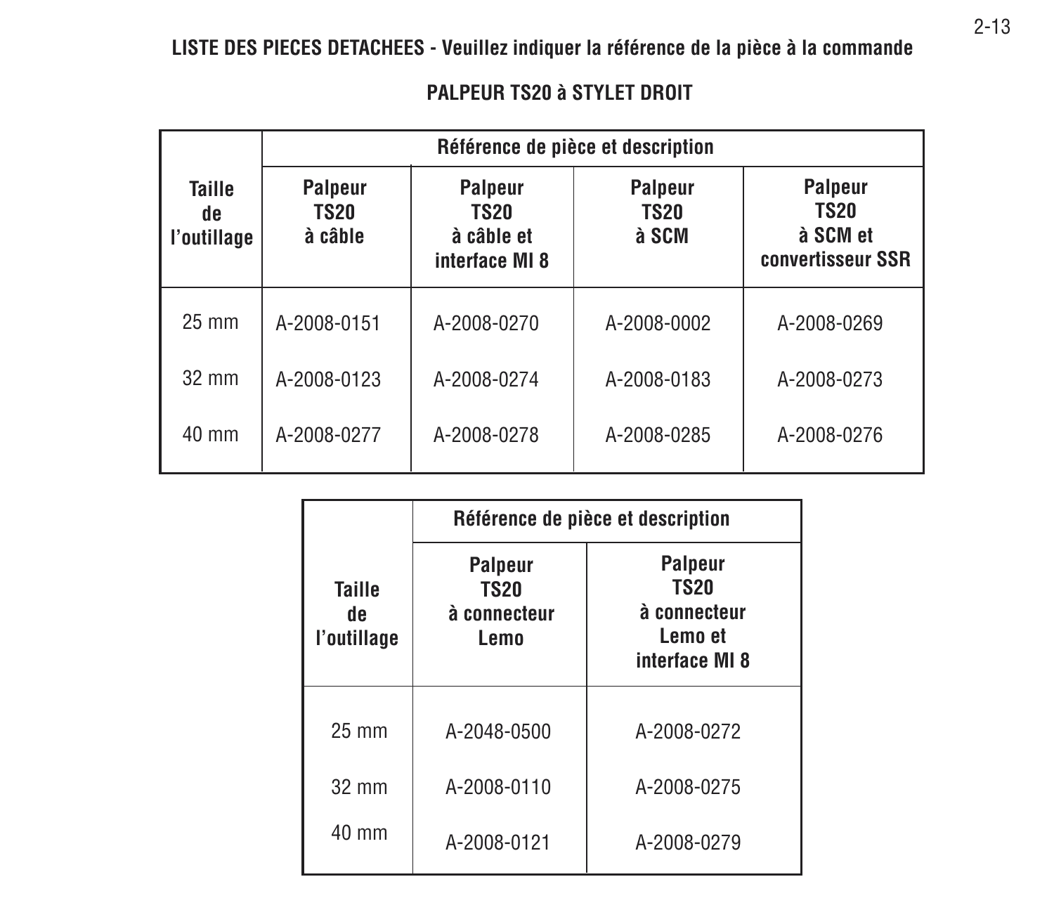**LISTE DES PIECES DETACHEES - Veuillez indiquer la référence de la pièce à la commande**

## PALPEUR TS20 à STYLET DROIT

| Taille de l'outillage | Référence de pièce et description | | | |
|---|---|---|---|---|
| | Palpeur TS20 à câble | Palpeur TS20 à câble et interface MI 8 | Palpeur TS20 à SCM | Palpeur TS20 à SCM et convertisseur SSR |
| 25 mm | A-2008-0151 | A-2008-0270 | A-2008-0002 | A-2008-0269 |
| 32 mm | A-2008-0123 | A-2008-0274 | A-2008-0183 | A-2008-0273 |
| 40 mm | A-2008-0277 | A-2008-0278 | A-2008-0285 | A-2008-0276 |

| Taille de l'outillage | Référence de pièce et description | |
|---|---|---|
| | Palpeur TS20 à connecteur Lemo | Palpeur TS20 à connecteur Lemo et interface MI 8 |
| 25 mm | A-2048-0500 | A-2008-0272 |
| 32 mm | A-2008-0110 | A-2008-0275 |
| 40 mm | A-2008-0121 | A-2008-0279 |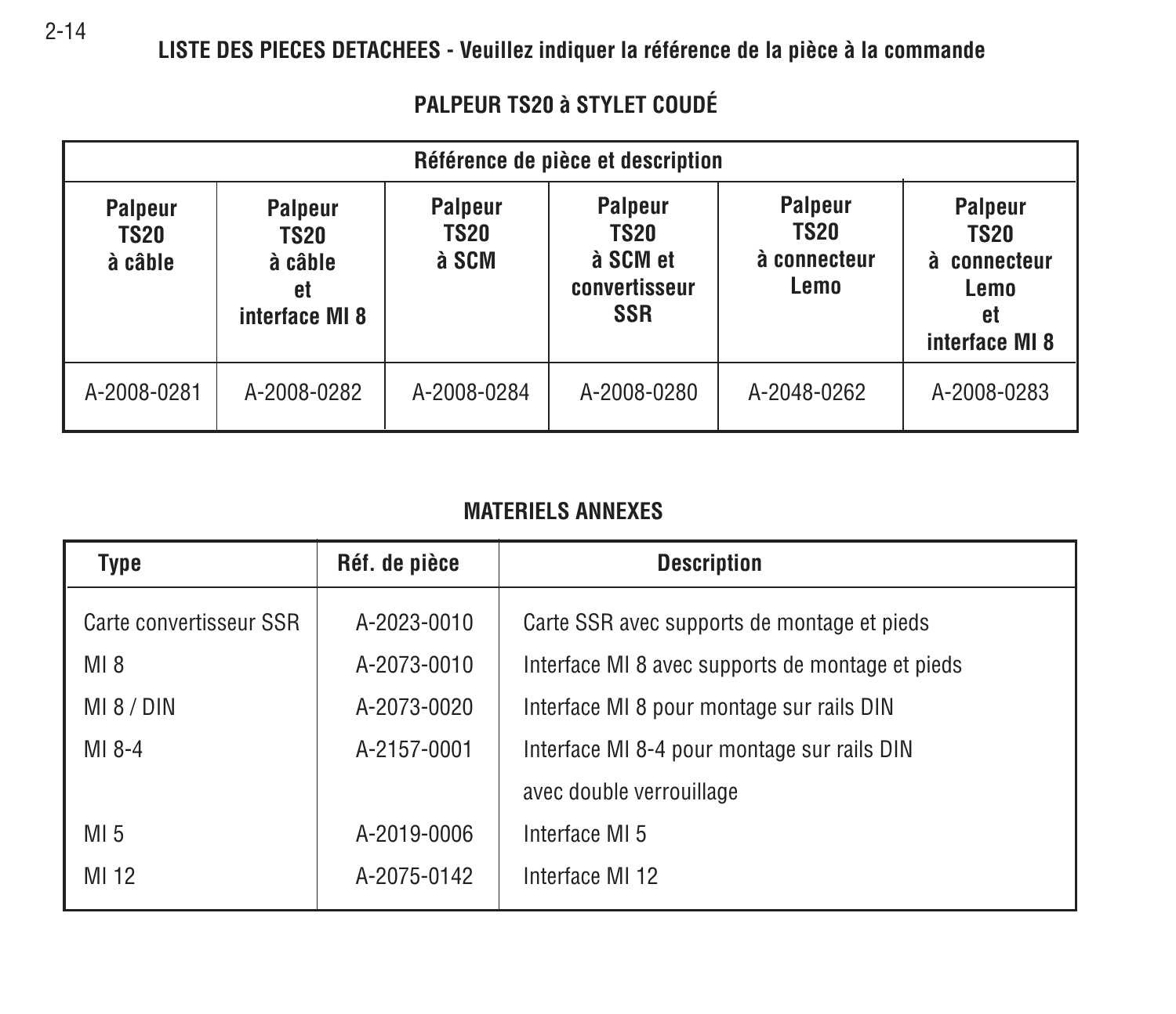## LISTE DES PIECES DETACHEES - Veuillez indiquer la référence de la pièce à la commande

### PALPEUR TS20 à STYLET COUDÉ

| Référence de pièce et description | | | | | |
|---|---|---|---|---|---|
| Palpeur TS20 à câble | Palpeur TS20 à câble et interface MI 8 | Palpeur TS20 à SCM | Palpeur TS20 à SCM et convertisseur SSR | Palpeur TS20 à connecteur Lemo | Palpeur TS20 à connecteur Lemo et interface MI 8 |
| A-2008-0281 | A-2008-0282 | A-2008-0284 | A-2008-0280 | A-2048-0262 | A-2008-0283 |

### MATERIELS ANNEXES

| Type | Réf. de pièce | Description |
|---|---|---|
| Carte convertisseur SSR | A-2023-0010 | Carte SSR avec supports de montage et pieds |
| MI 8 | A-2073-0010 | Interface MI 8 avec supports de montage et pieds |
| MI 8 / DIN | A-2073-0020 | Interface MI 8 pour montage sur rails DIN |
| MI 8-4 | A-2157-0001 | Interface MI 8-4 pour montage sur rails DIN avec double verrouillage |
| MI 5 | A-2019-0006 | Interface MI 5 |
| MI 12 | A-2075-0142 | Interface MI 12 |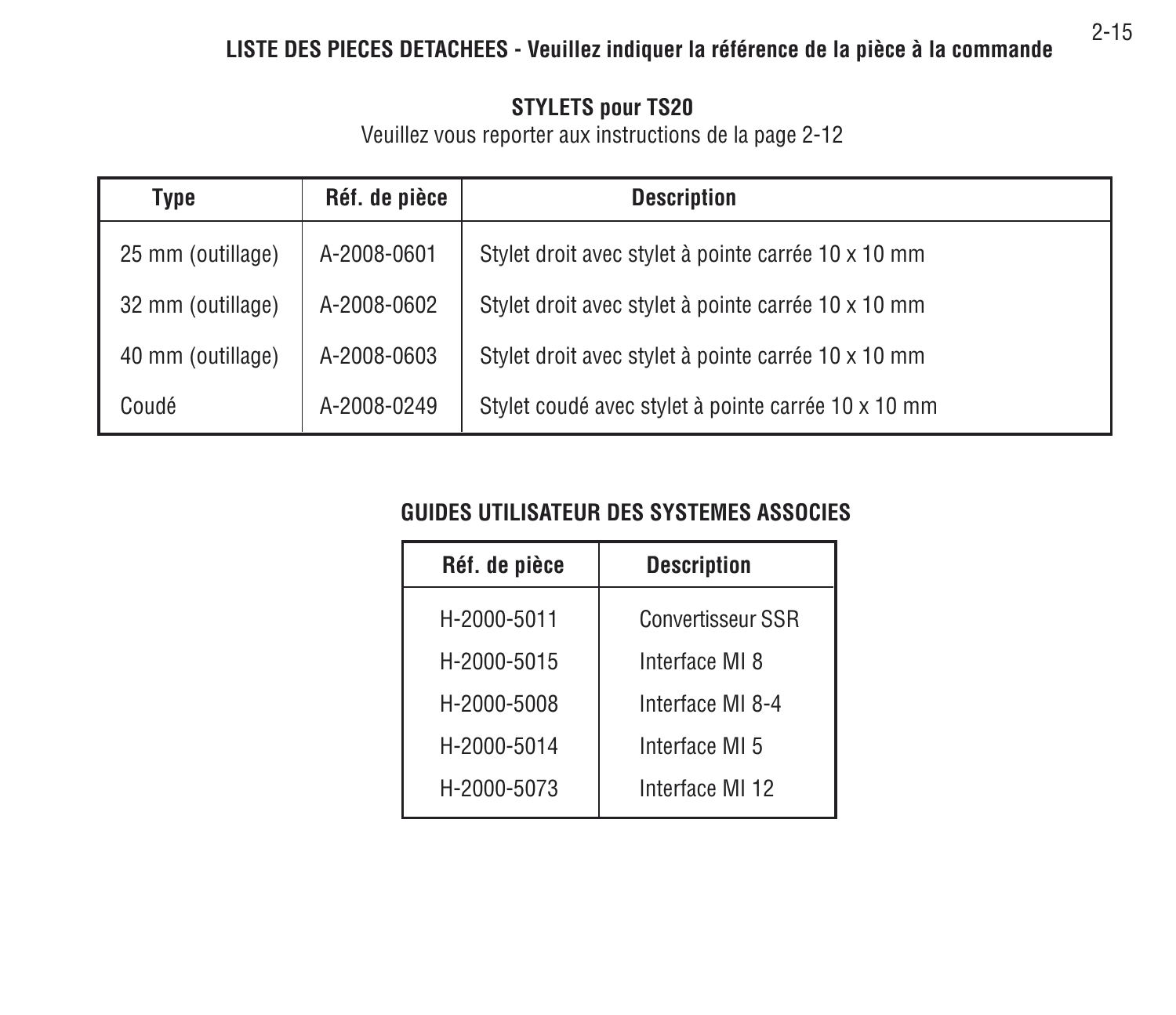## LISTE DES PIECES DETACHEES - Veuillez indiquer la référence de la pièce à la commande

### STYLETS pour TS20

Veuillez vous reporter aux instructions de la page 2-12

| Type | Réf. de pièce | Description |
|---|---|---|
| 25 mm (outillage) | A-2008-0601 | Stylet droit avec stylet à pointe carrée 10 x 10 mm |
| 32 mm (outillage) | A-2008-0602 | Stylet droit avec stylet à pointe carrée 10 x 10 mm |
| 40 mm (outillage) | A-2008-0603 | Stylet droit avec stylet à pointe carrée 10 x 10 mm |
| Coudé | A-2008-0249 | Stylet coudé avec stylet à pointe carrée 10 x 10 mm |

### GUIDES UTILISATEUR DES SYSTEMES ASSOCIES

| Réf. de pièce | Description |
|---|---|
| H-2000-5011 | Convertisseur SSR |
| H-2000-5015 | Interface MI 8 |
| H-2000-5008 | Interface MI 8-4 |
| H-2000-5014 | Interface MI 5 |
| H-2000-5073 | Interface MI 12 |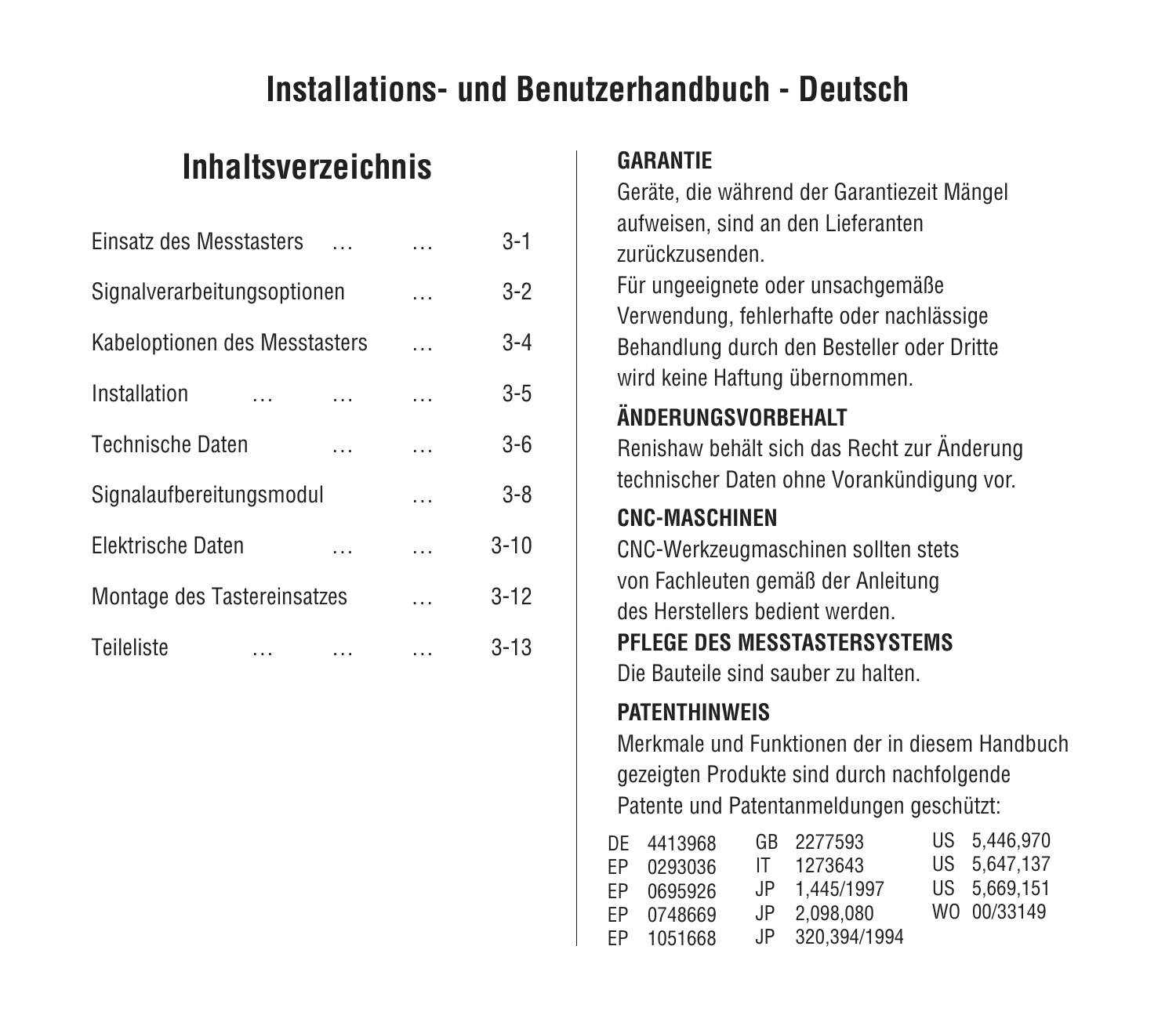# Installations- und Benutzerhandbuch - Deutsch

## Inhaltsverzeichnis

| | |
|---|---|
| Einsatz des Messtasters … … | 3-1 |
| Signalverarbeitungsoptionen … | 3-2 |
| Kabeloptionen des Messtasters … | 3-4 |
| Installation … … … | 3-5 |
| Technische Daten … … | 3-6 |
| Signalaufbereitungsmodul … | 3-8 |
| Elektrische Daten … … | 3-10 |
| Montage des Tastereinsatzes … | 3-12 |
| Teileliste … … … | 3-13 |

**GARANTIE**

Geräte, die während der Garantiezeit Mängel aufweisen, sind an den Lieferanten zurückzusenden.

Für ungeeignete oder unsachgemäße Verwendung, fehlerhafte oder nachlässige Behandlung durch den Besteller oder Dritte wird keine Haftung übernommen.

**ÄNDERUNGSVORBEHALT**

Renishaw behält sich das Recht zur Änderung technischer Daten ohne Vorankündigung vor.

**CNC-MASCHINEN**

CNC-Werkzeugmaschinen sollten stets von Fachleuten gemäß der Anleitung des Herstellers bedient werden.

**PFLEGE DES MESSTASTERSYSTEMS**

Die Bauteile sind sauber zu halten.

**PATENTHINWEIS**

Merkmale und Funktionen der in diesem Handbuch gezeigten Produkte sind durch nachfolgende Patente und Patentanmeldungen geschützt:

| | | |
|---|---|---|
| DE 4413968 | GB 2277593 | US 5,446,970 |
| EP 0293036 | IT 1273643 | US 5,647,137 |
| EP 0695926 | JP 1,445/1997 | US 5,669,151 |
| EP 0748669 | JP 2,098,080 | WO 00/33149 |
| EP 1051668 | JP 320,394/1994 | |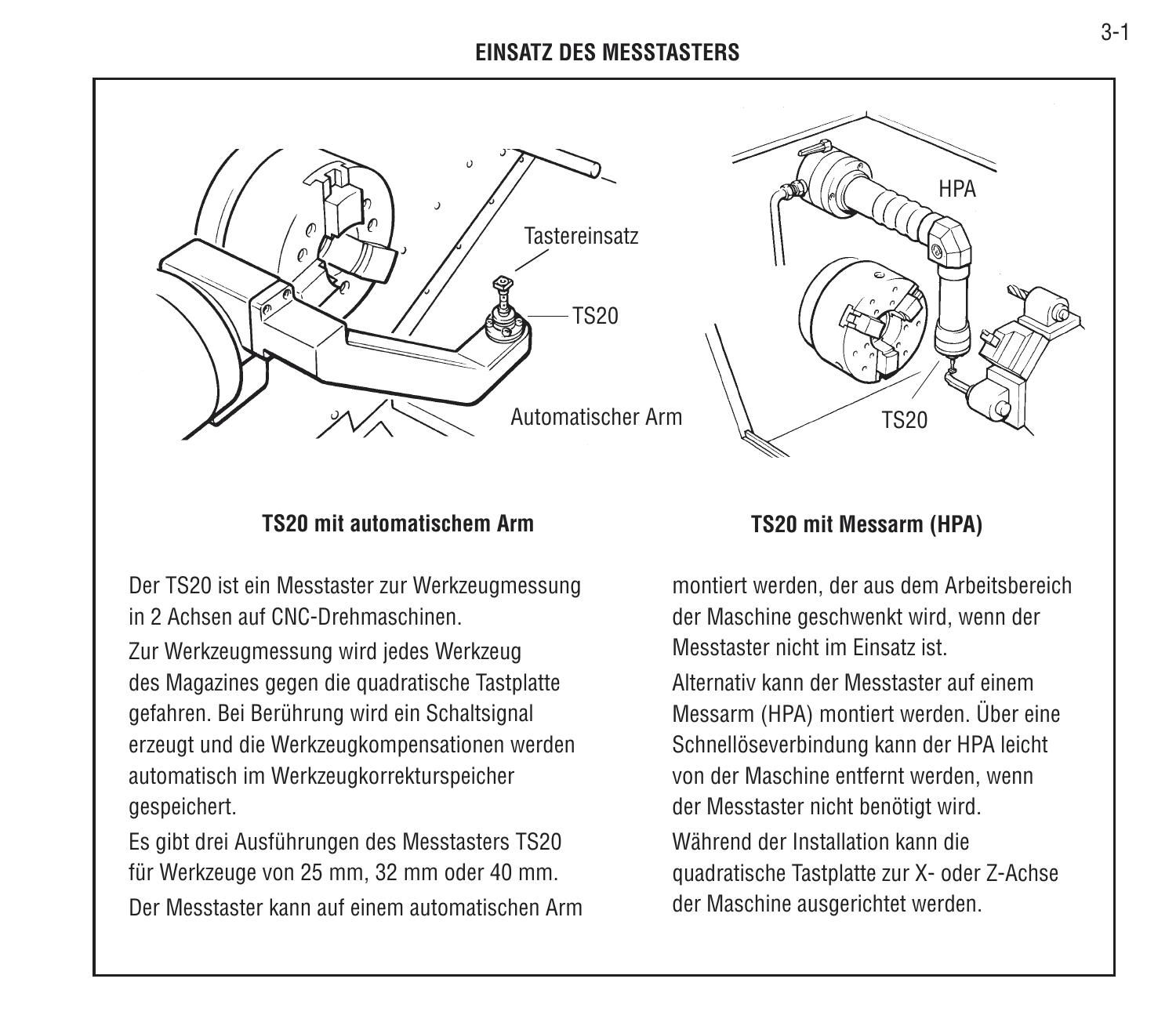# EINSATZ DES MESSTASTERS

Tastereinsatz

TS20

Automatischer Arm

HPA

TS20

**TS20 mit automatischem Arm**

**TS20 mit Messarm (HPA)**

Der TS20 ist ein Messtaster zur Werkzeugmessung in 2 Achsen auf CNC-Drehmaschinen.

Zur Werkzeugmessung wird jedes Werkzeug des Magazines gegen die quadratische Tastplatte gefahren. Bei Berührung wird ein Schaltsignal erzeugt und die Werkzeugkompensationen werden automatisch im Werkzeugkorrekturspeicher gespeichert.

Es gibt drei Ausführungen des Messtasters TS20 für Werkzeuge von 25 mm, 32 mm oder 40 mm.

Der Messtaster kann auf einem automatischen Arm montiert werden, der aus dem Arbeitsbereich der Maschine geschwenkt wird, wenn der Messtaster nicht im Einsatz ist.

Alternativ kann der Messtaster auf einem Messarm (HPA) montiert werden. Über eine Schnellöseverbindung kann der HPA leicht von der Maschine entfernt werden, wenn der Messtaster nicht benötigt wird.

Während der Installation kann die quadratische Tastplatte zur X- oder Z-Achse der Maschine ausgerichtet werden.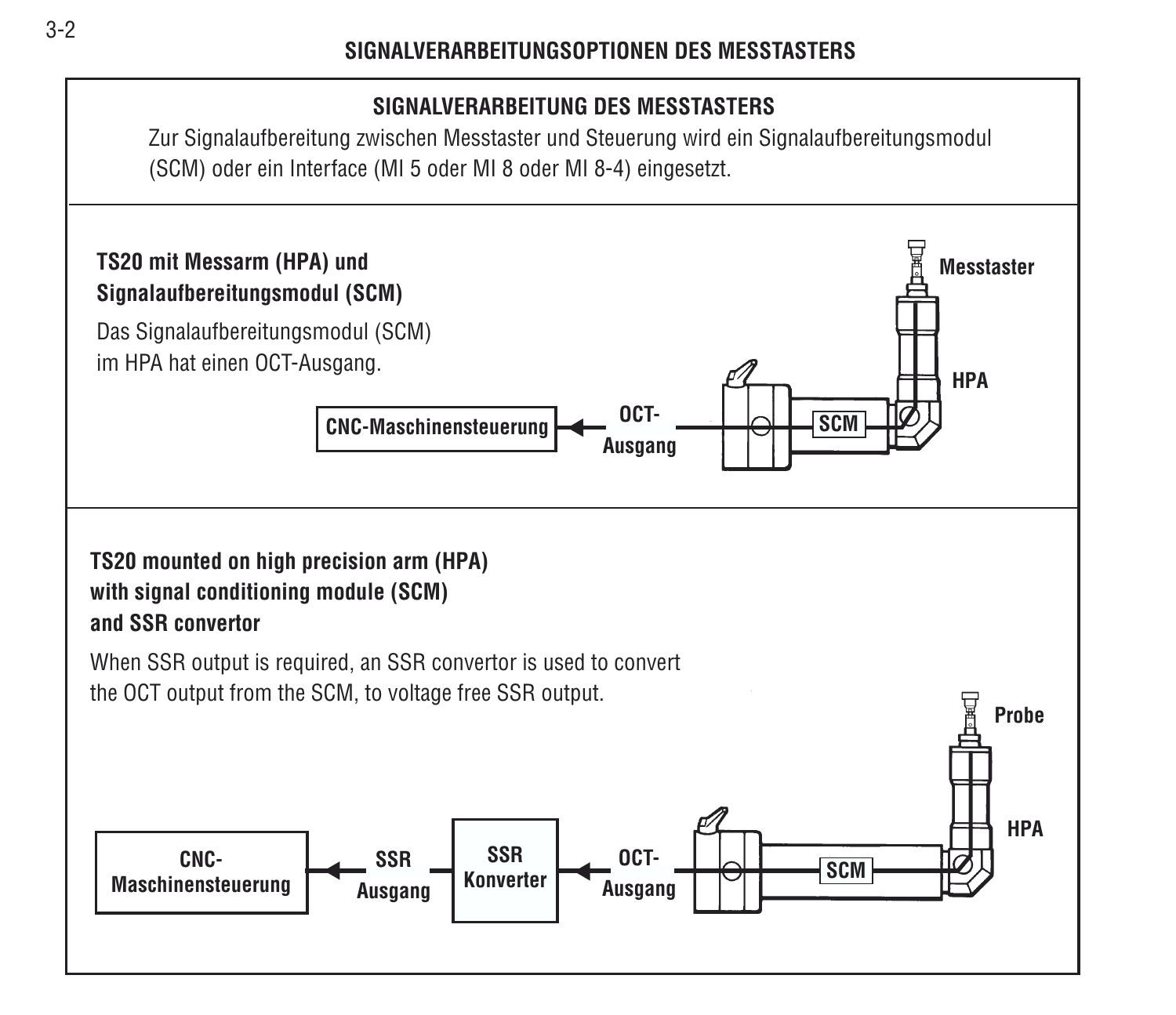# SIGNALVERARBEITUNGSOPTIONEN DES MESSTASTERS

## SIGNALVERARBEITUNG DES MESSTASTERS

Zur Signalaufbereitung zwischen Messtaster und Steuerung wird ein Signalaufbereitungsmodul (SCM) oder ein Interface (MI 5 oder MI 8 oder MI 8-4) eingesetzt.

### TS20 mit Messarm (HPA) und Signalaufbereitungsmodul (SCM)

Das Signalaufbereitungsmodul (SCM) im HPA hat einen OCT-Ausgang.

Messtaster

HPA

SCM

CNC-Maschinensteuerung ◄ OCT-Ausgang

### TS20 mounted on high precision arm (HPA) with signal conditioning module (SCM) and SSR convertor

When SSR output is required, an SSR convertor is used to convert the OCT output from the SCM, to voltage free SSR output.

Probe

HPA

SCM

CNC-Maschinensteuerung ◄ SSR Ausgang — SSR Konverter ◄ OCT-Ausgang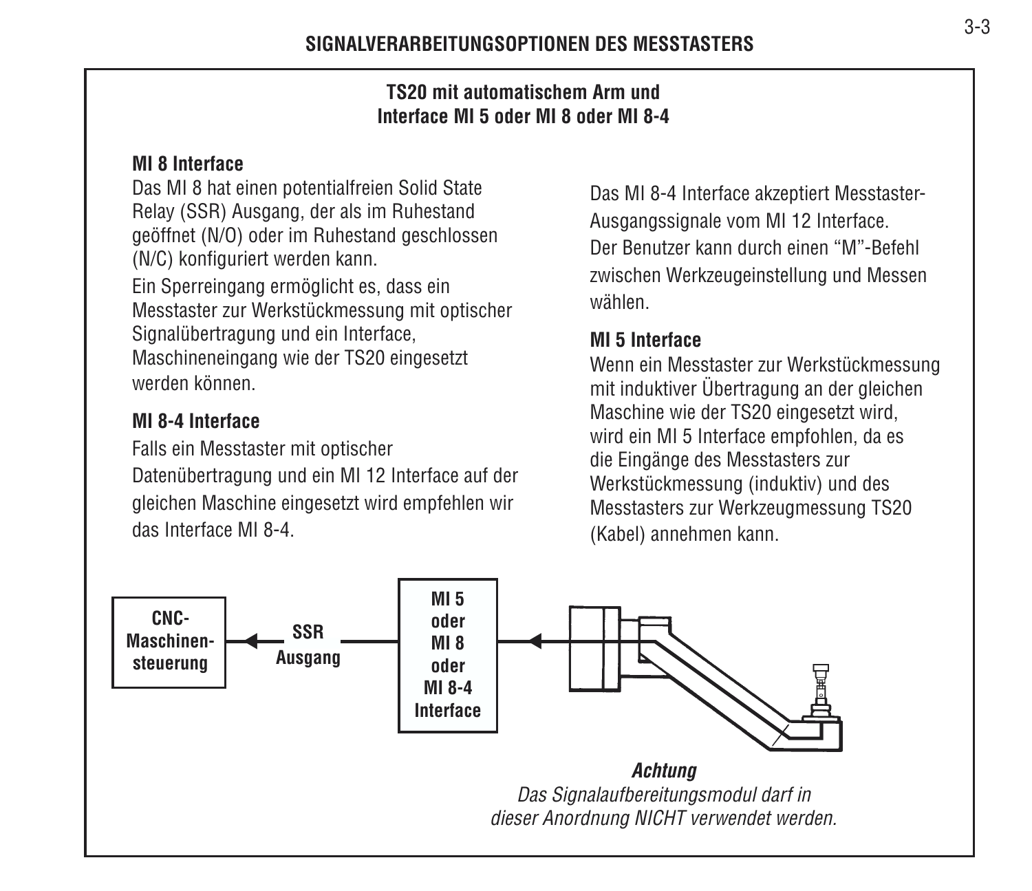## SIGNALVERARBEITUNGSOPTIONEN DES MESSTASTERS

### TS20 mit automatischem Arm und Interface MI 5 oder MI 8 oder MI 8-4

**MI 8 Interface**

Das MI 8 hat einen potentialfreien Solid State Relay (SSR) Ausgang, der als im Ruhestand geöffnet (N/O) oder im Ruhestand geschlossen (N/C) konfiguriert werden kann.

Ein Sperreingang ermöglicht es, dass ein Messtaster zur Werkstückmessung mit optischer Signalübertragung und ein Interface, Maschineneingang wie der TS20 eingesetzt werden können.

**MI 8-4 Interface**

Falls ein Messtaster mit optischer Datenübertragung und ein MI 12 Interface auf der gleichen Maschine eingesetzt wird empfehlen wir das Interface MI 8-4.

Das MI 8-4 Interface akzeptiert Messtaster-Ausgangssignale vom MI 12 Interface. Der Benutzer kann durch einen "M"-Befehl zwischen Werkzeugeinstellung und Messen wählen.

**MI 5 Interface**

Wenn ein Messtaster zur Werkstückmessung mit induktiver Übertragung an der gleichen Maschine wie der TS20 eingesetzt wird, wird ein MI 5 Interface empfohlen, da es die Eingänge des Messtasters zur Werkstückmessung (induktiv) und des Messtasters zur Werkzeugmessung TS20 (Kabel) annehmen kann.

CNC-Maschinensteuerung ← SSR Ausgang ← MI 5 oder MI 8 oder MI 8-4 Interface ←

***Achtung***

*Das Signalaufbereitungsmodul darf in dieser Anordnung NICHT verwendet werden.*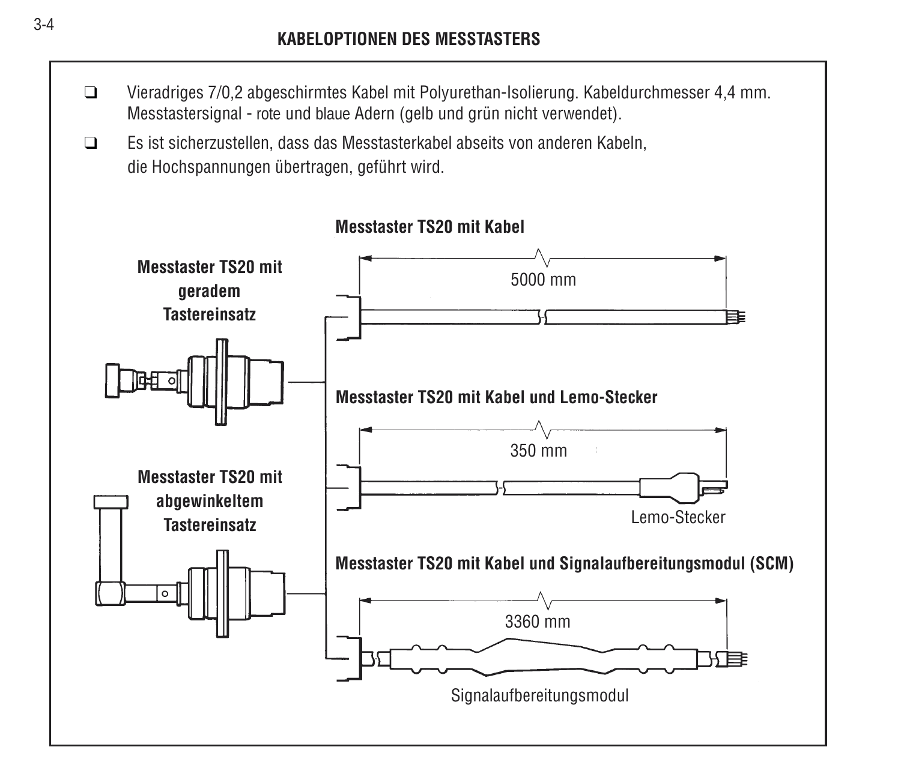## KABELOPTIONEN DES MESSTASTERS

- Vieradriges 7/0,2 abgeschirmtes Kabel mit Polyurethan-Isolierung. Kabeldurchmesser 4,4 mm. Messtastersignal - rote und blaue Adern (gelb und grün nicht verwendet).
- Es ist sicherzustellen, dass das Messtasterkabel abseits von anderen Kabeln, die Hochspannungen übertragen, geführt wird.

**Messtaster TS20 mit geradem Tastereinsatz**

**Messtaster TS20 mit abgewinkeltem Tastereinsatz**

**Messtaster TS20 mit Kabel**

5000 mm

**Messtaster TS20 mit Kabel und Lemo-Stecker**

350 mm

Lemo-Stecker

**Messtaster TS20 mit Kabel und Signalaufbereitungsmodul (SCM)**

3360 mm

Signalaufbereitungsmodul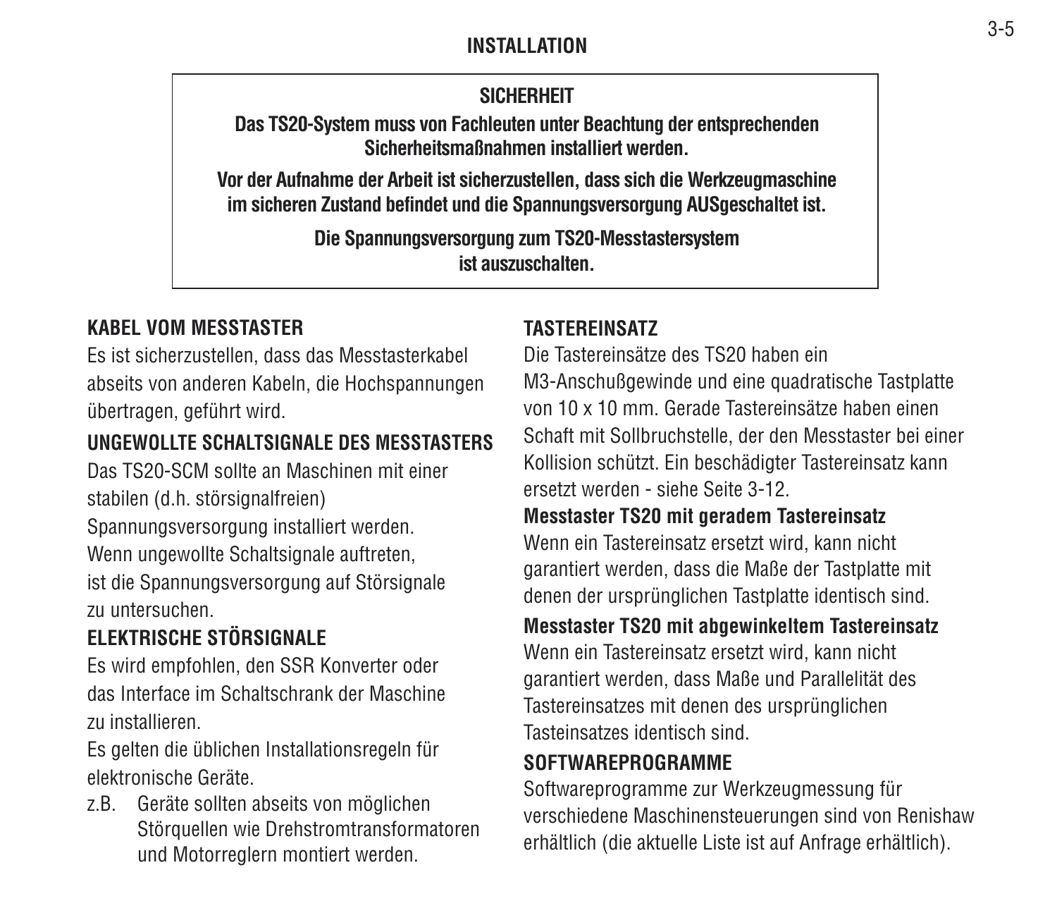## INSTALLATION

**SICHERHEIT**

**Das TS20-System muss von Fachleuten unter Beachtung der entsprechenden Sicherheitsmaßnahmen installiert werden.**

**Vor der Aufnahme der Arbeit ist sicherzustellen, dass sich die Werkzeugmaschine im sicheren Zustand befindet und die Spannungsversorgung AUSgeschaltet ist.**

**Die Spannungsversorgung zum TS20-Messtastersystem ist auszuschalten.**

### KABEL VOM MESSTASTER

Es ist sicherzustellen, dass das Messtasterkabel abseits von anderen Kabeln, die Hochspannungen übertragen, geführt wird.

### UNGEWOLLTE SCHALTSIGNALE DES MESSTASTERS

Das TS20-SCM sollte an Maschinen mit einer stabilen (d.h. störsignalfreien) Spannungsversorgung installiert werden. Wenn ungewollte Schaltsignale auftreten, ist die Spannungsversorgung auf Störsignale zu untersuchen.

### ELEKTRISCHE STÖRSIGNALE

Es wird empfohlen, den SSR Konverter oder das Interface im Schaltschrank der Maschine zu installieren.

Es gelten die üblichen Installationsregeln für elektronische Geräte.

z.B. Geräte sollten abseits von möglichen Störquellen wie Drehstromtransformatoren und Motorreglern montiert werden.

### TASTEREINSATZ

Die Tastereinsätze des TS20 haben ein M3-Anschußgewinde und eine quadratische Tastplatte von 10 x 10 mm. Gerade Tastereinsätze haben einen Schaft mit Sollbruchstelle, der den Messtaster bei einer Kollision schützt. Ein beschädigter Tastereinsatz kann ersetzt werden - siehe Seite 3-12.

**Messtaster TS20 mit geradem Tastereinsatz**

Wenn ein Tastereinsatz ersetzt wird, kann nicht garantiert werden, dass die Maße der Tastplatte mit denen der ursprünglichen Tastplatte identisch sind.

**Messtaster TS20 mit abgewinkeltem Tastereinsatz**

Wenn ein Tastereinsatz ersetzt wird, kann nicht garantiert werden, dass Maße und Parallelität des Tastereinsatzes mit denen des ursprünglichen Tasteinsatzes identisch sind.

### SOFTWAREPROGRAMME

Softwareprogramme zur Werkzeugmessung für verschiedene Maschinensteuerungen sind von Renishaw erhältlich (die aktuelle Liste ist auf Anfrage erhältlich).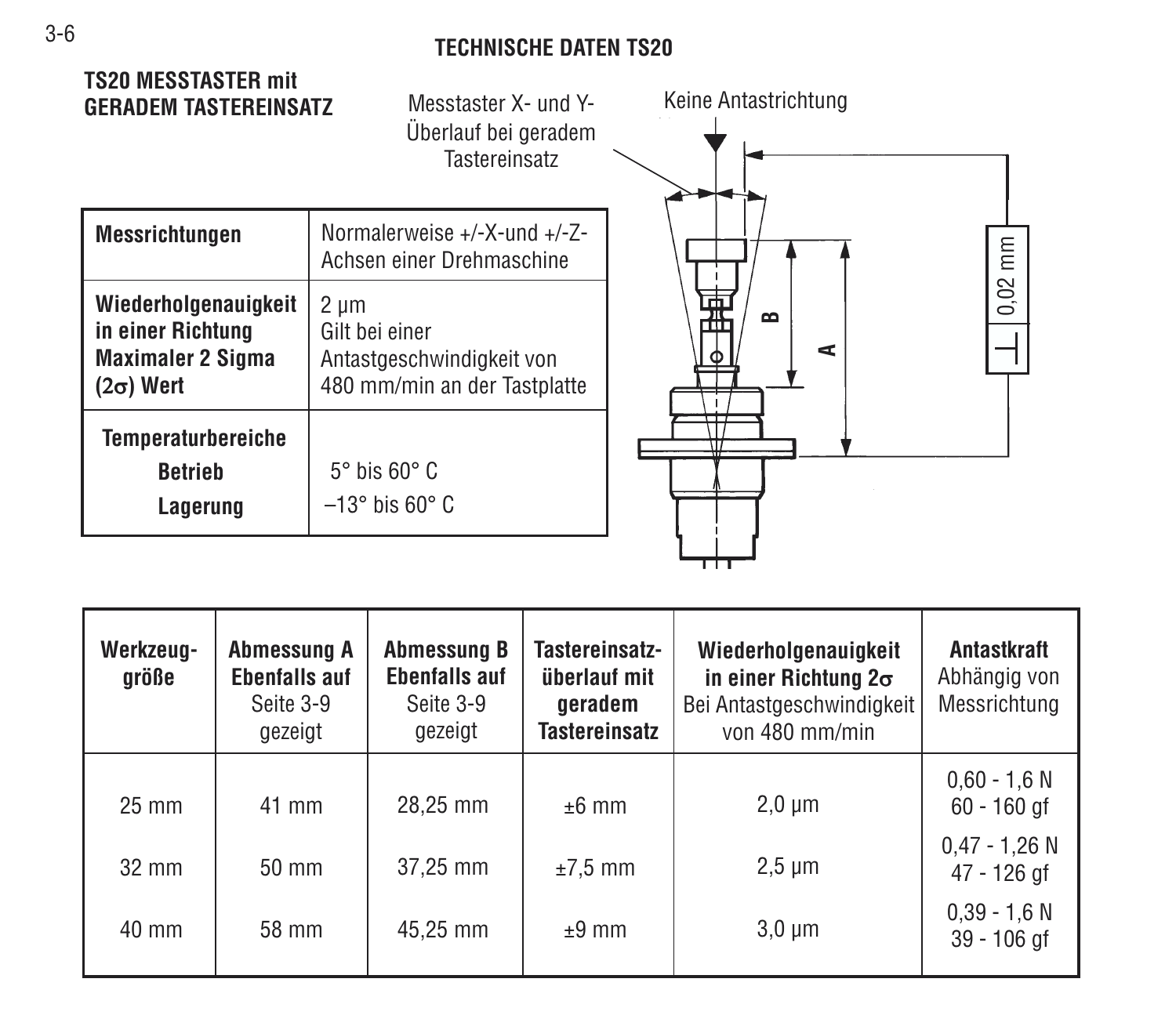# TECHNISCHE DATEN TS20

## TS20 MESSTASTER mit GERADEM TASTEREINSATZ

| Messrichtungen | Normalerweise +/-X-und +/-Z-Achsen einer Drehmaschine |
|---|---|
| **Wiederholgenauigkeit in einer Richtung Maximaler 2 Sigma ($2\sigma$) Wert** | 2 µm Gilt bei einer Antastgeschwindigkeit von 480 mm/min an der Tastplatte |
| **Temperaturbereiche** | |
| **Betrieb** | 5° bis 60° C |
| **Lagerung** | –13° bis 60° C |

Messtaster X- und Y-Überlauf bei geradem Tastereinsatz

Keine Antastrichtung

B

A

⊥ 0,02 mm

| **Werkzeug-größe** | **Abmessung A Ebenfalls auf** Seite 3-9 gezeigt | **Abmessung B Ebenfalls auf** Seite 3-9 gezeigt | **Tastereinsatz-überlauf mit geradem Tastereinsatz** | **Wiederholgenauigkeit in einer Richtung $2\sigma$** Bei Antastgeschwindigkeit von 480 mm/min | **Antastkraft** Abhängig von Messrichtung |
|---|---|---|---|---|---|
| 25 mm | 41 mm | 28,25 mm | ±6 mm | 2,0 µm | 0,60 - 1,6 N 60 - 160 gf |
| 32 mm | 50 mm | 37,25 mm | ±7,5 mm | 2,5 µm | 0,47 - 1,26 N 47 - 126 gf |
| 40 mm | 58 mm | 45,25 mm | ±9 mm | 3,0 µm | 0,39 - 1,6 N 39 - 106 gf |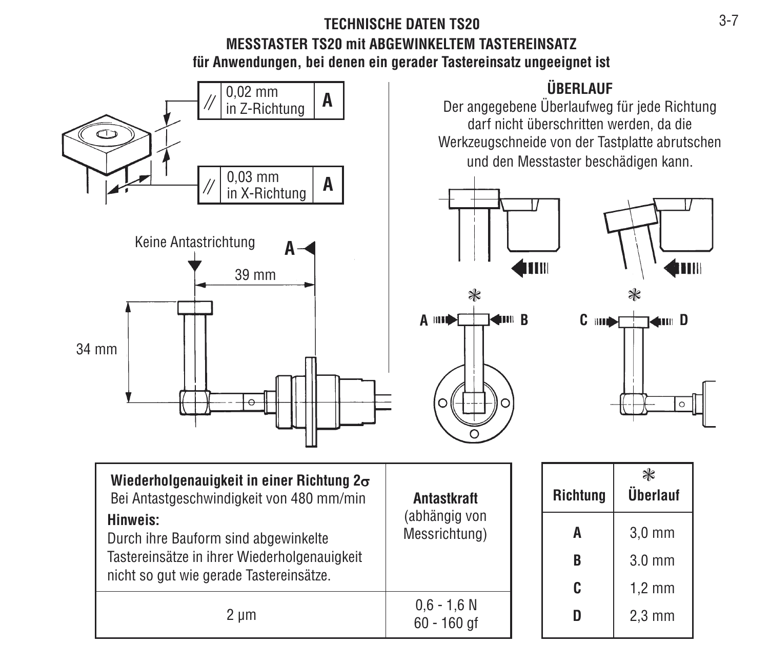# TECHNISCHE DATEN TS20

## MESSTASTER TS20 mit ABGEWINKELTEM TASTEREINSATZ

**für Anwendungen, bei denen ein gerader Tastereinsatz ungeeignet ist**

| // | 0,02 mm in Z-Richtung | A |
|---|---|---|

| // | 0,03 mm in X-Richtung | A |
|---|---|---|

Keine Antastrichtung

A

39 mm

34 mm

### ÜBERLAUF

Der angegebene Überlaufweg für jede Richtung darf nicht überschritten werden, da die Werkzeugschneide von der Tastplatte abrutschen und den Messtaster beschädigen kann.

| **Wiederholgenauigkeit in einer Richtung 2σ**<br>Bei Antastgeschwindigkeit von 480 mm/min<br>**Hinweis:**<br>Durch ihre Bauform sind abgewinkelte Tastereinsätze in ihrer Wiederholgenauigkeit nicht so gut wie gerade Tastereinsätze. | **Antastkraft**<br>(abhängig von Messrichtung) |
|---|---|
| 2 µm | 0,6 - 1,6 N<br>60 - 160 gf |

| Richtung | * Überlauf |
|---|---|
| A | 3,0 mm |
| B | 3.0 mm |
| C | 1,2 mm |
| D | 2,3 mm |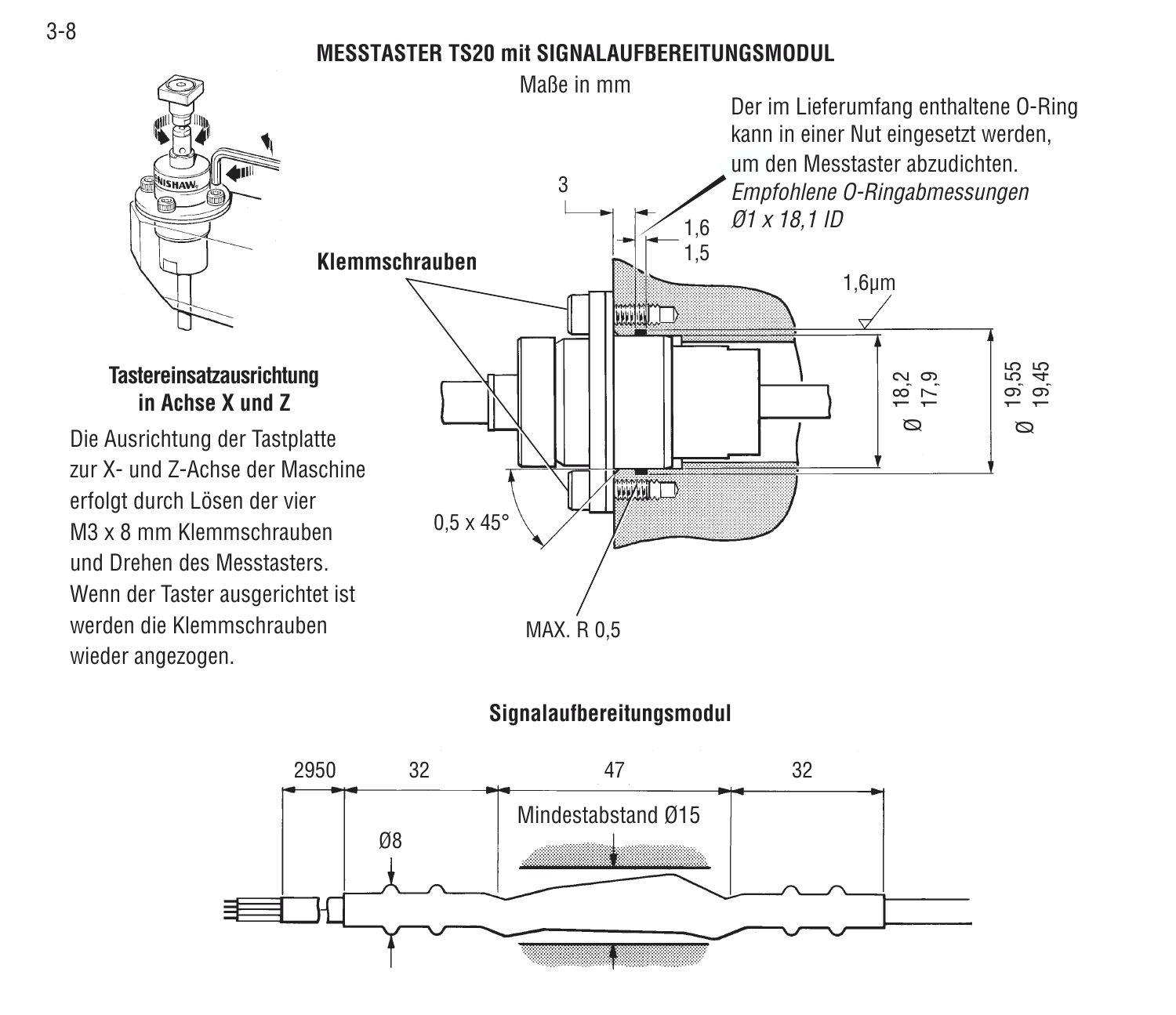# MESSTASTER TS20 mit SIGNALAUFBEREITUNGSMODUL

Maße in mm

Der im Lieferumfang enthaltene O-Ring kann in einer Nut eingesetzt werden, um den Messtaster abzudichten. *Empfohlene O-Ringabmessungen Ø1 x 18,1 ID*

3

1,6
1,5

**Klemmschrauben**

1,6µm

Ø 18,2 / 17,9

Ø 19,55 / 19,45

0,5 x 45°

MAX. R 0,5

**Tastereinsatzausrichtung in Achse X und Z**

Die Ausrichtung der Tastplatte zur X- und Z-Achse der Maschine erfolgt durch Lösen der vier M3 x 8 mm Klemmschrauben und Drehen des Messtasters. Wenn der Taster ausgerichtet ist werden die Klemmschrauben wieder angezogen.

**Signalaufbereitungsmodul**

2950 | 32 | 47 | 32

Mindestabstand Ø15

Ø8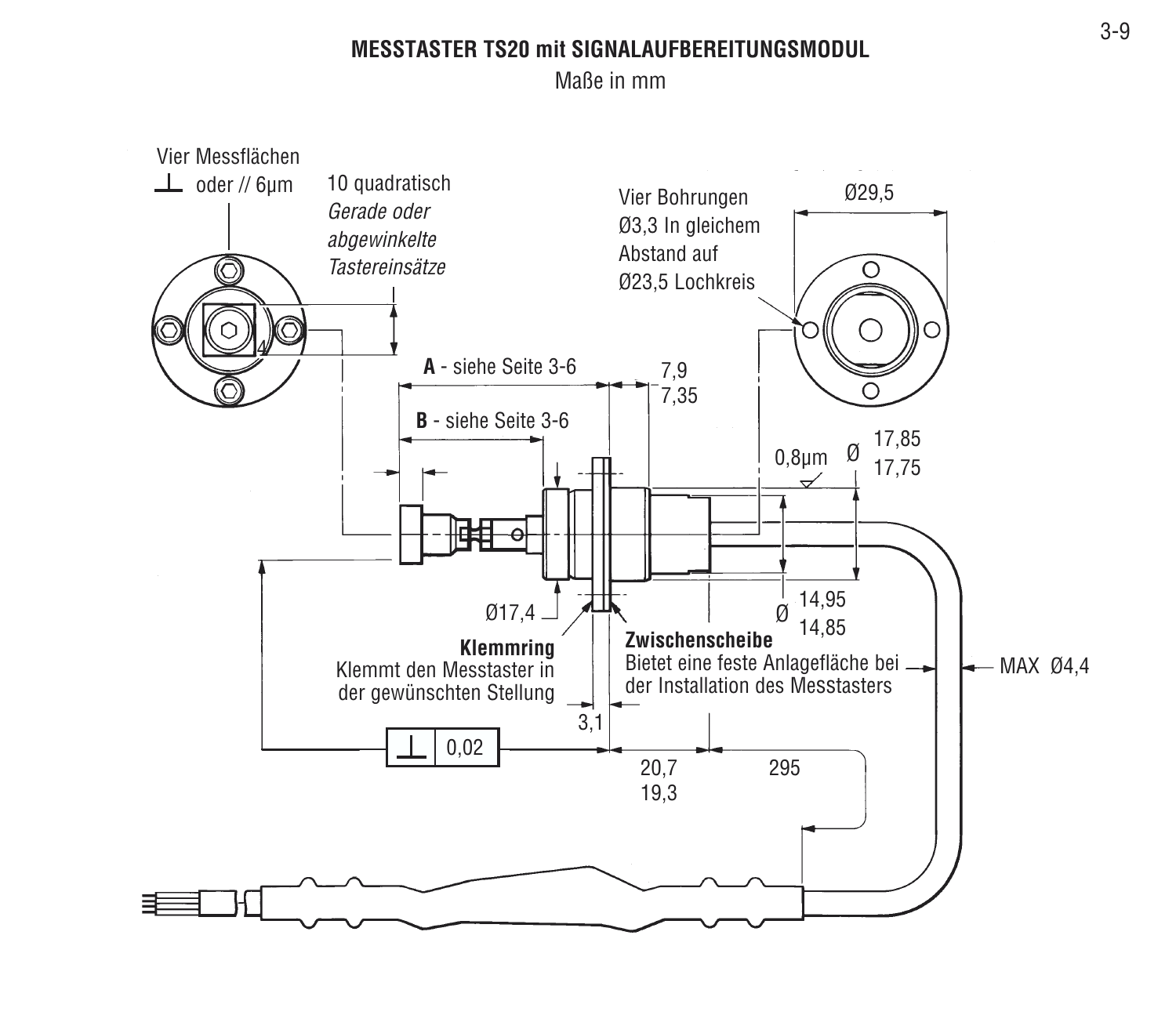# MESSTASTER TS20 mit SIGNALAUFBEREITUNGSMODUL

Maße in mm

Vier Messflächen
⊥ oder // 6µm

10 quadratisch
*Gerade oder abgewinkelte Tastereinsätze*

4

Vier Bohrungen Ø3,3 In gleichem Abstand auf Ø23,5 Lochkreis

Ø29,5

**A** - siehe Seite 3-6

**B** - siehe Seite 3-6

7,9
7,35

0,8µm

Ø 17,85
17,75

Ø17,4

Ø 14,95
14,85

**Klemmring**
Klemmt den Messtaster in der gewünschten Stellung

**Zwischenscheibe**
Bietet eine feste Anlagefläche bei der Installation des Messtasters

MAX Ø4,4

3,1

⊥ 0,02

20,7
19,3

295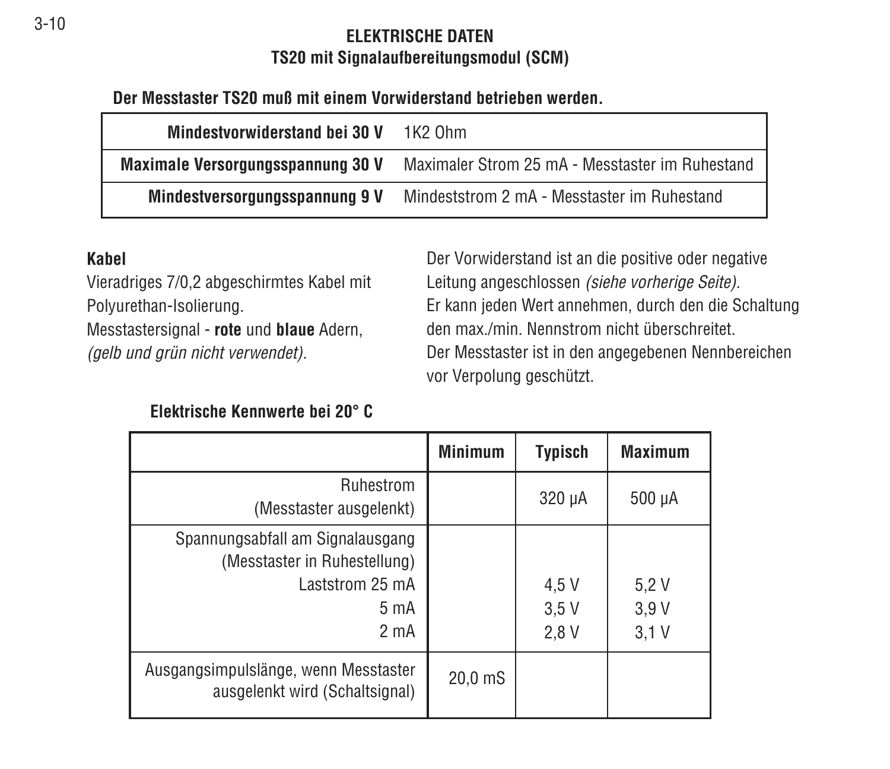## ELEKTRISCHE DATEN
### TS20 mit Signalaufbereitungsmodul (SCM)

**Der Messtaster TS20 muß mit einem Vorwiderstand betrieben werden.**

| | |
|---|---|
| **Mindestvorwiderstand bei 30 V** | 1K2 Ohm |
| **Maximale Versorgungsspannung 30 V** | Maximaler Strom 25 mA - Messtaster im Ruhestand |
| **Mindestversorgungsspannung 9 V** | Mindeststrom 2 mA - Messtaster im Ruhestand |

**Kabel**
Vieradriges 7/0,2 abgeschirmtes Kabel mit Polyurethan-Isolierung.
Messtastersignal - **rote** und **blaue** Adern, *(gelb und grün nicht verwendet).*

Der Vorwiderstand ist an die positive oder negative Leitung angeschlossen *(siehe vorherige Seite).*
Er kann jeden Wert annehmen, durch den die Schaltung den max./min. Nennstrom nicht überschreitet.
Der Messtaster ist in den angegebenen Nennbereichen vor Verpolung geschützt.

**Elektrische Kennwerte bei 20° C**

| | Minimum | Typisch | Maximum |
|---|---|---|---|
| Ruhestrom (Messtaster ausgelenkt) | | 320 µA | 500 µA |
| Spannungsabfall am Signalausgang (Messtaster in Ruhestellung) | | | |
| Laststrom 25 mA | | 4,5 V | 5,2 V |
| 5 mA | | 3,5 V | 3,9 V |
| 2 mA | | 2,8 V | 3,1 V |
| Ausgangsimpulslänge, wenn Messtaster ausgelenkt wird (Schaltsignal) | 20,0 mS | | |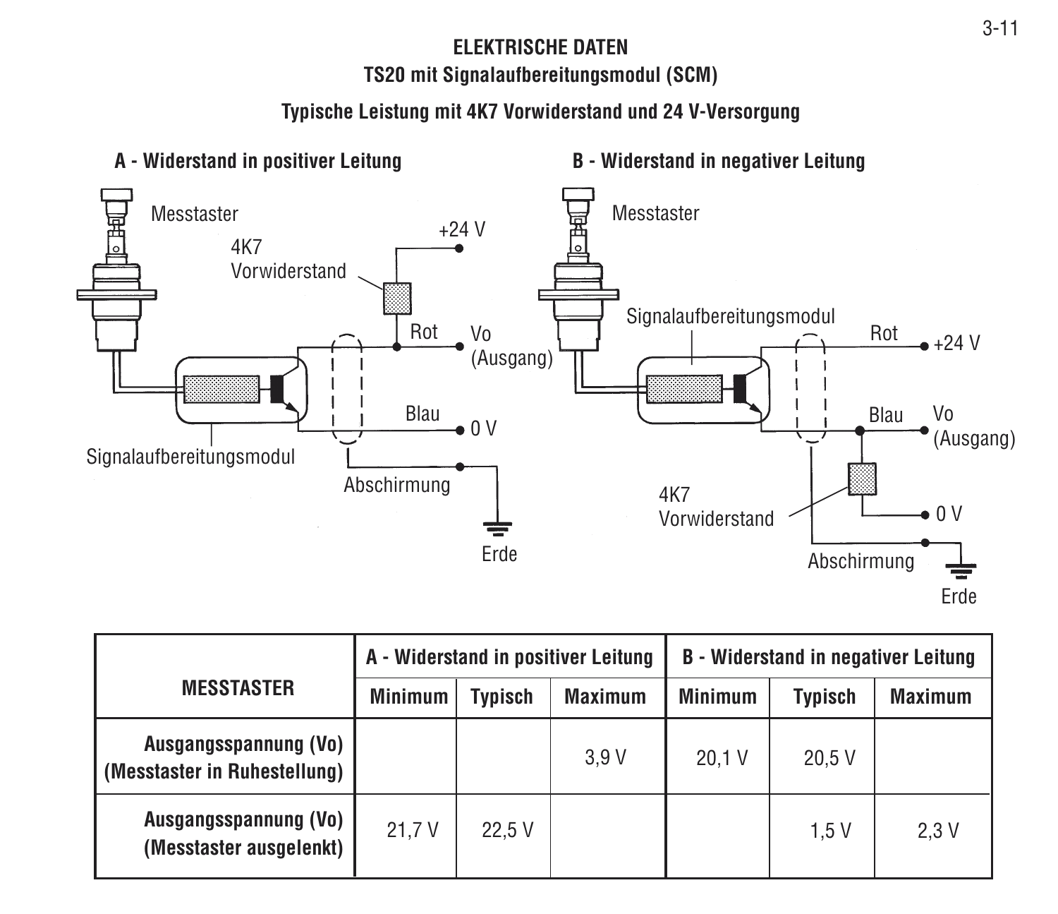# ELEKTRISCHE DATEN

## TS20 mit Signalaufbereitungsmodul (SCM)

### Typische Leistung mit 4K7 Vorwiderstand und 24 V-Versorgung

**A - Widerstand in positiver Leitung**

Messtaster

4K7 Vorwiderstand

+24 V

Rot

Vo (Ausgang)

Blau

0 V

Signalaufbereitungsmodul

Abschirmung

Erde

**B - Widerstand in negativer Leitung**

Messtaster

Signalaufbereitungsmodul

Rot

+24 V

Blau

Vo (Ausgang)

4K7 Vorwiderstand

0 V

Abschirmung

Erde

| MESSTASTER | A - Widerstand in positiver Leitung | | | B - Widerstand in negativer Leitung | | |
|---|---|---|---|---|---|---|
| | Minimum | Typisch | Maximum | Minimum | Typisch | Maximum |
| **Ausgangsspannung (Vo) (Messtaster in Ruhestellung)** | | | 3,9 V | 20,1 V | 20,5 V | |
| **Ausgangsspannung (Vo) (Messtaster ausgelenkt)** | 21,7 V | 22,5 V | | | 1,5 V | 2,3 V |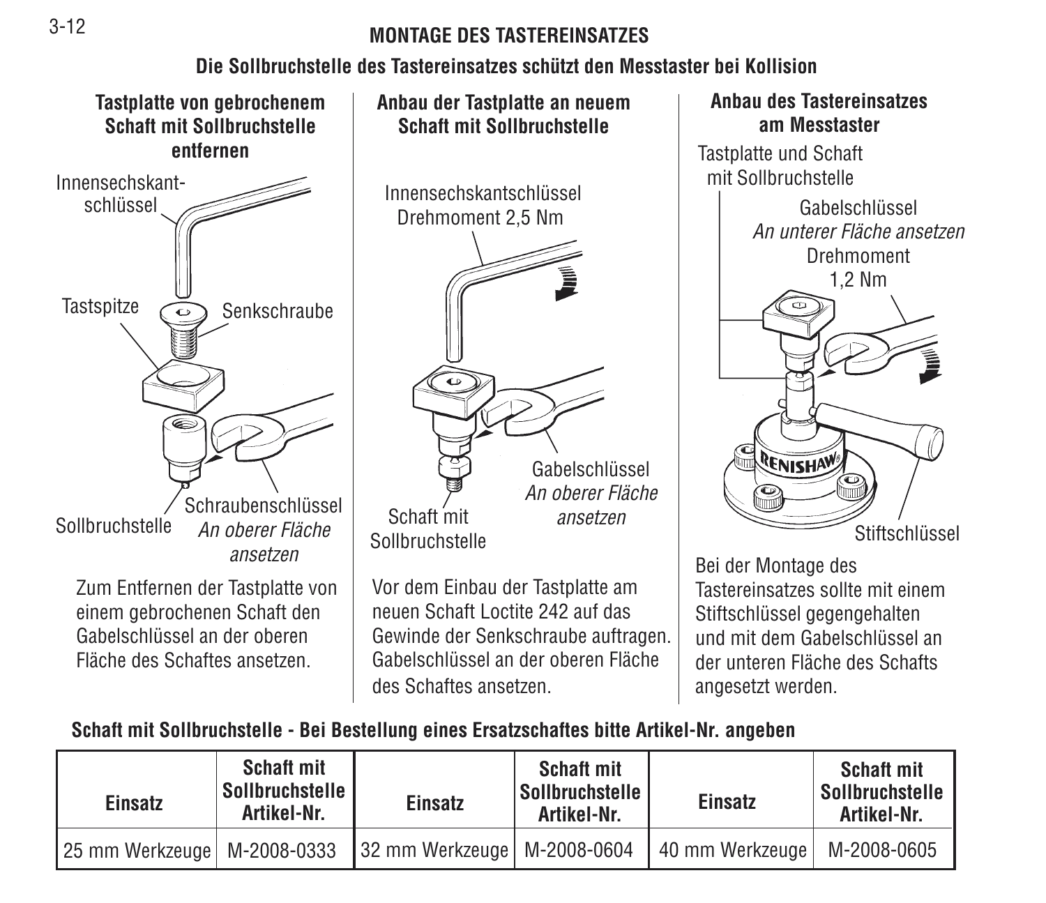# MONTAGE DES TASTEREINSATZES

## Die Sollbruchstelle des Tastereinsatzes schützt den Messtaster bei Kollision

### Tastplatte von gebrochenem Schaft mit Sollbruchstelle entfernen

Innensechskantschlüssel

Tastspitze

Senkschraube

Sollbruchstelle

Schraubenschlüssel
*An oberer Fläche ansetzen*

Zum Entfernen der Tastplatte von einem gebrochenen Schaft den Gabelschlüssel an der oberen Fläche des Schaftes ansetzen.

### Anbau der Tastplatte an neuem Schaft mit Sollbruchstelle

Innensechskantschlüssel
Drehmoment 2,5 Nm

Gabelschlüssel
*An oberer Fläche ansetzen*

Schaft mit Sollbruchstelle

Vor dem Einbau der Tastplatte am neuen Schaft Loctite 242 auf das Gewinde der Senkschraube auftragen. Gabelschlüssel an der oberen Fläche des Schaftes ansetzen.

### Anbau des Tastereinsatzes am Messtaster

Tastplatte und Schaft mit Sollbruchstelle

Gabelschlüssel
*An unterer Fläche ansetzen*
Drehmoment
1,2 Nm

Stiftschlüssel

Bei der Montage des Tastereinsatzes sollte mit einem Stiftschlüssel gegengehalten und mit dem Gabelschlüssel an der unteren Fläche des Schafts angesetzt werden.

**Schaft mit Sollbruchstelle - Bei Bestellung eines Ersatzschaftes bitte Artikel-Nr. angeben**

| Einsatz | Schaft mit Sollbruchstelle Artikel-Nr. | Einsatz | Schaft mit Sollbruchstelle Artikel-Nr. | Einsatz | Schaft mit Sollbruchstelle Artikel-Nr. |
|---|---|---|---|---|---|
| 25 mm Werkzeuge | M-2008-0333 | 32 mm Werkzeuge | M-2008-0604 | 40 mm Werkzeuge | M-2008-0605 |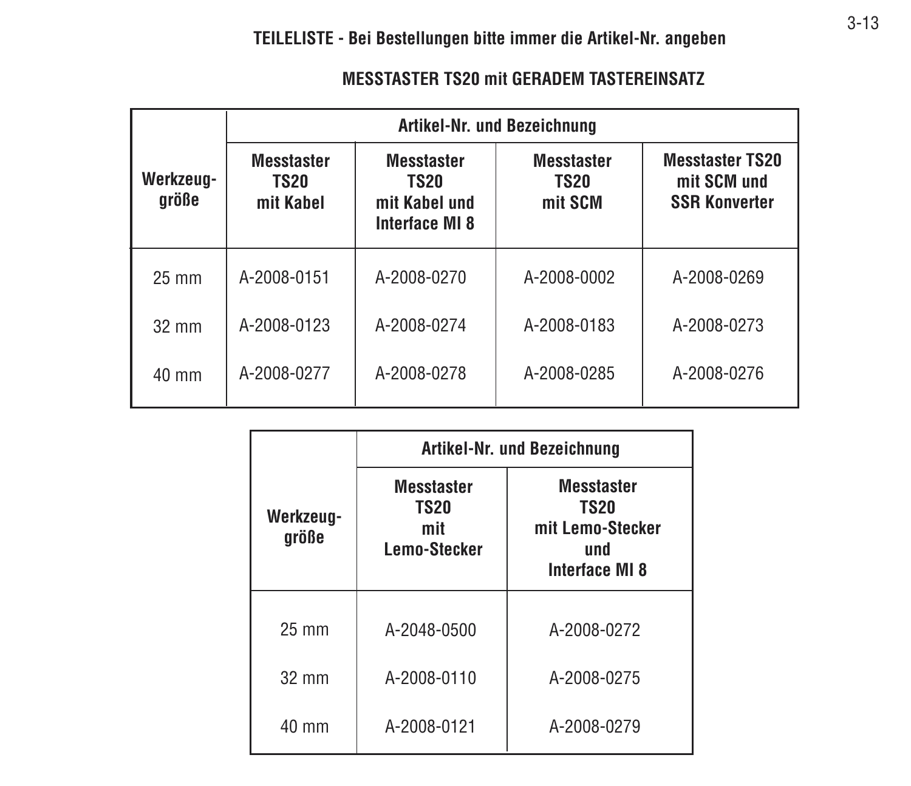**TEILELISTE - Bei Bestellungen bitte immer die Artikel-Nr. angeben**

**MESSTASTER TS20 mit GERADEM TASTEREINSATZ**

| Werkzeug­größe | Artikel-Nr. und Bezeichnung | | | |
|---|---|---|---|---|
| | **Messtaster TS20 mit Kabel** | **Messtaster TS20 mit Kabel und Interface MI 8** | **Messtaster TS20 mit SCM** | **Messtaster TS20 mit SCM und SSR Konverter** |
| 25 mm | A-2008-0151 | A-2008-0270 | A-2008-0002 | A-2008-0269 |
| 32 mm | A-2008-0123 | A-2008-0274 | A-2008-0183 | A-2008-0273 |
| 40 mm | A-2008-0277 | A-2008-0278 | A-2008-0285 | A-2008-0276 |

| Werkzeug­größe | Artikel-Nr. und Bezeichnung | |
|---|---|---|
| | **Messtaster TS20 mit Lemo-Stecker** | **Messtaster TS20 mit Lemo-Stecker und Interface MI 8** |
| 25 mm | A-2048-0500 | A-2008-0272 |
| 32 mm | A-2008-0110 | A-2008-0275 |
| 40 mm | A-2008-0121 | A-2008-0279 |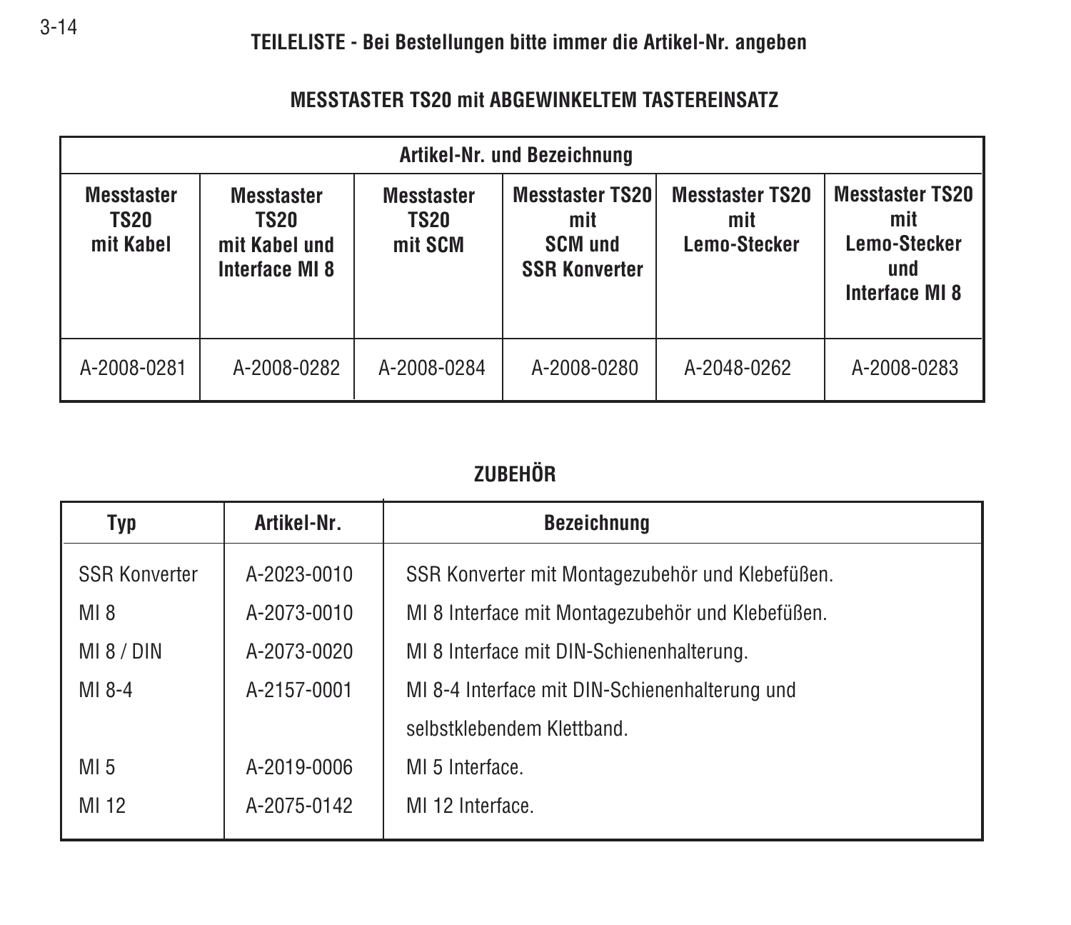**TEILELISTE - Bei Bestellungen bitte immer die Artikel-Nr. angeben**

## MESSTASTER TS20 mit ABGEWINKELTEM TASTEREINSATZ

| Artikel-Nr. und Bezeichnung | | | | | |
|---|---|---|---|---|---|
| **Messtaster TS20 mit Kabel** | **Messtaster TS20 mit Kabel und Interface MI 8** | **Messtaster TS20 mit SCM** | **Messtaster TS20 mit SCM und SSR Konverter** | **Messtaster TS20 mit Lemo-Stecker** | **Messtaster TS20 mit Lemo-Stecker und Interface MI 8** |
| A-2008-0281 | A-2008-0282 | A-2008-0284 | A-2008-0280 | A-2048-0262 | A-2008-0283 |

## ZUBEHÖR

| Typ | Artikel-Nr. | Bezeichnung |
|---|---|---|
| SSR Konverter | A-2023-0010 | SSR Konverter mit Montagezubehör und Klebefüßen. |
| MI 8 | A-2073-0010 | MI 8 Interface mit Montagezubehör und Klebefüßen. |
| MI 8 / DIN | A-2073-0020 | MI 8 Interface mit DIN-Schienenhalterung. |
| MI 8-4 | A-2157-0001 | MI 8-4 Interface mit DIN-Schienenhalterung und selbstklebendem Klettband. |
| MI 5 | A-2019-0006 | MI 5 Interface. |
| MI 12 | A-2075-0142 | MI 12 Interface. |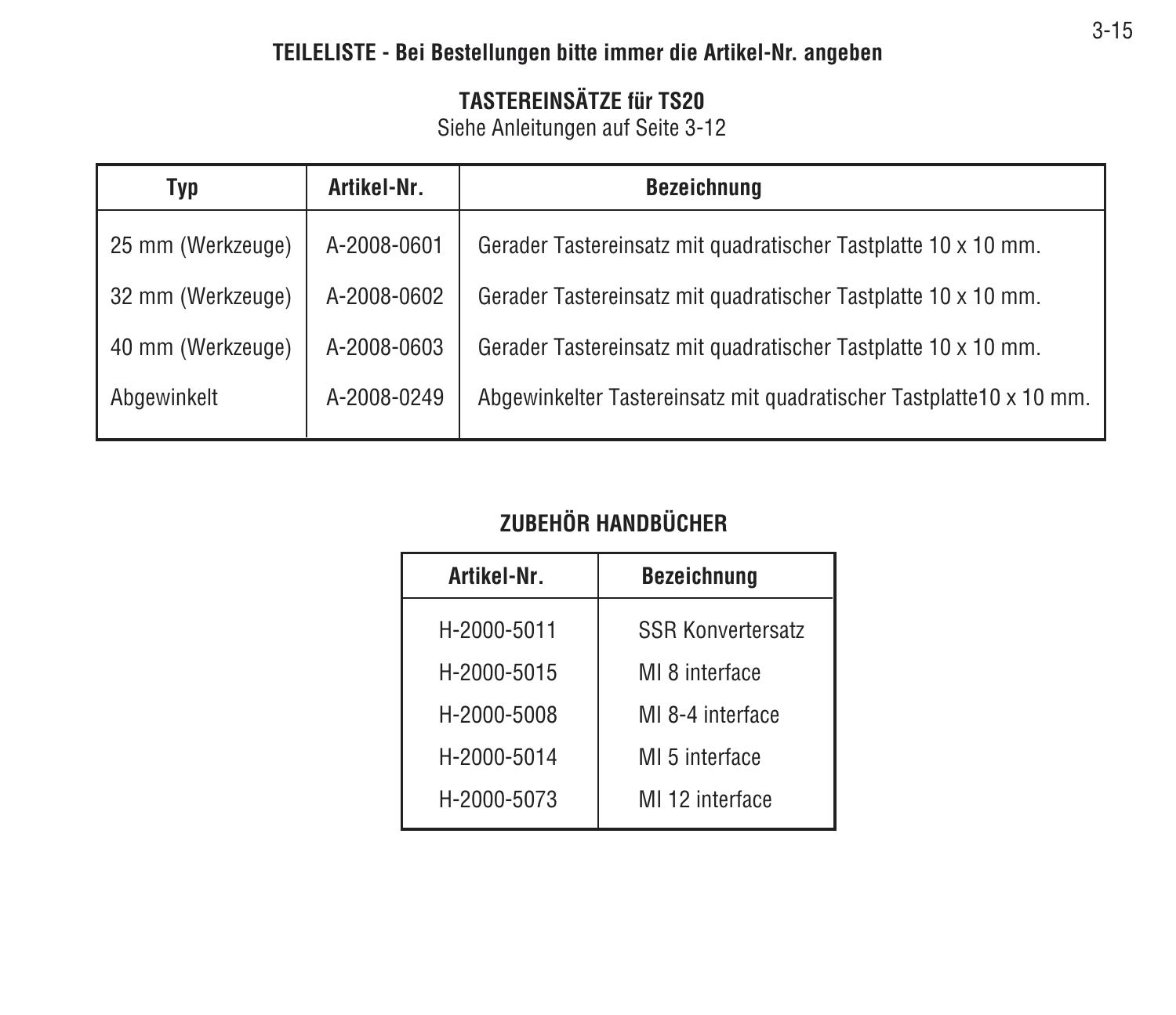## TEILELISTE - Bei Bestellungen bitte immer die Artikel-Nr. angeben

### TASTEREINSÄTZE für TS20

Siehe Anleitungen auf Seite 3-12

| Typ | Artikel-Nr. | Bezeichnung |
|---|---|---|
| 25 mm (Werkzeuge) | A-2008-0601 | Gerader Tastereinsatz mit quadratischer Tastplatte 10 x 10 mm. |
| 32 mm (Werkzeuge) | A-2008-0602 | Gerader Tastereinsatz mit quadratischer Tastplatte 10 x 10 mm. |
| 40 mm (Werkzeuge) | A-2008-0603 | Gerader Tastereinsatz mit quadratischer Tastplatte 10 x 10 mm. |
| Abgewinkelt | A-2008-0249 | Abgewinkelter Tastereinsatz mit quadratischer Tastplatte10 x 10 mm. |

### ZUBEHÖR HANDBÜCHER

| Artikel-Nr. | Bezeichnung |
|---|---|
| H-2000-5011 | SSR Konvertersatz |
| H-2000-5015 | MI 8 interface |
| H-2000-5008 | MI 8-4 interface |
| H-2000-5014 | MI 5 interface |
| H-2000-5073 | MI 12 interface |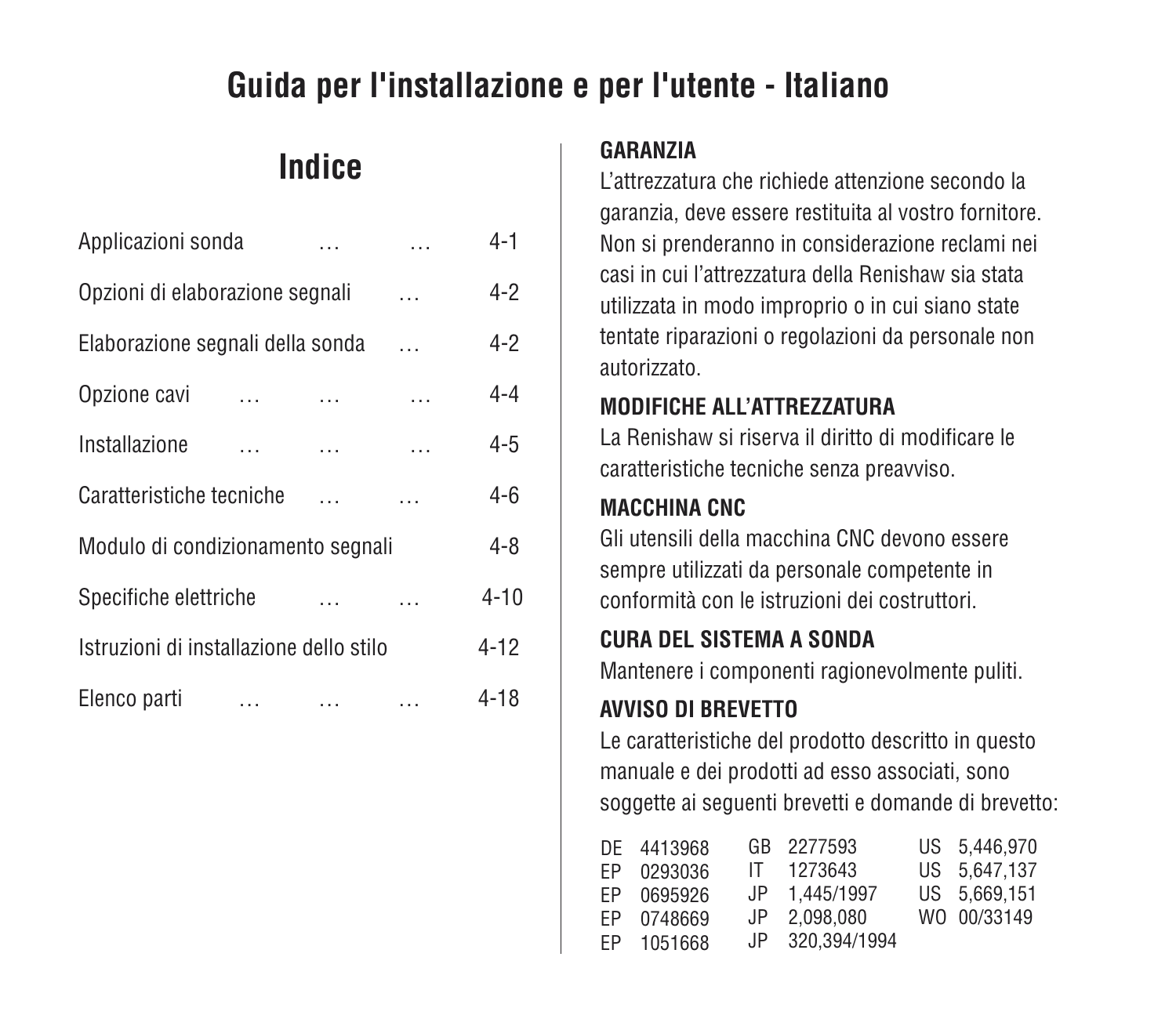# Guida per l'installazione e per l'utente - Italiano

## Indice

| | |
|---|---|
| Applicazioni sonda … … | 4-1 |
| Opzioni di elaborazione segnali … | 4-2 |
| Elaborazione segnali della sonda … | 4-2 |
| Opzione cavi … … … | 4-4 |
| Installazione … … … | 4-5 |
| Caratteristiche tecniche … … | 4-6 |
| Modulo di condizionamento segnali | 4-8 |
| Specifiche elettriche … … | 4-10 |
| Istruzioni di installazione dello stilo | 4-12 |
| Elenco parti … … … | 4-18 |

**GARANZIA**

L'attrezzatura che richiede attenzione secondo la garanzia, deve essere restituita al vostro fornitore. Non si prenderanno in considerazione reclami nei casi in cui l'attrezzatura della Renishaw sia stata utilizzata in modo improprio o in cui siano state tentate riparazioni o regolazioni da personale non autorizzato.

**MODIFICHE ALL'ATTREZZATURA**

La Renishaw si riserva il diritto di modificare le caratteristiche tecniche senza preavviso.

**MACCHINA CNC**

Gli utensili della macchina CNC devono essere sempre utilizzati da personale competente in conformità con le istruzioni dei costruttori.

**CURA DEL SISTEMA A SONDA**

Mantenere i componenti ragionevolmente puliti.

**AVVISO DI BREVETTO**

Le caratteristiche del prodotto descritto in questo manuale e dei prodotti ad esso associati, sono soggette ai seguenti brevetti e domande di brevetto:

| | | | | | |
|---|---|---|---|---|---|
| DE | 4413968 | GB | 2277593 | US | 5,446,970 |
| EP | 0293036 | IT | 1273643 | US | 5,647,137 |
| EP | 0695926 | JP | 1,445/1997 | US | 5,669,151 |
| EP | 0748669 | JP | 2,098,080 | WO | 00/33149 |
| EP | 1051668 | JP | 320,394/1994 | | |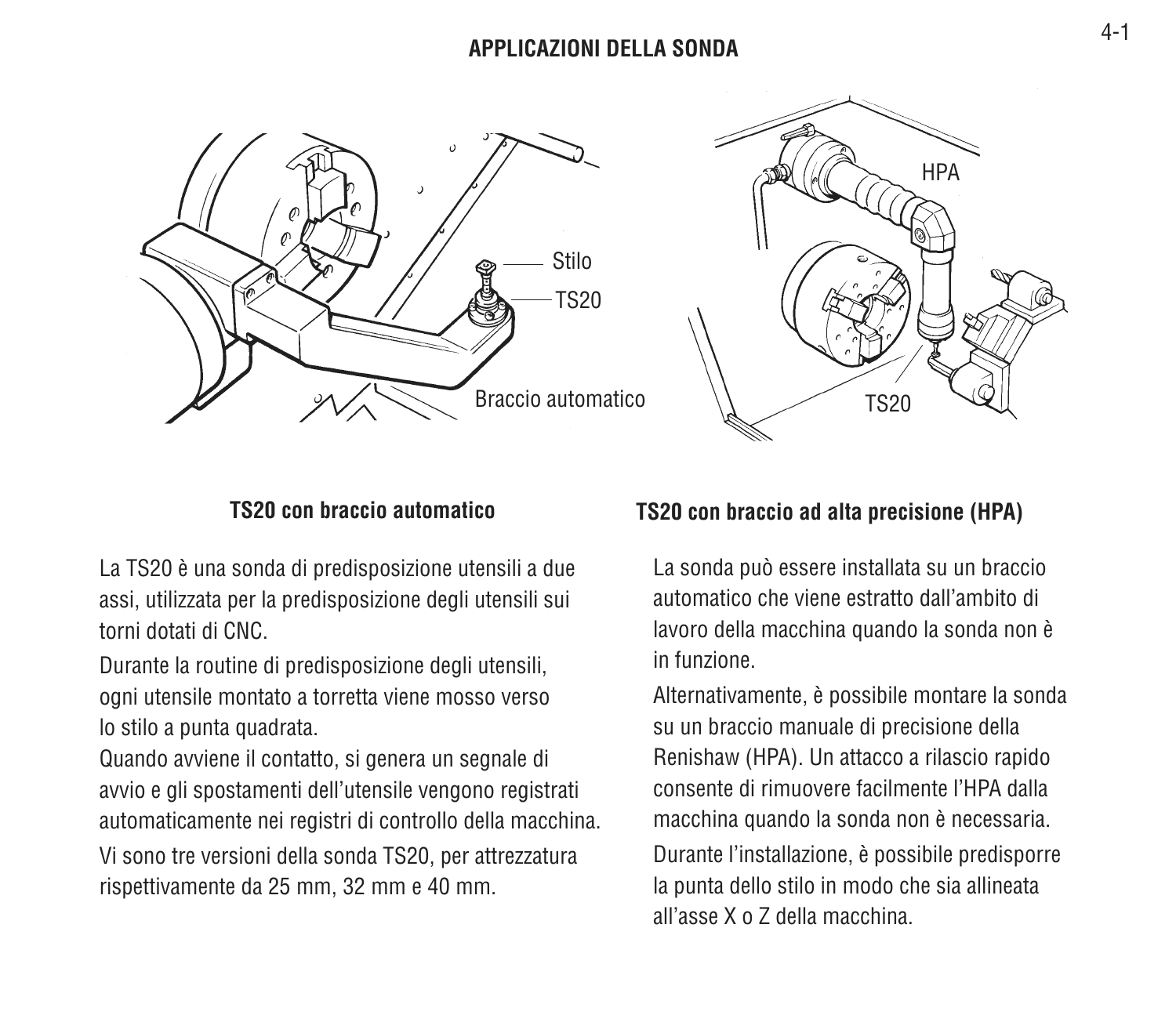## APPLICAZIONI DELLA SONDA

### TS20 con braccio automatico

La TS20 è una sonda di predisposizione utensili a due assi, utilizzata per la predisposizione degli utensili sui torni dotati di CNC.

Durante la routine di predisposizione degli utensili, ogni utensile montato a torretta viene mosso verso lo stilo a punta quadrata.

Quando avviene il contatto, si genera un segnale di avvio e gli spostamenti dell'utensile vengono registrati automaticamente nei registri di controllo della macchina.

Vi sono tre versioni della sonda TS20, per attrezzatura rispettivamente da 25 mm, 32 mm e 40 mm.

### TS20 con braccio ad alta precisione (HPA)

La sonda può essere installata su un braccio automatico che viene estratto dall'ambito di lavoro della macchina quando la sonda non è in funzione.

Alternativamente, è possibile montare la sonda su un braccio manuale di precisione della Renishaw (HPA). Un attacco a rilascio rapido consente di rimuovere facilmente l'HPA dalla macchina quando la sonda non è necessaria.

Durante l'installazione, è possibile predisporre la punta dello stilo in modo che sia allineata all'asse X o Z della macchina.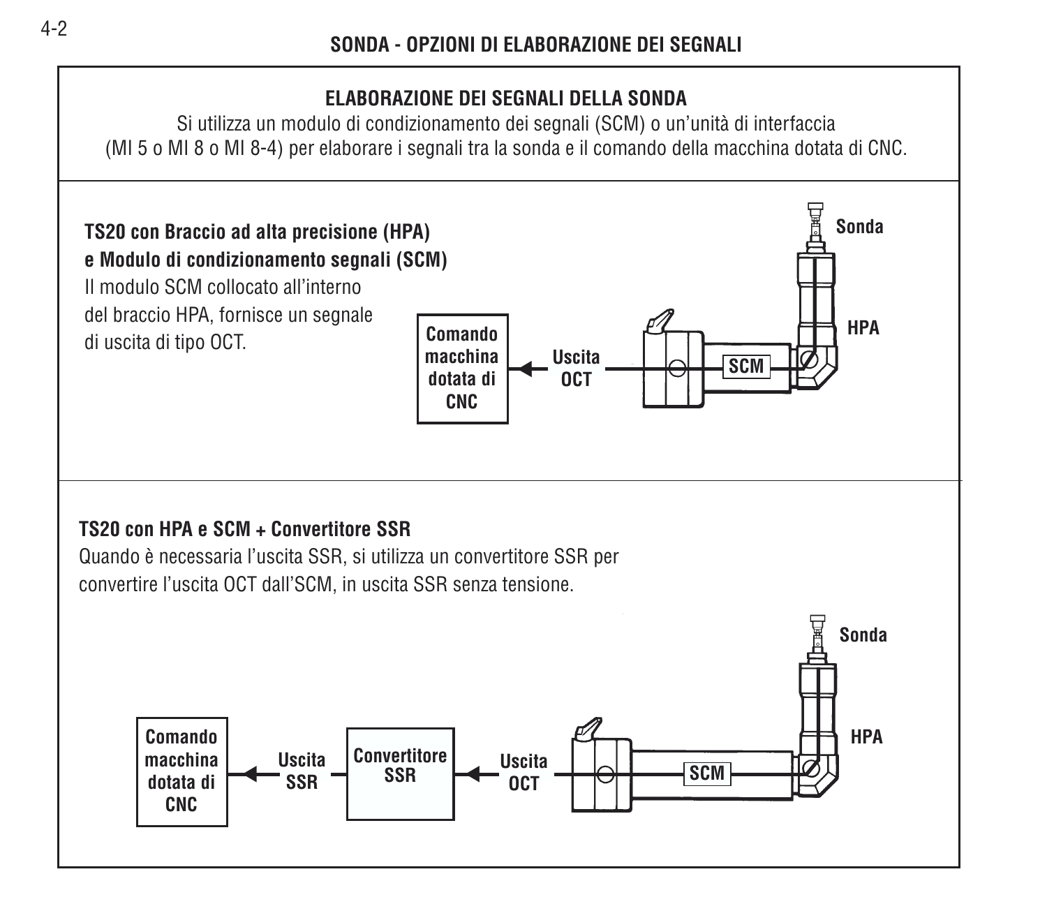## SONDA - OPZIONI DI ELABORAZIONE DEI SEGNALI

### ELABORAZIONE DEI SEGNALI DELLA SONDA

Si utilizza un modulo di condizionamento dei segnali (SCM) o un'unità di interfaccia (MI 5 o MI 8 o MI 8-4) per elaborare i segnali tra la sonda e il comando della macchina dotata di CNC.

**TS20 con Braccio ad alta precisione (HPA) e Modulo di condizionamento segnali (SCM)**

Il modulo SCM collocato all'interno del braccio HPA, fornisce un segnale di uscita di tipo OCT.

Comando macchina dotata di CNC ◄ Uscita OCT — SCM — HPA — Sonda

**TS20 con HPA e SCM + Convertitore SSR**

Quando è necessaria l'uscita SSR, si utilizza un convertitore SSR per convertire l'uscita OCT dall'SCM, in uscita SSR senza tensione.

Comando macchina dotata di CNC ◄ Uscita SSR — Convertitore SSR ◄ Uscita OCT — SCM — HPA — Sonda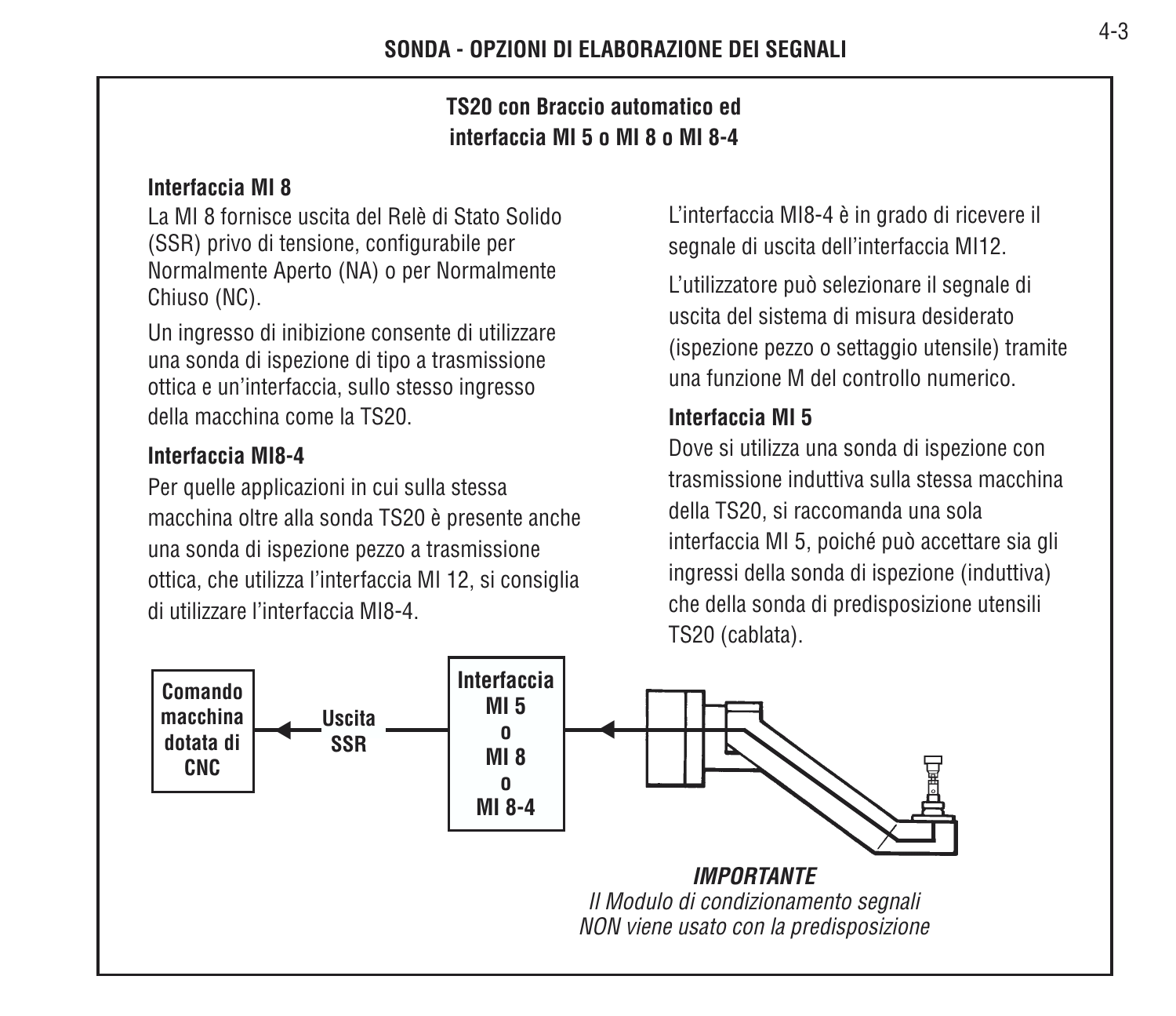## SONDA - OPZIONI DI ELABORAZIONE DEI SEGNALI

### TS20 con Braccio automatico ed interfaccia MI 5 o MI 8 o MI 8-4

**Interfaccia MI 8**

La MI 8 fornisce uscita del Relè di Stato Solido (SSR) privo di tensione, configurabile per Normalmente Aperto (NA) o per Normalmente Chiuso (NC).

Un ingresso di inibizione consente di utilizzare una sonda di ispezione di tipo a trasmissione ottica e un'interfaccia, sullo stesso ingresso della macchina come la TS20.

**Interfaccia MI8-4**

Per quelle applicazioni in cui sulla stessa macchina oltre alla sonda TS20 è presente anche una sonda di ispezione pezzo a trasmissione ottica, che utilizza l'interfaccia MI 12, si consiglia di utilizzare l'interfaccia MI8-4.

L'interfaccia MI8-4 è in grado di ricevere il segnale di uscita dell'interfaccia MI12.

L'utilizzatore può selezionare il segnale di uscita del sistema di misura desiderato (ispezione pezzo o settaggio utensile) tramite una funzione M del controllo numerico.

**Interfaccia MI 5**

Dove si utilizza una sonda di ispezione con trasmissione induttiva sulla stessa macchina della TS20, si raccomanda una sola interfaccia MI 5, poiché può accettare sia gli ingressi della sonda di ispezione (induttiva) che della sonda di predisposizione utensili TS20 (cablata).

Comando macchina dotata di CNC ← Uscita SSR ← Interfaccia MI 5 o MI 8 o MI 8-4 ←

***IMPORTANTE***

*Il Modulo di condizionamento segnali NON viene usato con la predisposizione*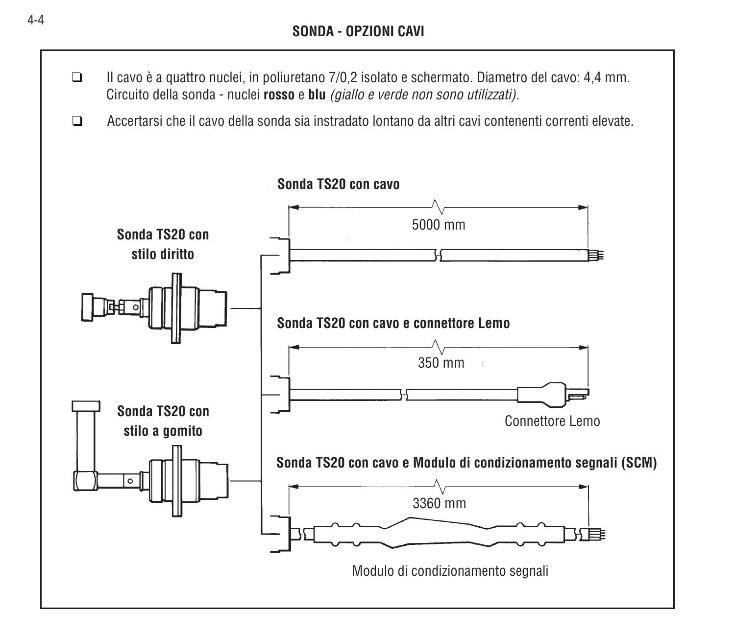## SONDA - OPZIONI CAVI

- Il cavo è a quattro nuclei, in poliuretano 7/0,2 isolato e schermato. Diametro del cavo: 4,4 mm. Circuito della sonda - nuclei **rosso** e **blu** *(giallo e verde non sono utilizzati).*
- Accertarsi che il cavo della sonda sia instradato lontano da altri cavi contenenti correnti elevate.

**Sonda TS20 con stilo diritto**

**Sonda TS20 con stilo a gomito**

**Sonda TS20 con cavo**

5000 mm

**Sonda TS20 con cavo e connettore Lemo**

350 mm

Connettore Lemo

**Sonda TS20 con cavo e Modulo di condizionamento segnali (SCM)**

3360 mm

Modulo di condizionamento segnali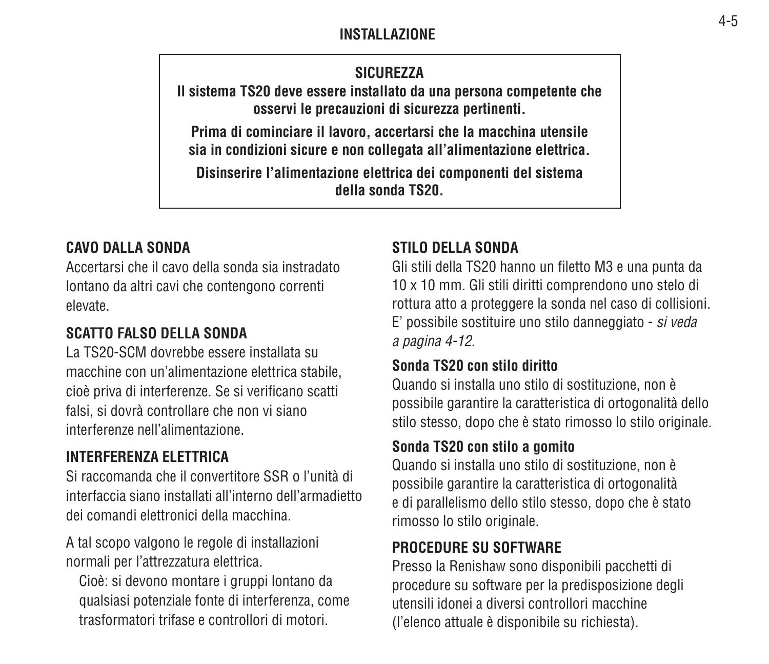# INSTALLAZIONE

**SICUREZZA**

**Il sistema TS20 deve essere installato da una persona competente che osservi le precauzioni di sicurezza pertinenti.**

**Prima di cominciare il lavoro, accertarsi che la macchina utensile sia in condizioni sicure e non collegata all'alimentazione elettrica.**

**Disinserire l'alimentazione elettrica dei componenti del sistema della sonda TS20.**

## CAVO DALLA SONDA

Accertarsi che il cavo della sonda sia instradato lontano da altri cavi che contengono correnti elevate.

## SCATTO FALSO DELLA SONDA

La TS20-SCM dovrebbe essere installata su macchine con un'alimentazione elettrica stabile, cioè priva di interferenze. Se si verificano scatti falsi, si dovrà controllare che non vi siano interferenze nell'alimentazione.

## INTERFERENZA ELETTRICA

Si raccomanda che il convertitore SSR o l'unità di interfaccia siano installati all'interno dell'armadietto dei comandi elettronici della macchina.

A tal scopo valgono le regole di installazioni normali per l'attrezzatura elettrica.

Cioè: si devono montare i gruppi lontano da qualsiasi potenziale fonte di interferenza, come trasformatori trifase e controllori di motori.

## STILO DELLA SONDA

Gli stili della TS20 hanno un filetto M3 e una punta da 10 x 10 mm. Gli stili diritti comprendono uno stelo di rottura atto a proteggere la sonda nel caso di collisioni. E' possibile sostituire uno stilo danneggiato - *si veda a pagina 4-12*.

### Sonda TS20 con stilo diritto

Quando si installa uno stilo di sostituzione, non è possibile garantire la caratteristica di ortogonalità dello stilo stesso, dopo che è stato rimosso lo stilo originale.

### Sonda TS20 con stilo a gomito

Quando si installa uno stilo di sostituzione, non è possibile garantire la caratteristica di ortogonalità e di parallelismo dello stilo stesso, dopo che è stato rimosso lo stilo originale.

## PROCEDURE SU SOFTWARE

Presso la Renishaw sono disponibili pacchetti di procedure su software per la predisposizione degli utensili idonei a diversi controllori macchine (l'elenco attuale è disponibile su richiesta).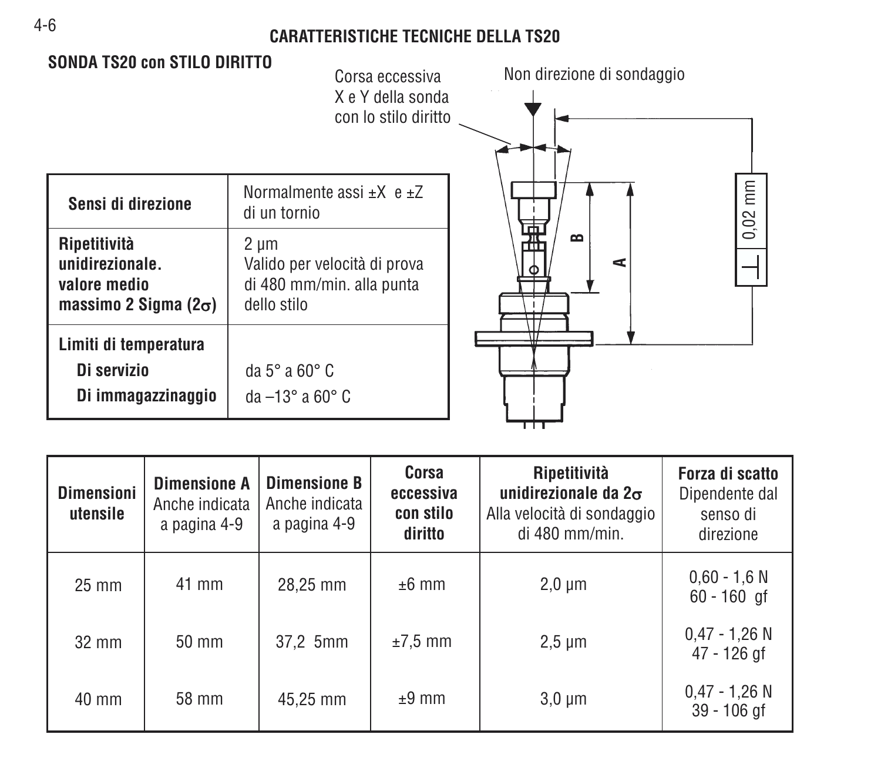## CARATTERISTICHE TECNICHE DELLA TS20

### SONDA TS20 con STILO DIRITTO

| Sensi di direzione | Normalmente assi ±X e ±Z di un tornio |
|---|---|
| **Ripetitività unidirezionale. valore medio massimo 2 Sigma (2σ)** | 2 µm Valido per velocità di prova di 480 mm/min. alla punta dello stilo |
| **Limiti di temperatura** | |
| **Di servizio** | da 5° a 60° C |
| **Di immagazzinaggio** | da –13° a 60° C |

Corsa eccessiva X e Y della sonda con lo stilo diritto

Non direzione di sondaggio

0,02 mm

B

A

| Dimensioni utensile | Dimensione A Anche indicata a pagina 4-9 | Dimensione B Anche indicata a pagina 4-9 | Corsa eccessiva con stilo diritto | Ripetitività unidirezionale da 2σ Alla velocità di sondaggio di 480 mm/min. | Forza di scatto Dipendente dal senso di direzione |
|---|---|---|---|---|---|
| 25 mm | 41 mm | 28,25 mm | ±6 mm | 2,0 µm | 0,60 - 1,6 N 60 - 160 gf |
| 32 mm | 50 mm | 37,2 5mm | ±7,5 mm | 2,5 µm | 0,47 - 1,26 N 47 - 126 gf |
| 40 mm | 58 mm | 45,25 mm | ±9 mm | 3,0 µm | 0,47 - 1,26 N 39 - 106 gf |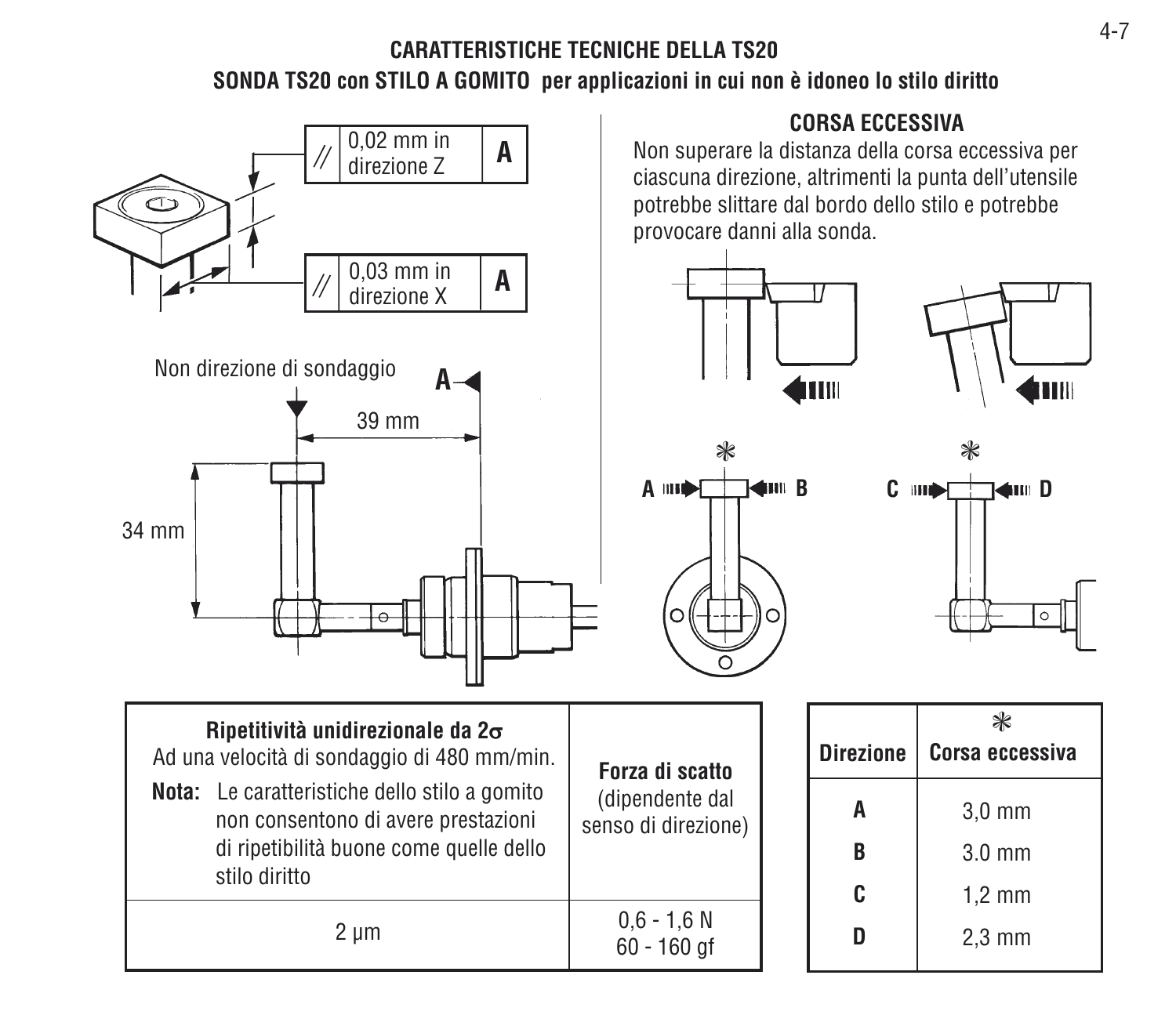# CARATTERISTICHE TECNICHE DELLA TS20

## SONDA TS20 con STILO A GOMITO per applicazioni in cui non è idoneo lo stilo diritto

// 0,02 mm in direzione Z **A**

// 0,03 mm in direzione X **A**

Non direzione di sondaggio

**A**

39 mm

34 mm

### CORSA ECCESSIVA

Non superare la distanza della corsa eccessiva per ciascuna direzione, altrimenti la punta dell'utensile potrebbe slittare dal bordo dello stilo e potrebbe provocare danni alla sonda.

**A** **B** **C** **D**

| **Ripetitività unidirezionale da 2σ**<br>Ad una velocità di sondaggio di 480 mm/min.<br>**Nota:** Le caratteristiche dello stilo a gomito non consentono di avere prestazioni di ripetibilità buone come quelle dello stilo diritto | **Forza di scatto**<br>(dipendente dal senso di direzione) |
|---|---|
| 2 µm | 0,6 - 1,6 N<br>60 - 160 gf |

| **Direzione** | * **Corsa eccessiva** |
|---|---|
| **A** | 3,0 mm |
| **B** | 3.0 mm |
| **C** | 1,2 mm |
| **D** | 2,3 mm |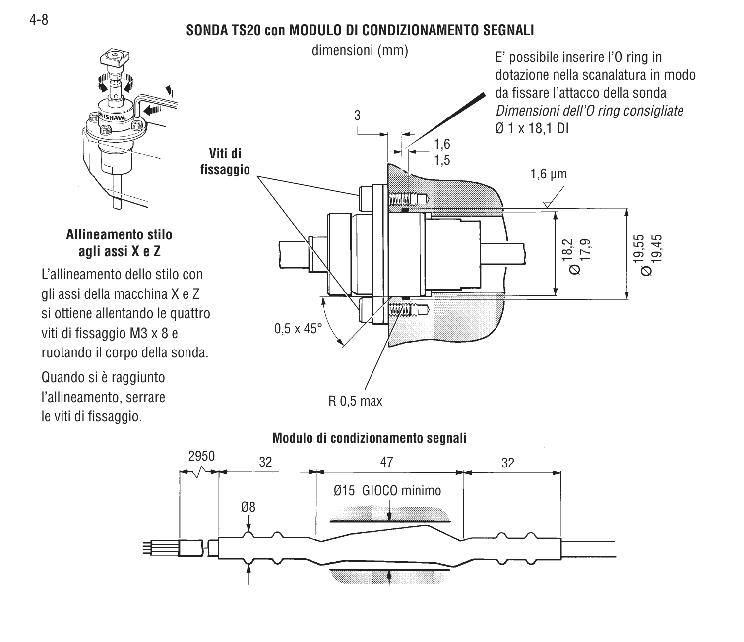## SONDA TS20 con MODULO DI CONDIZIONAMENTO SEGNALI

dimensioni (mm)

E' possibile inserire l'O ring in dotazione nella scanalatura in modo da fissare l'attacco della sonda
*Dimensioni dell'O ring consigliate*
Ø 1 x 18,1 DI

3

1,6
1,5

**Viti di fissaggio**

1,6 µm

Ø 18,2 / 17,9

Ø 19,55 / 19,45

0,5 x 45°

R 0,5 max

### Allineamento stilo agli assi X e Z

L'allineamento dello stilo con gli assi della macchina X e Z si ottiene allentando le quattro viti di fissaggio M3 x 8 e ruotando il corpo della sonda.

Quando si è raggiunto l'allineamento, serrare le viti di fissaggio.

### Modulo di condizionamento segnali

2950 32 47 32

Ø8

Ø15 GIOCO minimo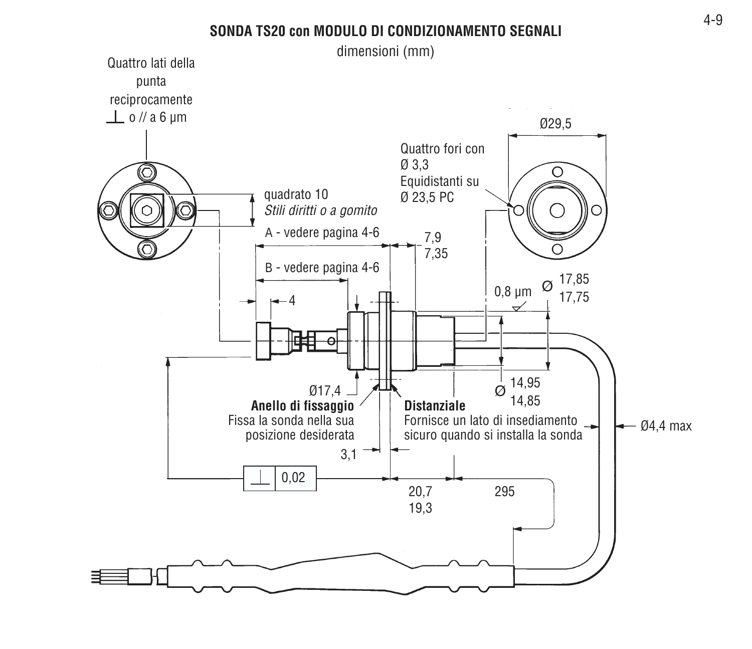## SONDA TS20 con MODULO DI CONDIZIONAMENTO SEGNALI

dimensioni (mm)

Quattro lati della punta reciprocamente ⊥ o // a 6 µm

quadrato 10

*Stili diritti o a gomito*

Quattro fori con Ø 3,3 Equidistanti su Ø 23,5 PC

Ø29,5

A - vedere pagina 4-6

B - vedere pagina 4-6

7,9
7,35

4

0,8 µm

Ø 17,85
17,75

Ø 14,95
14,85

Ø17,4

**Anello di fissaggio**
Fissa la sonda nella sua posizione desiderata

**Distanziale**
Fornisce un lato di insediamento sicuro quando si installa la sonda

Ø4,4 max

3,1

⊥ 0,02

20,7
19,3

295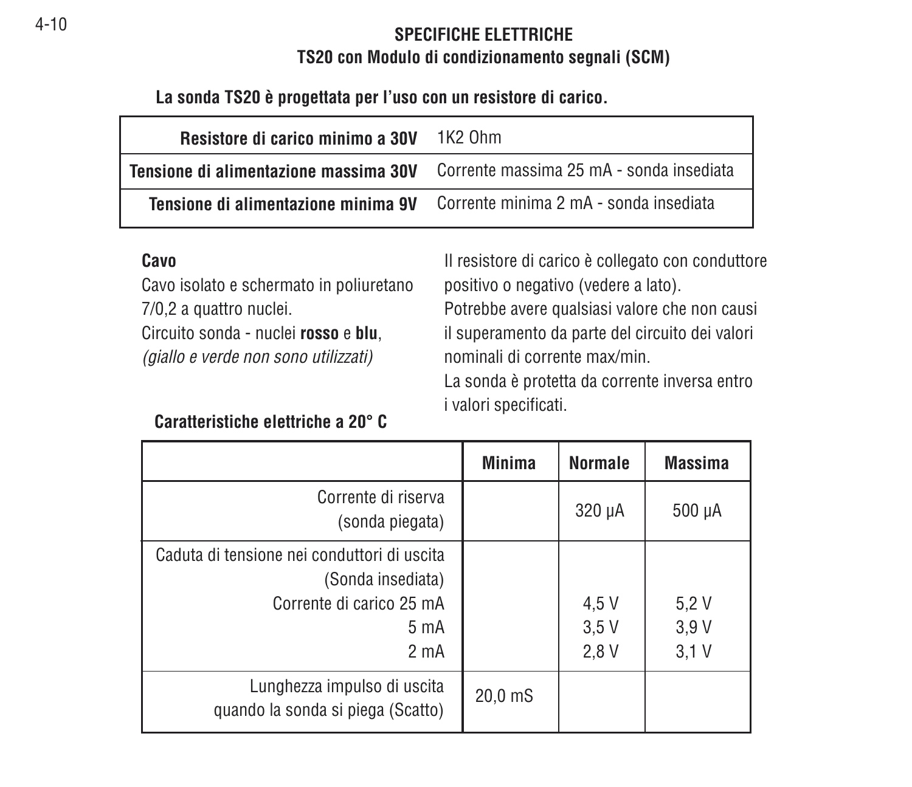## SPECIFICHE ELETTRICHE

### TS20 con Modulo di condizionamento segnali (SCM)

**La sonda TS20 è progettata per l'uso con un resistore di carico.**

| | |
|---|---|
| **Resistore di carico minimo a 30V** | 1K2 Ohm |
| **Tensione di alimentazione massima 30V** | Corrente massima 25 mA - sonda insediata |
| **Tensione di alimentazione minima 9V** | Corrente minima 2 mA - sonda insediata |

**Cavo**

Cavo isolato e schermato in poliuretano 7/0,2 a quattro nuclei.
Circuito sonda - nuclei **rosso** e **blu**, *(giallo e verde non sono utilizzati)*

Il resistore di carico è collegato con conduttore positivo o negativo (vedere a lato).
Potrebbe avere qualsiasi valore che non causi il superamento da parte del circuito dei valori nominali di corrente max/min.
La sonda è protetta da corrente inversa entro i valori specificati.

**Caratteristiche elettriche a 20° C**

| | Minima | Normale | Massima |
|---|---|---|---|
| Corrente di riserva (sonda piegata) | | 320 µA | 500 µA |
| Caduta di tensione nei conduttori di uscita (Sonda insediata) | | | |
| Corrente di carico 25 mA | | 4,5 V | 5,2 V |
| 5 mA | | 3,5 V | 3,9 V |
| 2 mA | | 2,8 V | 3,1 V |
| Lunghezza impulso di uscita quando la sonda si piega (Scatto) | 20,0 mS | | |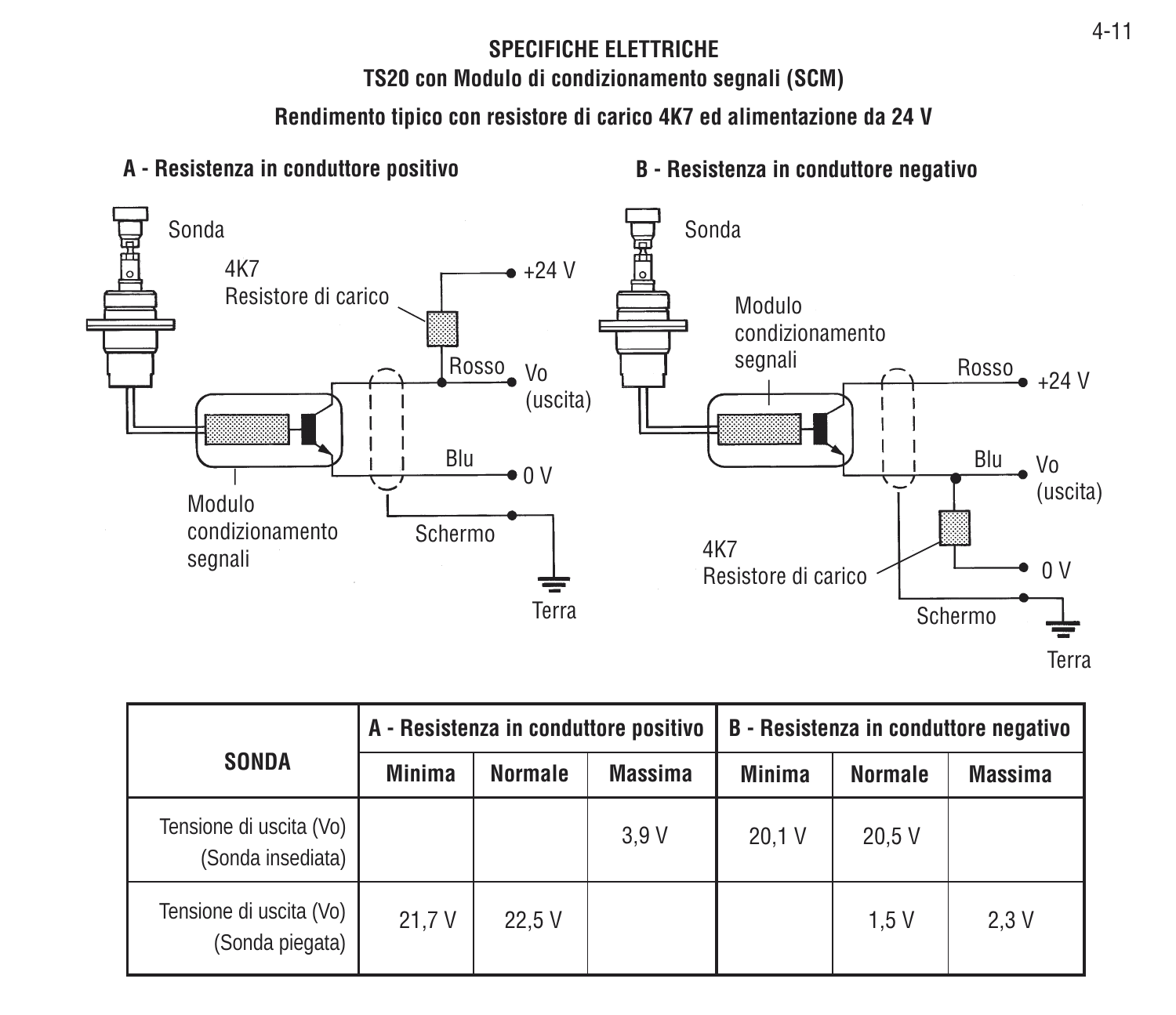## SPECIFICHE ELETTRICHE

### TS20 con Modulo di condizionamento segnali (SCM)

### Rendimento tipico con resistore di carico 4K7 ed alimentazione da 24 V

**A - Resistenza in conduttore positivo**

Sonda

4K7
Resistore di carico

+24 V

Rosso

Vo
(uscita)

Blu

0 V

Modulo
condizionamento
segnali

Schermo

Terra

**B - Resistenza in conduttore negativo**

Sonda

Modulo
condizionamento
segnali

Rosso

+24 V

Blu

Vo
(uscita)

4K7
Resistore di carico

0 V

Schermo

Terra

| SONDA | A - Resistenza in conduttore positivo | | | B - Resistenza in conduttore negativo | | |
|---|---|---|---|---|---|---|
| | Minima | Normale | Massima | Minima | Normale | Massima |
| Tensione di uscita (Vo) (Sonda insediata) | | | 3,9 V | 20,1 V | 20,5 V | |
| Tensione di uscita (Vo) (Sonda piegata) | 21,7 V | 22,5 V | | | 1,5 V | 2,3 V |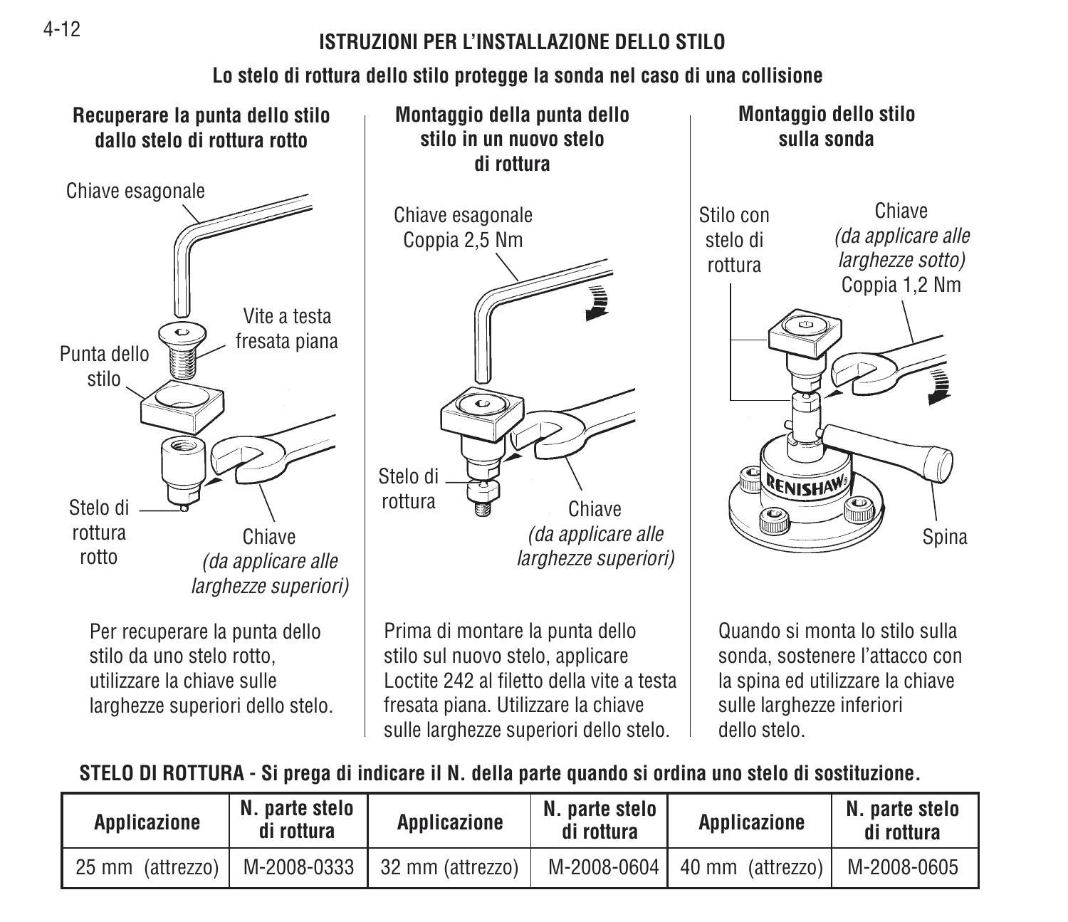## ISTRUZIONI PER L'INSTALLAZIONE DELLO STILO

**Lo stelo di rottura dello stilo protegge la sonda nel caso di una collisione**

### Recuperare la punta dello stilo dallo stelo di rottura rotto

Chiave esagonale

Vite a testa fresata piana

Punta dello stilo

Stelo di rottura rotto

Chiave *(da applicare alle larghezze superiori)*

Per recuperare la punta dello stilo da uno stelo rotto, utilizzare la chiave sulle larghezze superiori dello stelo.

### Montaggio della punta dello stilo in un nuovo stelo di rottura

Chiave esagonale Coppia 2,5 Nm

Stelo di rottura

Chiave *(da applicare alle larghezze superiori)*

Prima di montare la punta dello stilo sul nuovo stelo, applicare Loctite 242 al filetto della vite a testa fresata piana. Utilizzare la chiave sulle larghezze superiori dello stelo.

### Montaggio dello stilo sulla sonda

Stilo con stelo di rottura

Chiave *(da applicare alle larghezze sotto)* Coppia 1,2 Nm

RENISHAW

Spina

Quando si monta lo stilo sulla sonda, sostenere l'attacco con la spina ed utilizzare la chiave sulle larghezze inferiori dello stelo.

**STELO DI ROTTURA - Si prega di indicare il N. della parte quando si ordina uno stelo di sostituzione.**

| Applicazione | N. parte stelo di rottura | Applicazione | N. parte stelo di rottura | Applicazione | N. parte stelo di rottura |
|---|---|---|---|---|---|
| 25 mm (attrezzo) | M-2008-0333 | 32 mm (attrezzo) | M-2008-0604 | 40 mm (attrezzo) | M-2008-0605 |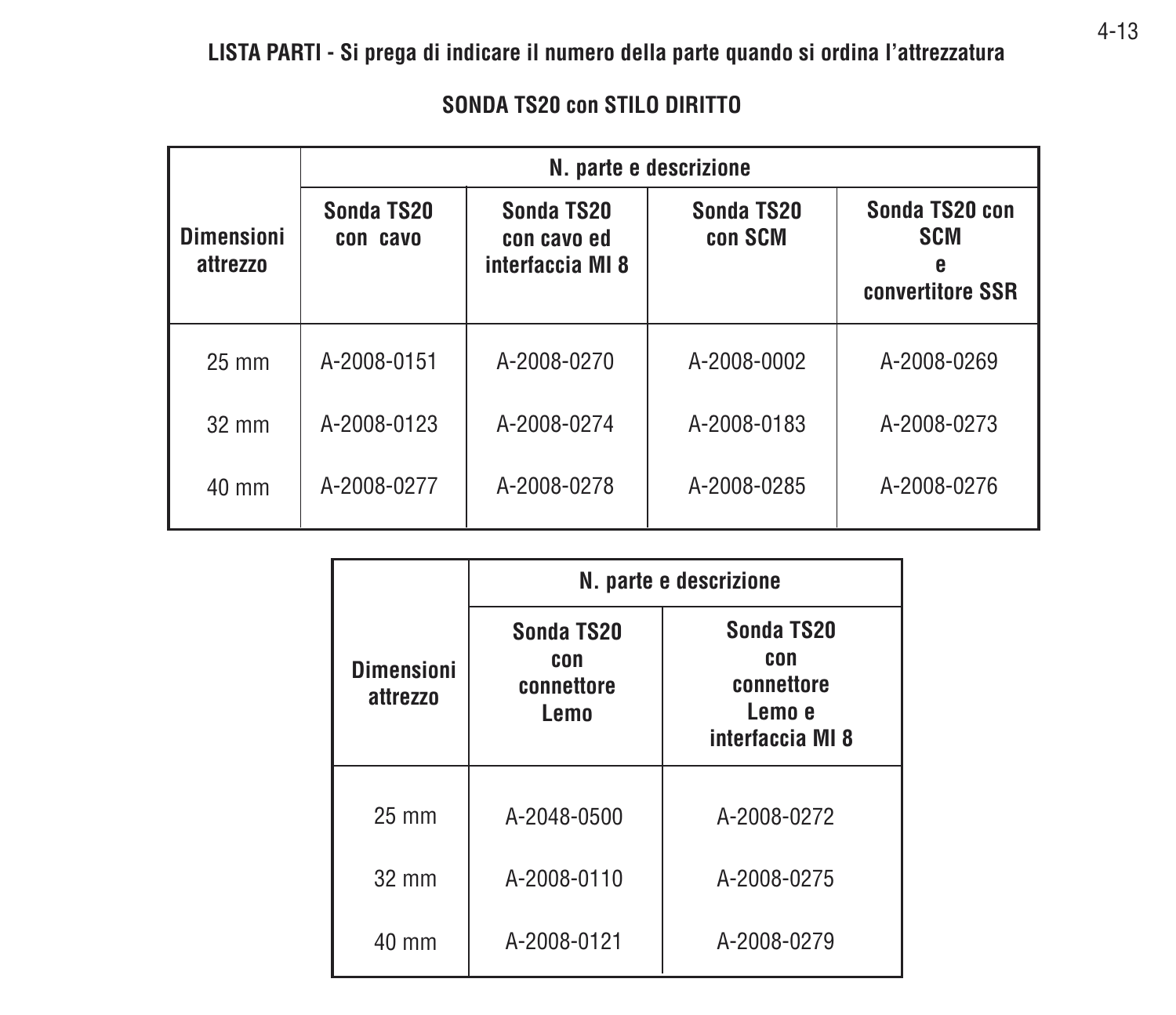**LISTA PARTI - Si prega di indicare il numero della parte quando si ordina l'attrezzatura**

## SONDA TS20 con STILO DIRITTO

| Dimensioni attrezzo | N. parte e descrizione | | | |
|---|---|---|---|---|
| | Sonda TS20 con cavo | Sonda TS20 con cavo ed interfaccia MI 8 | Sonda TS20 con SCM | Sonda TS20 con SCM e convertitore SSR |
| 25 mm | A-2008-0151 | A-2008-0270 | A-2008-0002 | A-2008-0269 |
| 32 mm | A-2008-0123 | A-2008-0274 | A-2008-0183 | A-2008-0273 |
| 40 mm | A-2008-0277 | A-2008-0278 | A-2008-0285 | A-2008-0276 |

| Dimensioni attrezzo | N. parte e descrizione | |
|---|---|---|
| | Sonda TS20 con connettore Lemo | Sonda TS20 con connettore Lemo e interfaccia MI 8 |
| 25 mm | A-2048-0500 | A-2008-0272 |
| 32 mm | A-2008-0110 | A-2008-0275 |
| 40 mm | A-2008-0121 | A-2008-0279 |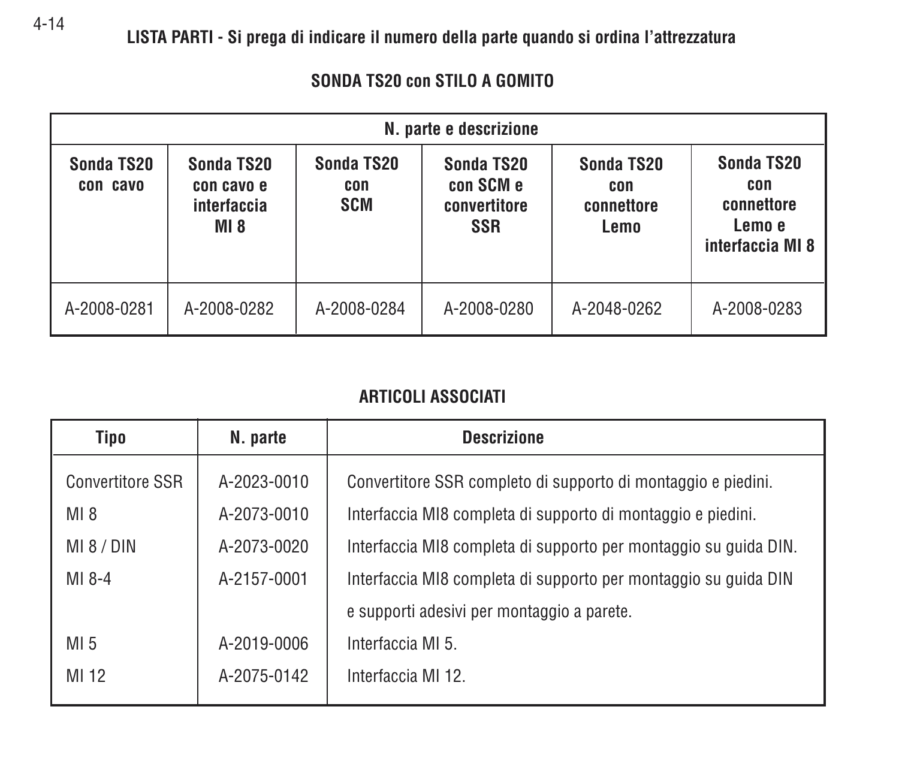**LISTA PARTI - Si prega di indicare il numero della parte quando si ordina l'attrezzatura**

## SONDA TS20 con STILO A GOMITO

| N. parte e descrizione | | | | | |
|---|---|---|---|---|---|
| Sonda TS20 con cavo | Sonda TS20 con cavo e interfaccia MI 8 | Sonda TS20 con SCM | Sonda TS20 con SCM e convertitore SSR | Sonda TS20 con connettore Lemo | Sonda TS20 con connettore Lemo e interfaccia MI 8 |
| A-2008-0281 | A-2008-0282 | A-2008-0284 | A-2008-0280 | A-2048-0262 | A-2008-0283 |

## ARTICOLI ASSOCIATI

| Tipo | N. parte | Descrizione |
|---|---|---|
| Convertitore SSR | A-2023-0010 | Convertitore SSR completo di supporto di montaggio e piedini. |
| MI 8 | A-2073-0010 | Interfaccia MI8 completa di supporto di montaggio e piedini. |
| MI 8 / DIN | A-2073-0020 | Interfaccia MI8 completa di supporto per montaggio su guida DIN. |
| MI 8-4 | A-2157-0001 | Interfaccia MI8 completa di supporto per montaggio su guida DIN e supporti adesivi per montaggio a parete. |
| MI 5 | A-2019-0006 | Interfaccia MI 5. |
| MI 12 | A-2075-0142 | Interfaccia MI 12. |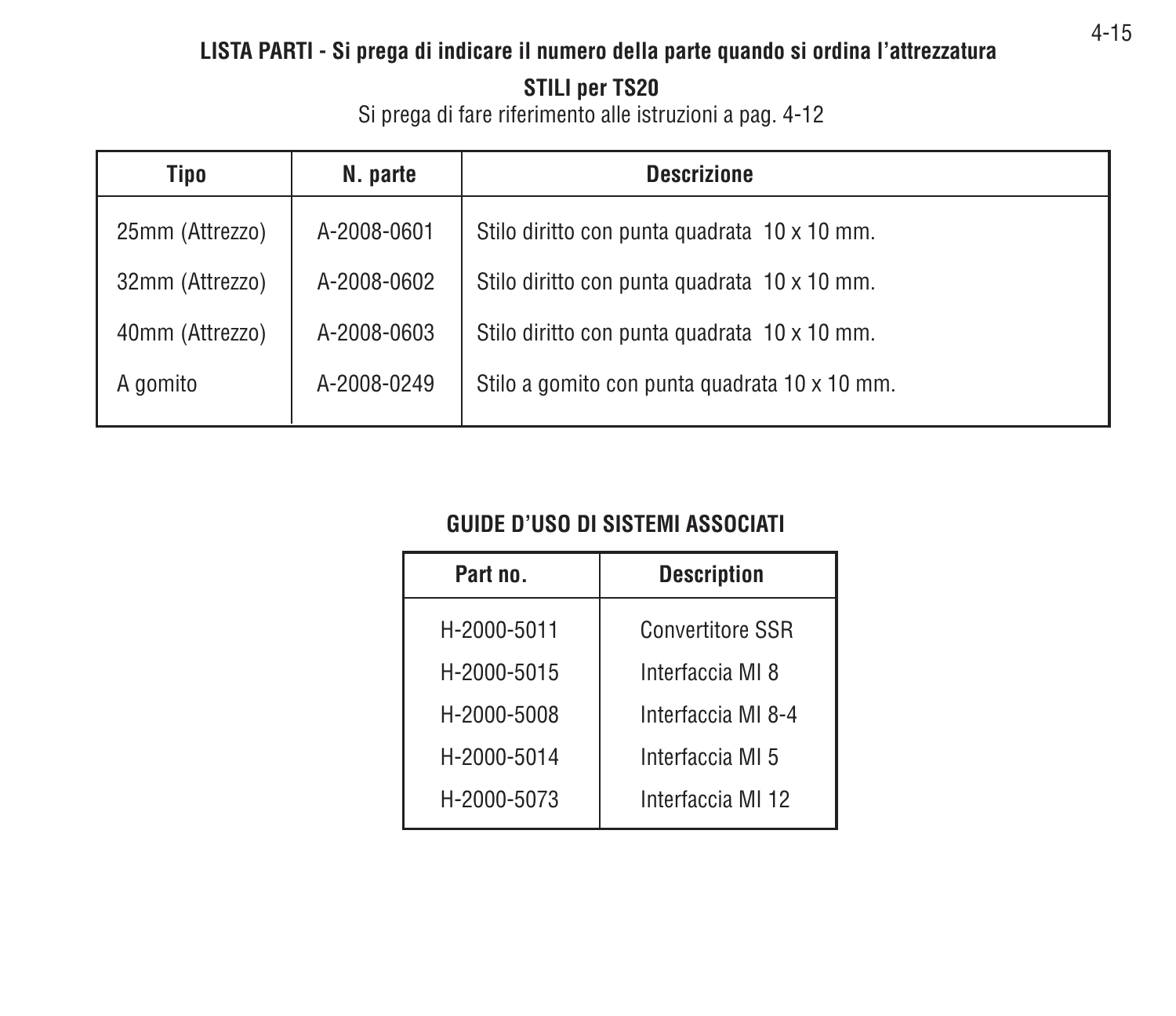## LISTA PARTI - Si prega di indicare il numero della parte quando si ordina l'attrezzatura

### STILI per TS20

Si prega di fare riferimento alle istruzioni a pag. 4-12

| Tipo | N. parte | Descrizione |
|---|---|---|
| 25mm (Attrezzo) | A-2008-0601 | Stilo diritto con punta quadrata 10 x 10 mm. |
| 32mm (Attrezzo) | A-2008-0602 | Stilo diritto con punta quadrata 10 x 10 mm. |
| 40mm (Attrezzo) | A-2008-0603 | Stilo diritto con punta quadrata 10 x 10 mm. |
| A gomito | A-2008-0249 | Stilo a gomito con punta quadrata 10 x 10 mm. |

### GUIDE D'USO DI SISTEMI ASSOCIATI

| Part no. | Description |
|---|---|
| H-2000-5011 | Convertitore SSR |
| H-2000-5015 | Interfaccia MI 8 |
| H-2000-5008 | Interfaccia MI 8-4 |
| H-2000-5014 | Interfaccia MI 5 |
| H-2000-5073 | Interfaccia MI 12 |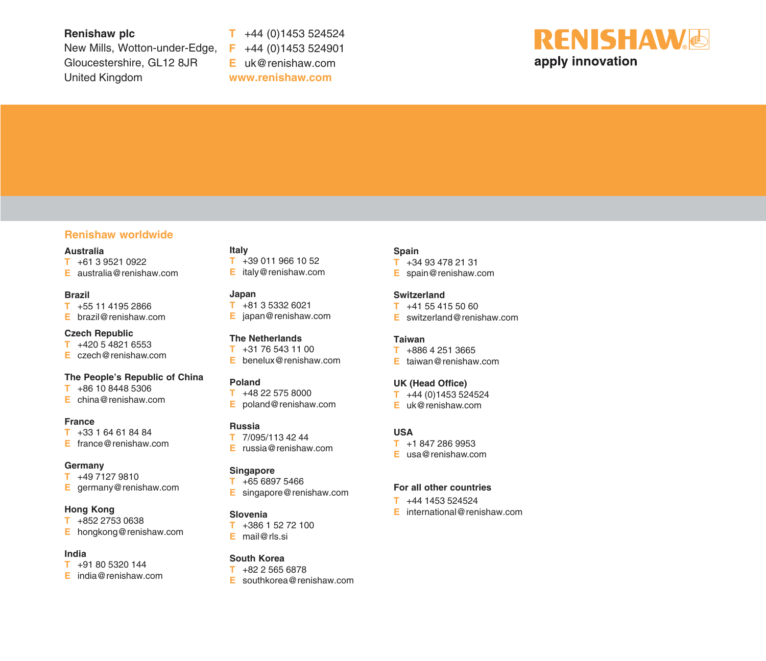**Renishaw plc**
New Mills, Wotton-under-Edge,
Gloucestershire, GL12 8JR
United Kingdom

T +44 (0)1453 524524
F +44 (0)1453 524901
E uk@renishaw.com
www.renishaw.com

RENISHAW
apply innovation

## Renishaw worldwide

**Australia**
T +61 3 9521 0922
E australia@renishaw.com

**Brazil**
T +55 11 4195 2866
E brazil@renishaw.com

**Czech Republic**
T +420 5 4821 6553
E czech@renishaw.com

**The People's Republic of China**
T +86 10 8448 5306
E china@renishaw.com

**France**
T +33 1 64 61 84 84
E france@renishaw.com

**Germany**
T +49 7127 9810
E germany@renishaw.com

**Hong Kong**
T +852 2753 0638
E hongkong@renishaw.com

**India**
T +91 80 5320 144
E india@renishaw.com

**Italy**
T +39 011 966 10 52
E italy@renishaw.com

**Japan**
T +81 3 5332 6021
E japan@renishaw.com

**The Netherlands**
T +31 76 543 11 00
E benelux@renishaw.com

**Poland**
T +48 22 575 8000
E poland@renishaw.com

**Russia**
T 7/095/113 42 44
E russia@renishaw.com

**Singapore**
T +65 6897 5466
E singapore@renishaw.com

**Slovenia**
T +386 1 52 72 100
E mail@rls.si

**South Korea**
T +82 2 565 6878
E southkorea@renishaw.com

**Spain**
T +34 93 478 21 31
E spain@renishaw.com

**Switzerland**
T +41 55 415 50 60
E switzerland@renishaw.com

**Taiwan**
T +886 4 251 3665
E taiwan@renishaw.com

**UK (Head Office)**
T +44 (0)1453 524524
E uk@renishaw.com

**USA**
T +1 847 286 9953
E usa@renishaw.com

**For all other countries**
T +44 1453 524524
E international@renishaw.com